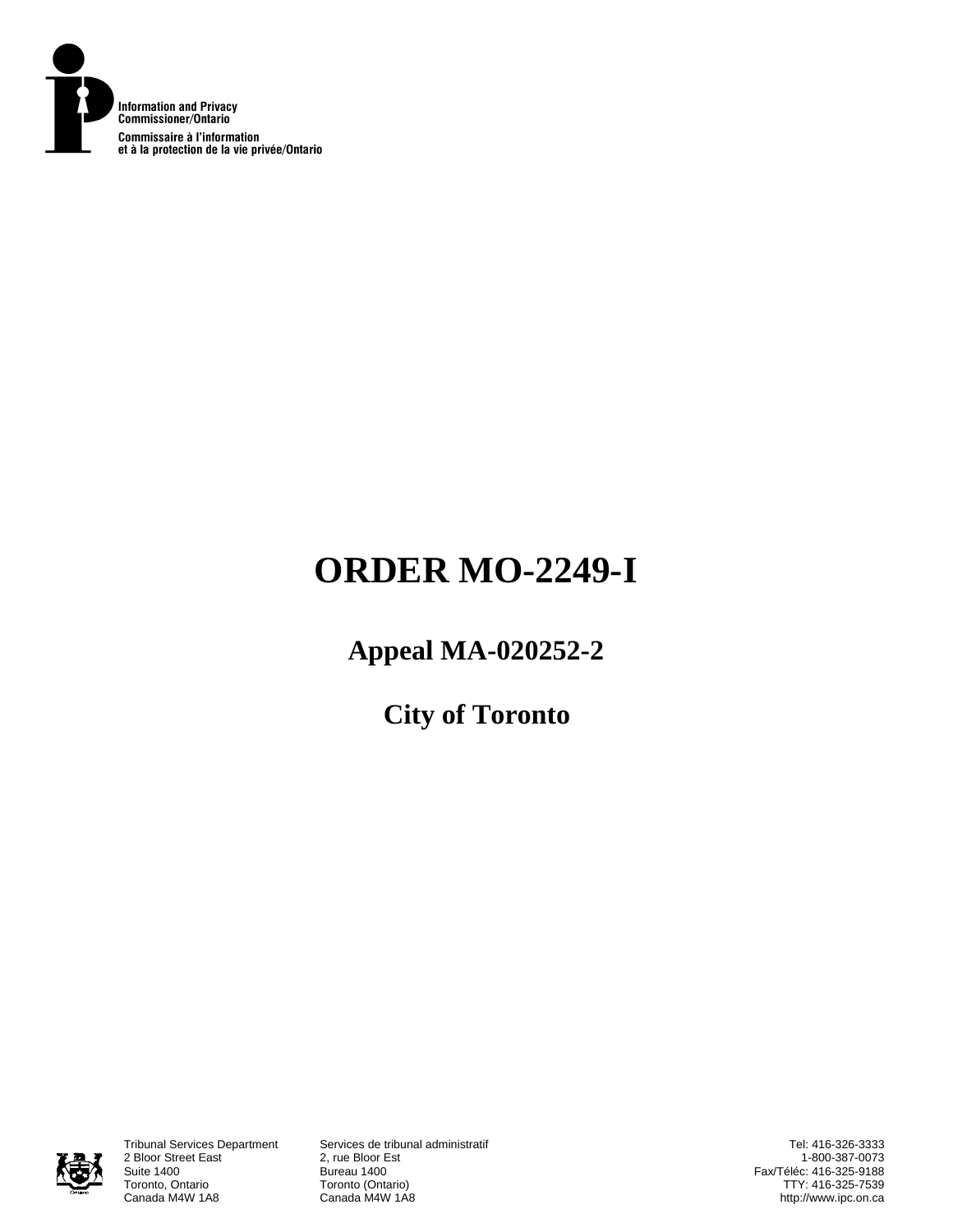Information and Privacy
Commissioner/Ontario

Commissaire à l'information
et à la protection de la vie privée/Ontario

# ORDER MO-2249-I

## Appeal MA-020252-2

## City of Toronto

Tribunal Services Department
2 Bloor Street East
Suite 1400
Toronto, Ontario
Canada M4W 1A8

Services de tribunal administratif
2, rue Bloor Est
Bureau 1400
Toronto (Ontario)
Canada M4W 1A8

Tel: 416-326-3333
1-800-387-0073
Fax/Téléc: 416-325-9188
TTY: 416-325-7539
http://www.ipc.on.ca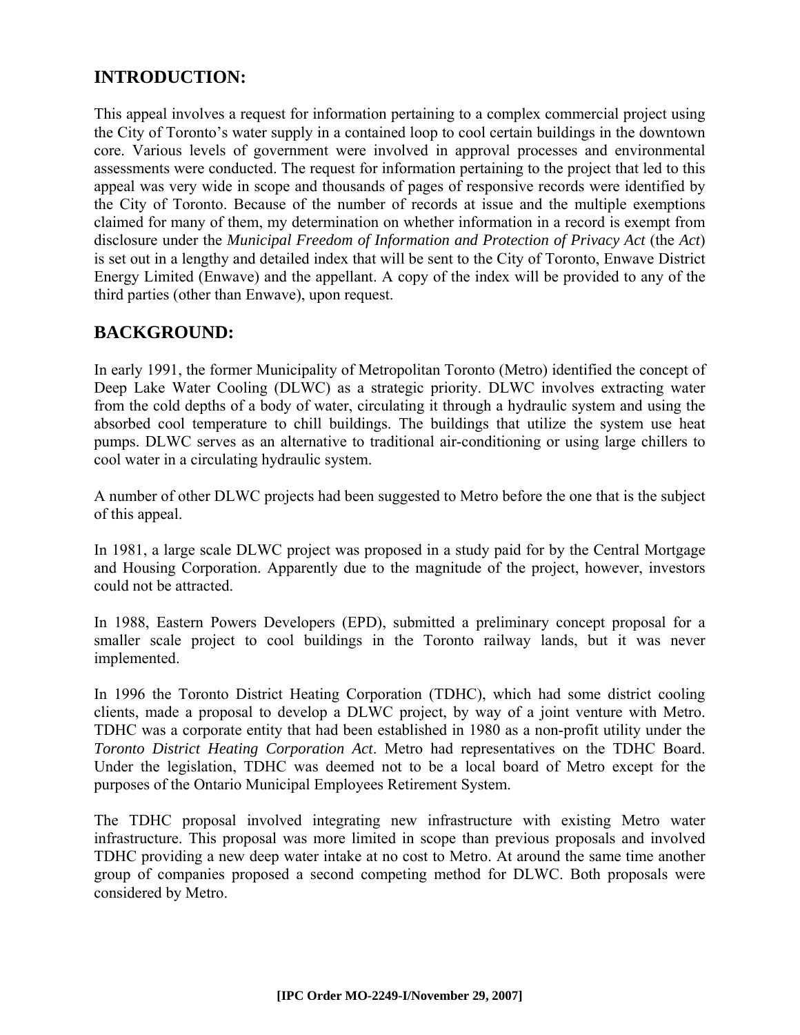## INTRODUCTION:

This appeal involves a request for information pertaining to a complex commercial project using the City of Toronto's water supply in a contained loop to cool certain buildings in the downtown core. Various levels of government were involved in approval processes and environmental assessments were conducted. The request for information pertaining to the project that led to this appeal was very wide in scope and thousands of pages of responsive records were identified by the City of Toronto. Because of the number of records at issue and the multiple exemptions claimed for many of them, my determination on whether information in a record is exempt from disclosure under the *Municipal Freedom of Information and Protection of Privacy Act* (the *Act*) is set out in a lengthy and detailed index that will be sent to the City of Toronto, Enwave District Energy Limited (Enwave) and the appellant. A copy of the index will be provided to any of the third parties (other than Enwave), upon request.

## BACKGROUND:

In early 1991, the former Municipality of Metropolitan Toronto (Metro) identified the concept of Deep Lake Water Cooling (DLWC) as a strategic priority. DLWC involves extracting water from the cold depths of a body of water, circulating it through a hydraulic system and using the absorbed cool temperature to chill buildings. The buildings that utilize the system use heat pumps. DLWC serves as an alternative to traditional air-conditioning or using large chillers to cool water in a circulating hydraulic system.

A number of other DLWC projects had been suggested to Metro before the one that is the subject of this appeal.

In 1981, a large scale DLWC project was proposed in a study paid for by the Central Mortgage and Housing Corporation. Apparently due to the magnitude of the project, however, investors could not be attracted.

In 1988, Eastern Powers Developers (EPD), submitted a preliminary concept proposal for a smaller scale project to cool buildings in the Toronto railway lands, but it was never implemented.

In 1996 the Toronto District Heating Corporation (TDHC), which had some district cooling clients, made a proposal to develop a DLWC project, by way of a joint venture with Metro. TDHC was a corporate entity that had been established in 1980 as a non-profit utility under the *Toronto District Heating Corporation Act*. Metro had representatives on the TDHC Board. Under the legislation, TDHC was deemed not to be a local board of Metro except for the purposes of the Ontario Municipal Employees Retirement System.

The TDHC proposal involved integrating new infrastructure with existing Metro water infrastructure. This proposal was more limited in scope than previous proposals and involved TDHC providing a new deep water intake at no cost to Metro. At around the same time another group of companies proposed a second competing method for DLWC. Both proposals were considered by Metro.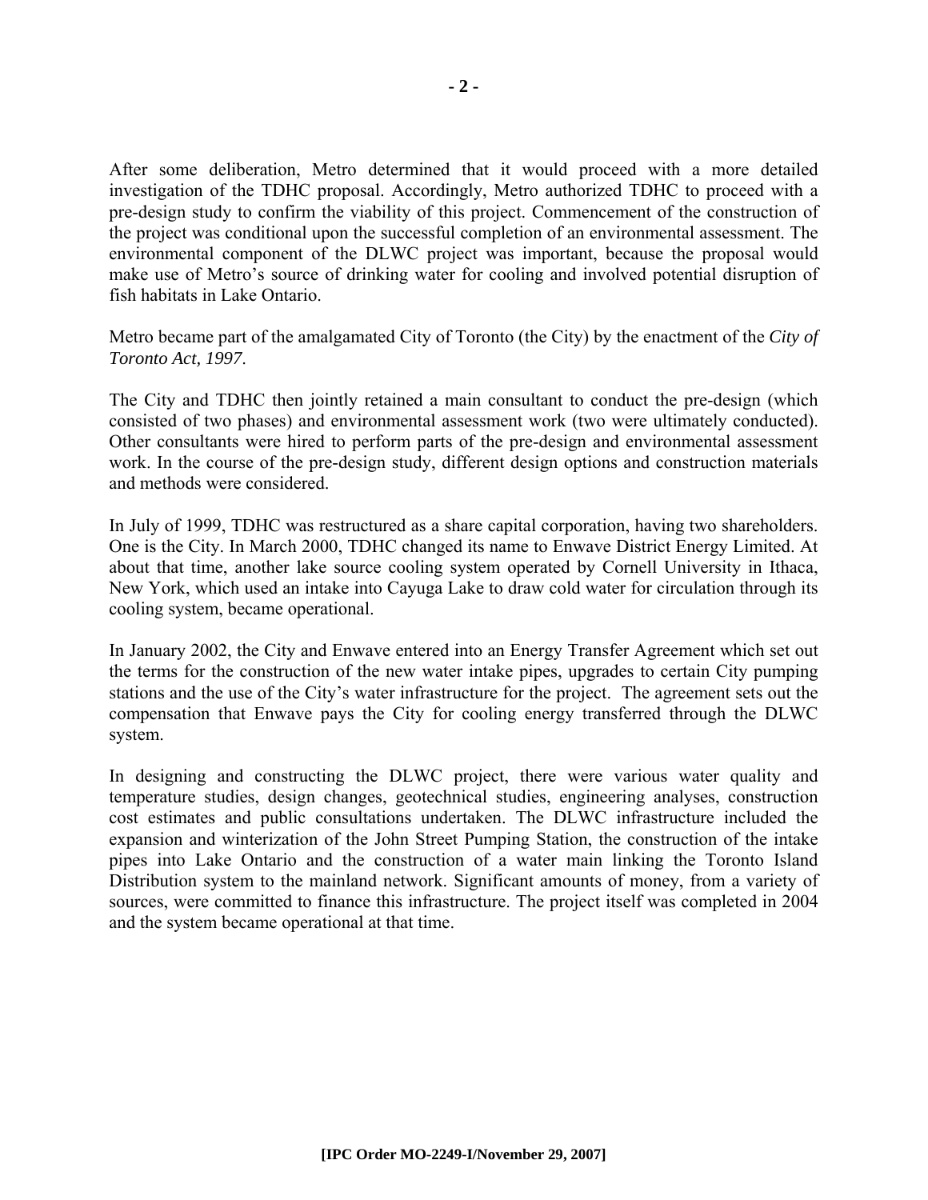After some deliberation, Metro determined that it would proceed with a more detailed investigation of the TDHC proposal. Accordingly, Metro authorized TDHC to proceed with a pre-design study to confirm the viability of this project. Commencement of the construction of the project was conditional upon the successful completion of an environmental assessment. The environmental component of the DLWC project was important, because the proposal would make use of Metro's source of drinking water for cooling and involved potential disruption of fish habitats in Lake Ontario.

Metro became part of the amalgamated City of Toronto (the City) by the enactment of the *City of Toronto Act, 1997*.

The City and TDHC then jointly retained a main consultant to conduct the pre-design (which consisted of two phases) and environmental assessment work (two were ultimately conducted). Other consultants were hired to perform parts of the pre-design and environmental assessment work. In the course of the pre-design study, different design options and construction materials and methods were considered.

In July of 1999, TDHC was restructured as a share capital corporation, having two shareholders. One is the City. In March 2000, TDHC changed its name to Enwave District Energy Limited. At about that time, another lake source cooling system operated by Cornell University in Ithaca, New York, which used an intake into Cayuga Lake to draw cold water for circulation through its cooling system, became operational.

In January 2002, the City and Enwave entered into an Energy Transfer Agreement which set out the terms for the construction of the new water intake pipes, upgrades to certain City pumping stations and the use of the City's water infrastructure for the project. The agreement sets out the compensation that Enwave pays the City for cooling energy transferred through the DLWC system.

In designing and constructing the DLWC project, there were various water quality and temperature studies, design changes, geotechnical studies, engineering analyses, construction cost estimates and public consultations undertaken. The DLWC infrastructure included the expansion and winterization of the John Street Pumping Station, the construction of the intake pipes into Lake Ontario and the construction of a water main linking the Toronto Island Distribution system to the mainland network. Significant amounts of money, from a variety of sources, were committed to finance this infrastructure. The project itself was completed in 2004 and the system became operational at that time.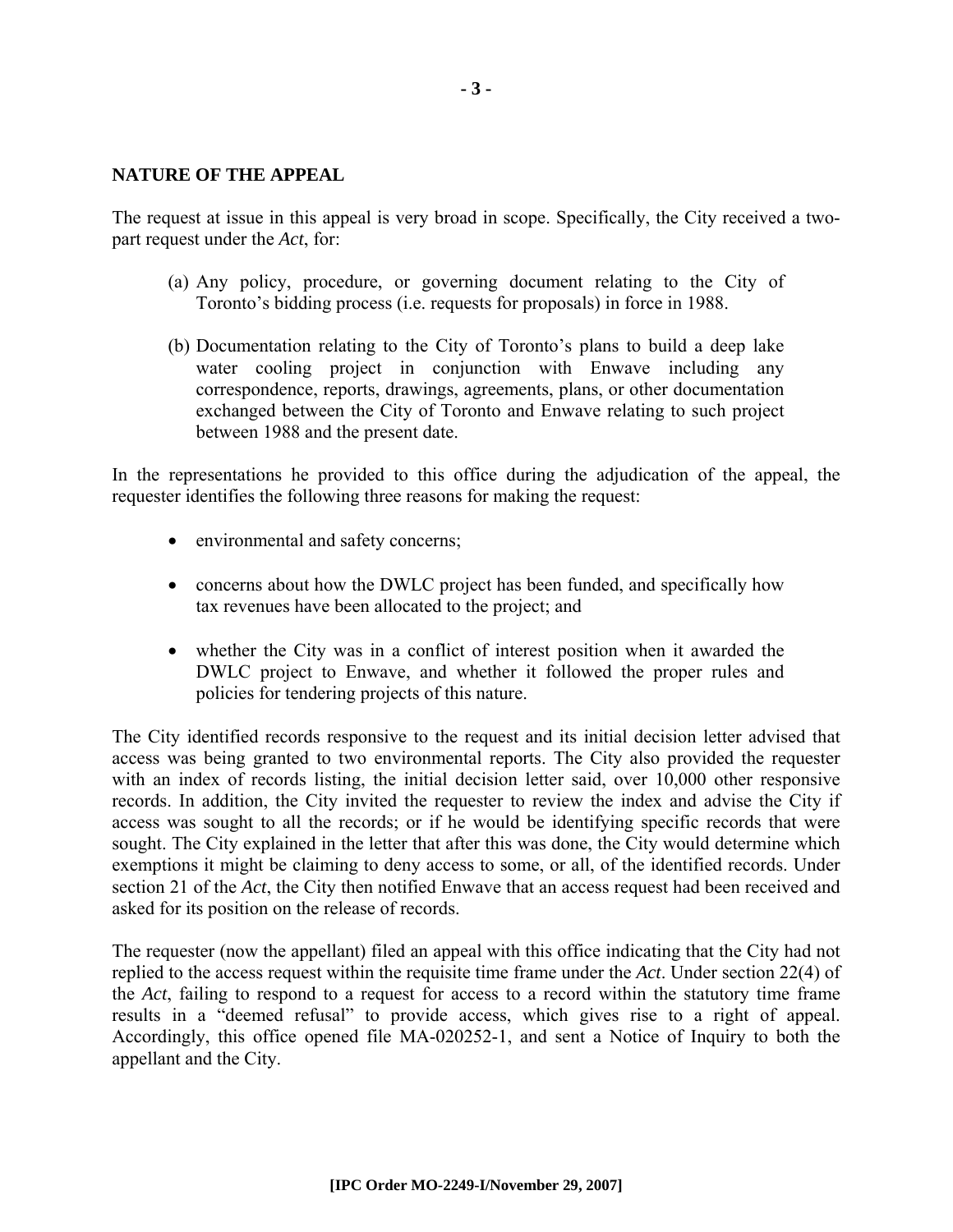**NATURE OF THE APPEAL**

The request at issue in this appeal is very broad in scope. Specifically, the City received a two-part request under the *Act*, for:

(a) Any policy, procedure, or governing document relating to the City of Toronto's bidding process (i.e. requests for proposals) in force in 1988.

(b) Documentation relating to the City of Toronto's plans to build a deep lake water cooling project in conjunction with Enwave including any correspondence, reports, drawings, agreements, plans, or other documentation exchanged between the City of Toronto and Enwave relating to such project between 1988 and the present date.

In the representations he provided to this office during the adjudication of the appeal, the requester identifies the following three reasons for making the request:

- environmental and safety concerns;
- concerns about how the DWLC project has been funded, and specifically how tax revenues have been allocated to the project; and
- whether the City was in a conflict of interest position when it awarded the DWLC project to Enwave, and whether it followed the proper rules and policies for tendering projects of this nature.

The City identified records responsive to the request and its initial decision letter advised that access was being granted to two environmental reports. The City also provided the requester with an index of records listing, the initial decision letter said, over 10,000 other responsive records. In addition, the City invited the requester to review the index and advise the City if access was sought to all the records; or if he would be identifying specific records that were sought. The City explained in the letter that after this was done, the City would determine which exemptions it might be claiming to deny access to some, or all, of the identified records. Under section 21 of the *Act*, the City then notified Enwave that an access request had been received and asked for its position on the release of records.

The requester (now the appellant) filed an appeal with this office indicating that the City had not replied to the access request within the requisite time frame under the *Act*. Under section 22(4) of the *Act*, failing to respond to a request for access to a record within the statutory time frame results in a "deemed refusal" to provide access, which gives rise to a right of appeal. Accordingly, this office opened file MA-020252-1, and sent a Notice of Inquiry to both the appellant and the City.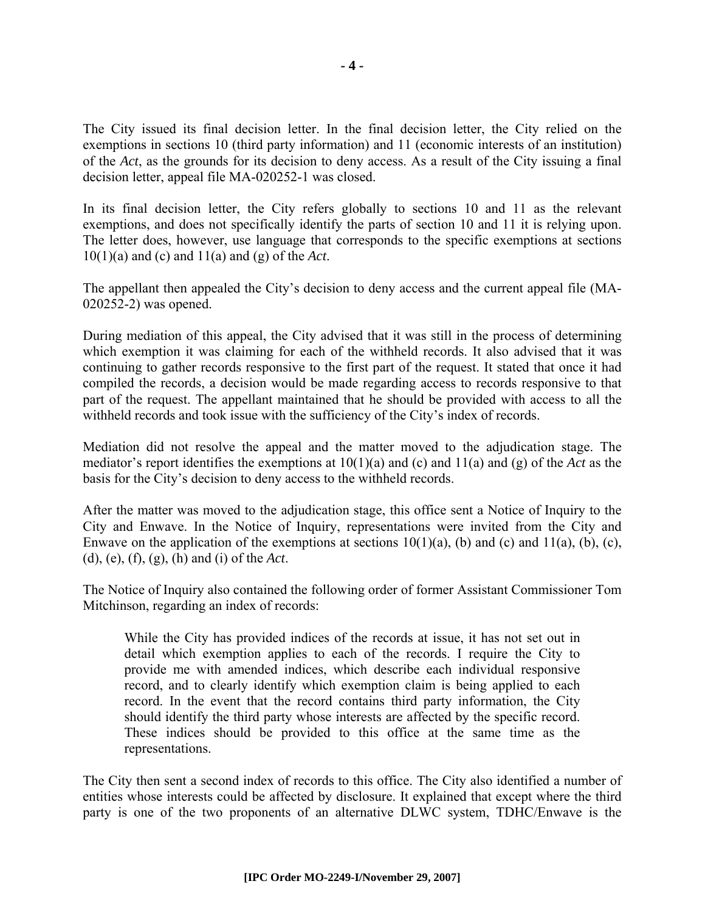The City issued its final decision letter. In the final decision letter, the City relied on the exemptions in sections 10 (third party information) and 11 (economic interests of an institution) of the *Act*, as the grounds for its decision to deny access. As a result of the City issuing a final decision letter, appeal file MA-020252-1 was closed.

In its final decision letter, the City refers globally to sections 10 and 11 as the relevant exemptions, and does not specifically identify the parts of section 10 and 11 it is relying upon. The letter does, however, use language that corresponds to the specific exemptions at sections 10(1)(a) and (c) and 11(a) and (g) of the *Act*.

The appellant then appealed the City's decision to deny access and the current appeal file (MA-020252-2) was opened.

During mediation of this appeal, the City advised that it was still in the process of determining which exemption it was claiming for each of the withheld records. It also advised that it was continuing to gather records responsive to the first part of the request. It stated that once it had compiled the records, a decision would be made regarding access to records responsive to that part of the request. The appellant maintained that he should be provided with access to all the withheld records and took issue with the sufficiency of the City's index of records.

Mediation did not resolve the appeal and the matter moved to the adjudication stage. The mediator's report identifies the exemptions at 10(1)(a) and (c) and 11(a) and (g) of the *Act* as the basis for the City's decision to deny access to the withheld records.

After the matter was moved to the adjudication stage, this office sent a Notice of Inquiry to the City and Enwave. In the Notice of Inquiry, representations were invited from the City and Enwave on the application of the exemptions at sections 10(1)(a), (b) and (c) and 11(a), (b), (c), (d), (e), (f), (g), (h) and (i) of the *Act*.

The Notice of Inquiry also contained the following order of former Assistant Commissioner Tom Mitchinson, regarding an index of records:

> While the City has provided indices of the records at issue, it has not set out in detail which exemption applies to each of the records. I require the City to provide me with amended indices, which describe each individual responsive record, and to clearly identify which exemption claim is being applied to each record. In the event that the record contains third party information, the City should identify the third party whose interests are affected by the specific record. These indices should be provided to this office at the same time as the representations.

The City then sent a second index of records to this office. The City also identified a number of entities whose interests could be affected by disclosure. It explained that except where the third party is one of the two proponents of an alternative DLWC system, TDHC/Enwave is the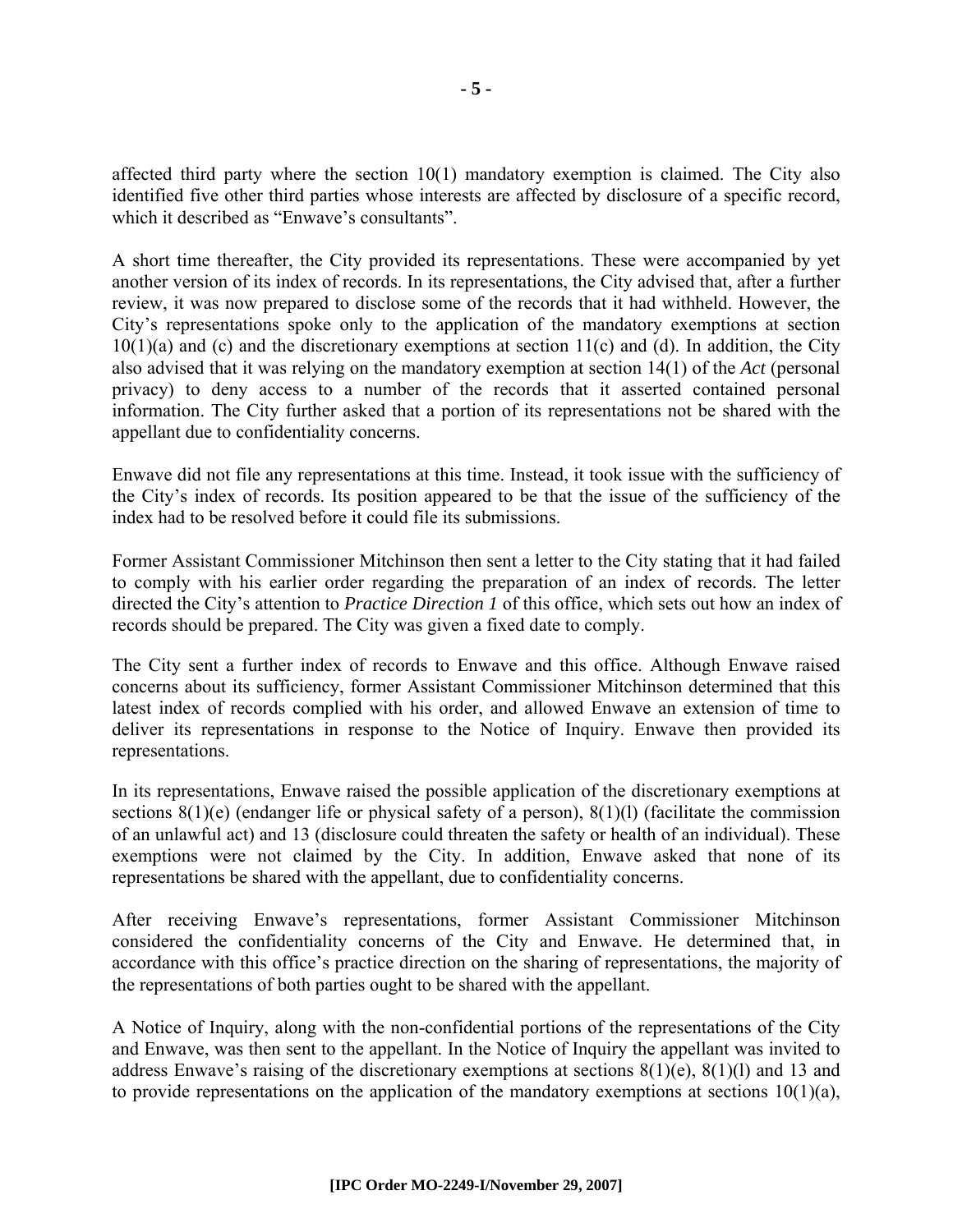affected third party where the section 10(1) mandatory exemption is claimed. The City also identified five other third parties whose interests are affected by disclosure of a specific record, which it described as "Enwave's consultants".

A short time thereafter, the City provided its representations. These were accompanied by yet another version of its index of records. In its representations, the City advised that, after a further review, it was now prepared to disclose some of the records that it had withheld. However, the City's representations spoke only to the application of the mandatory exemptions at section 10(1)(a) and (c) and the discretionary exemptions at section 11(c) and (d). In addition, the City also advised that it was relying on the mandatory exemption at section 14(1) of the *Act* (personal privacy) to deny access to a number of the records that it asserted contained personal information. The City further asked that a portion of its representations not be shared with the appellant due to confidentiality concerns.

Enwave did not file any representations at this time. Instead, it took issue with the sufficiency of the City's index of records. Its position appeared to be that the issue of the sufficiency of the index had to be resolved before it could file its submissions.

Former Assistant Commissioner Mitchinson then sent a letter to the City stating that it had failed to comply with his earlier order regarding the preparation of an index of records. The letter directed the City's attention to *Practice Direction 1* of this office, which sets out how an index of records should be prepared. The City was given a fixed date to comply.

The City sent a further index of records to Enwave and this office. Although Enwave raised concerns about its sufficiency, former Assistant Commissioner Mitchinson determined that this latest index of records complied with his order, and allowed Enwave an extension of time to deliver its representations in response to the Notice of Inquiry. Enwave then provided its representations.

In its representations, Enwave raised the possible application of the discretionary exemptions at sections 8(1)(e) (endanger life or physical safety of a person), 8(1)(l) (facilitate the commission of an unlawful act) and 13 (disclosure could threaten the safety or health of an individual). These exemptions were not claimed by the City. In addition, Enwave asked that none of its representations be shared with the appellant, due to confidentiality concerns.

After receiving Enwave's representations, former Assistant Commissioner Mitchinson considered the confidentiality concerns of the City and Enwave. He determined that, in accordance with this office's practice direction on the sharing of representations, the majority of the representations of both parties ought to be shared with the appellant.

A Notice of Inquiry, along with the non-confidential portions of the representations of the City and Enwave, was then sent to the appellant. In the Notice of Inquiry the appellant was invited to address Enwave's raising of the discretionary exemptions at sections 8(1)(e), 8(1)(l) and 13 and to provide representations on the application of the mandatory exemptions at sections 10(1)(a),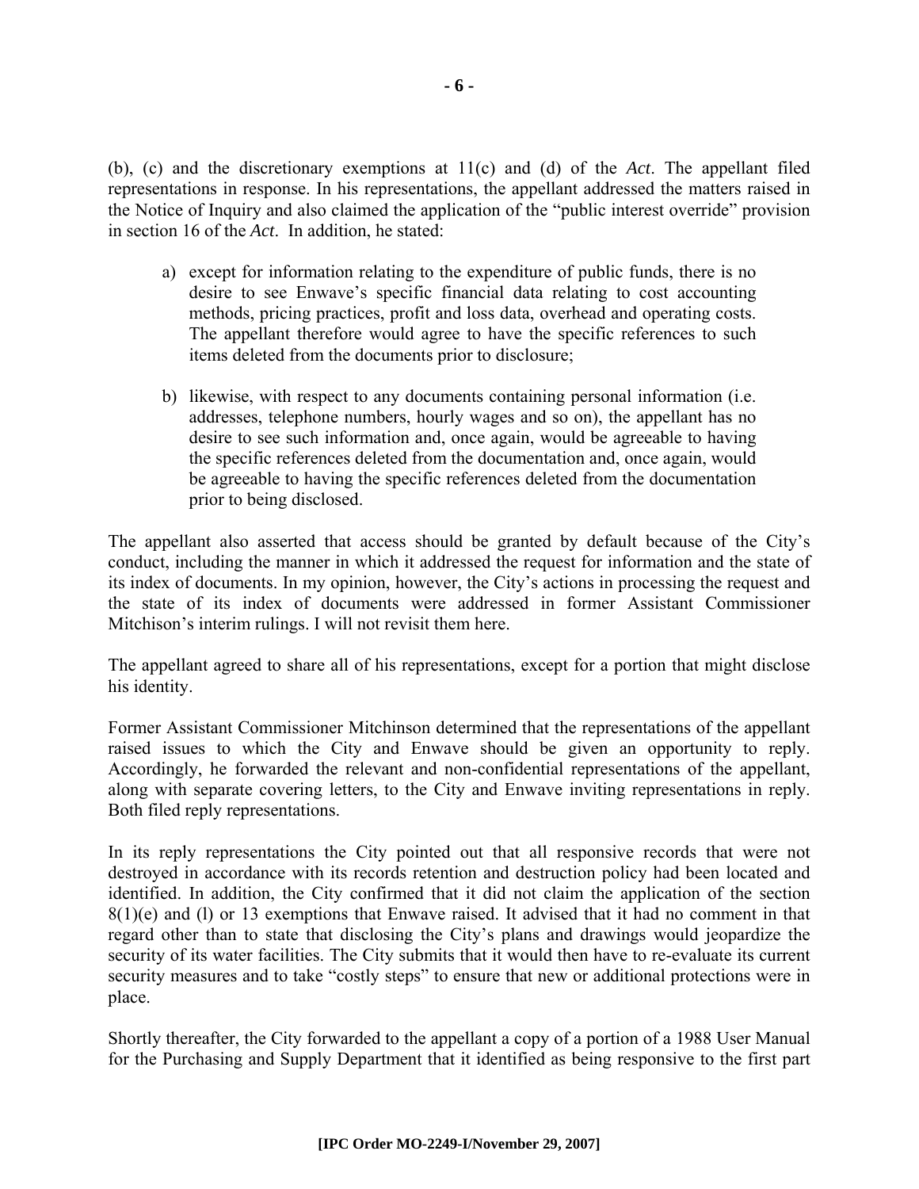(b), (c) and the discretionary exemptions at 11(c) and (d) of the *Act*. The appellant filed representations in response. In his representations, the appellant addressed the matters raised in the Notice of Inquiry and also claimed the application of the "public interest override" provision in section 16 of the *Act*. In addition, he stated:

> a) except for information relating to the expenditure of public funds, there is no desire to see Enwave's specific financial data relating to cost accounting methods, pricing practices, profit and loss data, overhead and operating costs. The appellant therefore would agree to have the specific references to such items deleted from the documents prior to disclosure;
>
> b) likewise, with respect to any documents containing personal information (i.e. addresses, telephone numbers, hourly wages and so on), the appellant has no desire to see such information and, once again, would be agreeable to having the specific references deleted from the documentation and, once again, would be agreeable to having the specific references deleted from the documentation prior to being disclosed.

The appellant also asserted that access should be granted by default because of the City's conduct, including the manner in which it addressed the request for information and the state of its index of documents. In my opinion, however, the City's actions in processing the request and the state of its index of documents were addressed in former Assistant Commissioner Mitchison's interim rulings. I will not revisit them here.

The appellant agreed to share all of his representations, except for a portion that might disclose his identity.

Former Assistant Commissioner Mitchinson determined that the representations of the appellant raised issues to which the City and Enwave should be given an opportunity to reply. Accordingly, he forwarded the relevant and non-confidential representations of the appellant, along with separate covering letters, to the City and Enwave inviting representations in reply. Both filed reply representations.

In its reply representations the City pointed out that all responsive records that were not destroyed in accordance with its records retention and destruction policy had been located and identified. In addition, the City confirmed that it did not claim the application of the section 8(1)(e) and (l) or 13 exemptions that Enwave raised. It advised that it had no comment in that regard other than to state that disclosing the City's plans and drawings would jeopardize the security of its water facilities. The City submits that it would then have to re-evaluate its current security measures and to take "costly steps" to ensure that new or additional protections were in place.

Shortly thereafter, the City forwarded to the appellant a copy of a portion of a 1988 User Manual for the Purchasing and Supply Department that it identified as being responsive to the first part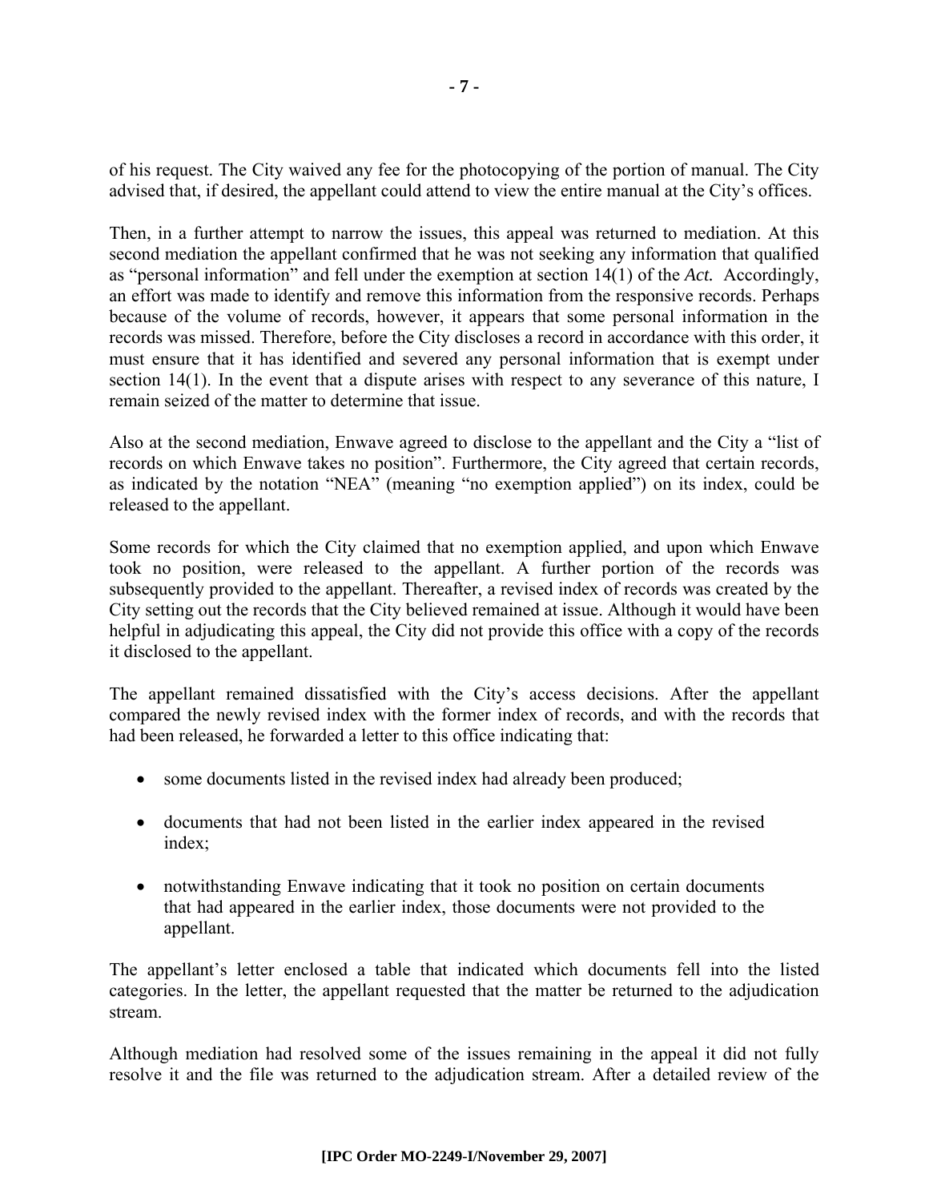of his request. The City waived any fee for the photocopying of the portion of manual. The City advised that, if desired, the appellant could attend to view the entire manual at the City's offices.

Then, in a further attempt to narrow the issues, this appeal was returned to mediation. At this second mediation the appellant confirmed that he was not seeking any information that qualified as "personal information" and fell under the exemption at section 14(1) of the *Act.* Accordingly, an effort was made to identify and remove this information from the responsive records. Perhaps because of the volume of records, however, it appears that some personal information in the records was missed. Therefore, before the City discloses a record in accordance with this order, it must ensure that it has identified and severed any personal information that is exempt under section 14(1). In the event that a dispute arises with respect to any severance of this nature, I remain seized of the matter to determine that issue.

Also at the second mediation, Enwave agreed to disclose to the appellant and the City a "list of records on which Enwave takes no position". Furthermore, the City agreed that certain records, as indicated by the notation "NEA" (meaning "no exemption applied") on its index, could be released to the appellant.

Some records for which the City claimed that no exemption applied, and upon which Enwave took no position, were released to the appellant. A further portion of the records was subsequently provided to the appellant. Thereafter, a revised index of records was created by the City setting out the records that the City believed remained at issue. Although it would have been helpful in adjudicating this appeal, the City did not provide this office with a copy of the records it disclosed to the appellant.

The appellant remained dissatisfied with the City's access decisions. After the appellant compared the newly revised index with the former index of records, and with the records that had been released, he forwarded a letter to this office indicating that:

- some documents listed in the revised index had already been produced;
- documents that had not been listed in the earlier index appeared in the revised index;
- notwithstanding Enwave indicating that it took no position on certain documents that had appeared in the earlier index, those documents were not provided to the appellant.

The appellant's letter enclosed a table that indicated which documents fell into the listed categories. In the letter, the appellant requested that the matter be returned to the adjudication stream.

Although mediation had resolved some of the issues remaining in the appeal it did not fully resolve it and the file was returned to the adjudication stream. After a detailed review of the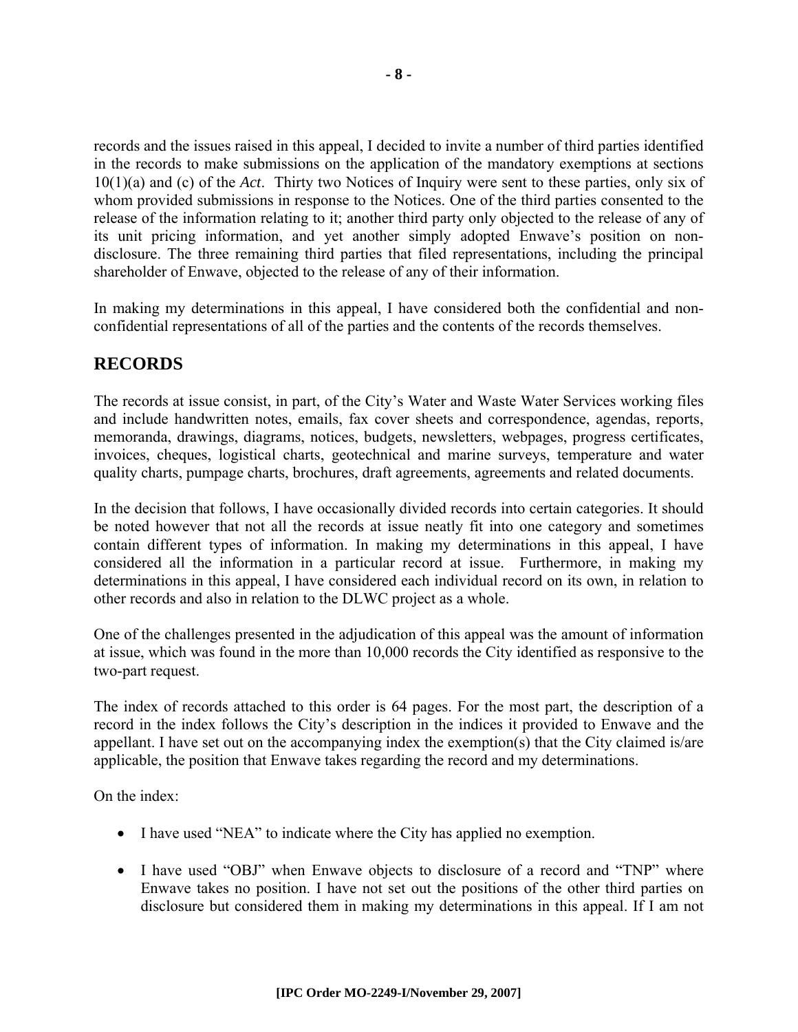records and the issues raised in this appeal, I decided to invite a number of third parties identified in the records to make submissions on the application of the mandatory exemptions at sections 10(1)(a) and (c) of the *Act*. Thirty two Notices of Inquiry were sent to these parties, only six of whom provided submissions in response to the Notices. One of the third parties consented to the release of the information relating to it; another third party only objected to the release of any of its unit pricing information, and yet another simply adopted Enwave's position on non-disclosure. The three remaining third parties that filed representations, including the principal shareholder of Enwave, objected to the release of any of their information.

In making my determinations in this appeal, I have considered both the confidential and non-confidential representations of all of the parties and the contents of the records themselves.

## RECORDS

The records at issue consist, in part, of the City's Water and Waste Water Services working files and include handwritten notes, emails, fax cover sheets and correspondence, agendas, reports, memoranda, drawings, diagrams, notices, budgets, newsletters, webpages, progress certificates, invoices, cheques, logistical charts, geotechnical and marine surveys, temperature and water quality charts, pumpage charts, brochures, draft agreements, agreements and related documents.

In the decision that follows, I have occasionally divided records into certain categories. It should be noted however that not all the records at issue neatly fit into one category and sometimes contain different types of information. In making my determinations in this appeal, I have considered all the information in a particular record at issue. Furthermore, in making my determinations in this appeal, I have considered each individual record on its own, in relation to other records and also in relation to the DLWC project as a whole.

One of the challenges presented in the adjudication of this appeal was the amount of information at issue, which was found in the more than 10,000 records the City identified as responsive to the two-part request.

The index of records attached to this order is 64 pages. For the most part, the description of a record in the index follows the City's description in the indices it provided to Enwave and the appellant. I have set out on the accompanying index the exemption(s) that the City claimed is/are applicable, the position that Enwave takes regarding the record and my determinations.

On the index:

- I have used "NEA" to indicate where the City has applied no exemption.
- I have used "OBJ" when Enwave objects to disclosure of a record and "TNP" where Enwave takes no position. I have not set out the positions of the other third parties on disclosure but considered them in making my determinations in this appeal. If I am not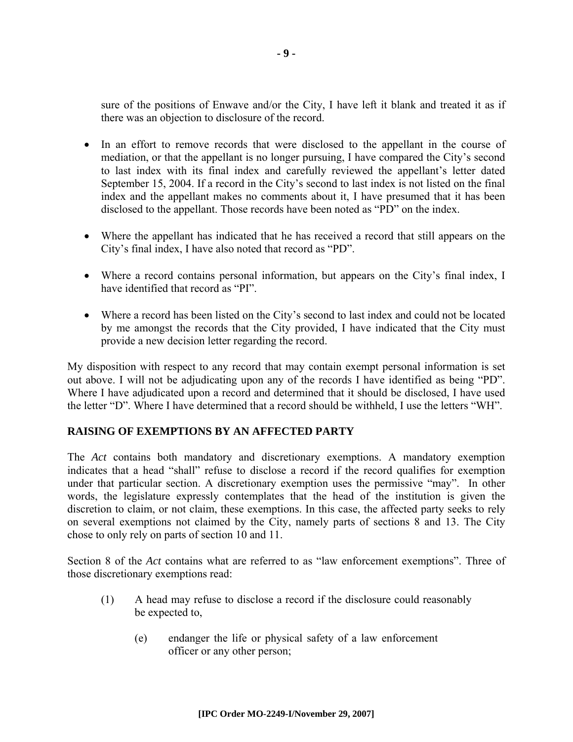sure of the positions of Enwave and/or the City, I have left it blank and treated it as if there was an objection to disclosure of the record.

- In an effort to remove records that were disclosed to the appellant in the course of mediation, or that the appellant is no longer pursuing, I have compared the City's second to last index with its final index and carefully reviewed the appellant's letter dated September 15, 2004. If a record in the City's second to last index is not listed on the final index and the appellant makes no comments about it, I have presumed that it has been disclosed to the appellant. Those records have been noted as "PD" on the index.

- Where the appellant has indicated that he has received a record that still appears on the City's final index, I have also noted that record as "PD".

- Where a record contains personal information, but appears on the City's final index, I have identified that record as "PI".

- Where a record has been listed on the City's second to last index and could not be located by me amongst the records that the City provided, I have indicated that the City must provide a new decision letter regarding the record.

My disposition with respect to any record that may contain exempt personal information is set out above. I will not be adjudicating upon any of the records I have identified as being "PD". Where I have adjudicated upon a record and determined that it should be disclosed, I have used the letter "D". Where I have determined that a record should be withheld, I use the letters "WH".

## RAISING OF EXEMPTIONS BY AN AFFECTED PARTY

The *Act* contains both mandatory and discretionary exemptions. A mandatory exemption indicates that a head "shall" refuse to disclose a record if the record qualifies for exemption under that particular section. A discretionary exemption uses the permissive "may". In other words, the legislature expressly contemplates that the head of the institution is given the discretion to claim, or not claim, these exemptions. In this case, the affected party seeks to rely on several exemptions not claimed by the City, namely parts of sections 8 and 13. The City chose to only rely on parts of section 10 and 11.

Section 8 of the *Act* contains what are referred to as "law enforcement exemptions". Three of those discretionary exemptions read:

> (1) A head may refuse to disclose a record if the disclosure could reasonably be expected to,
>
> > (e) endanger the life or physical safety of a law enforcement officer or any other person;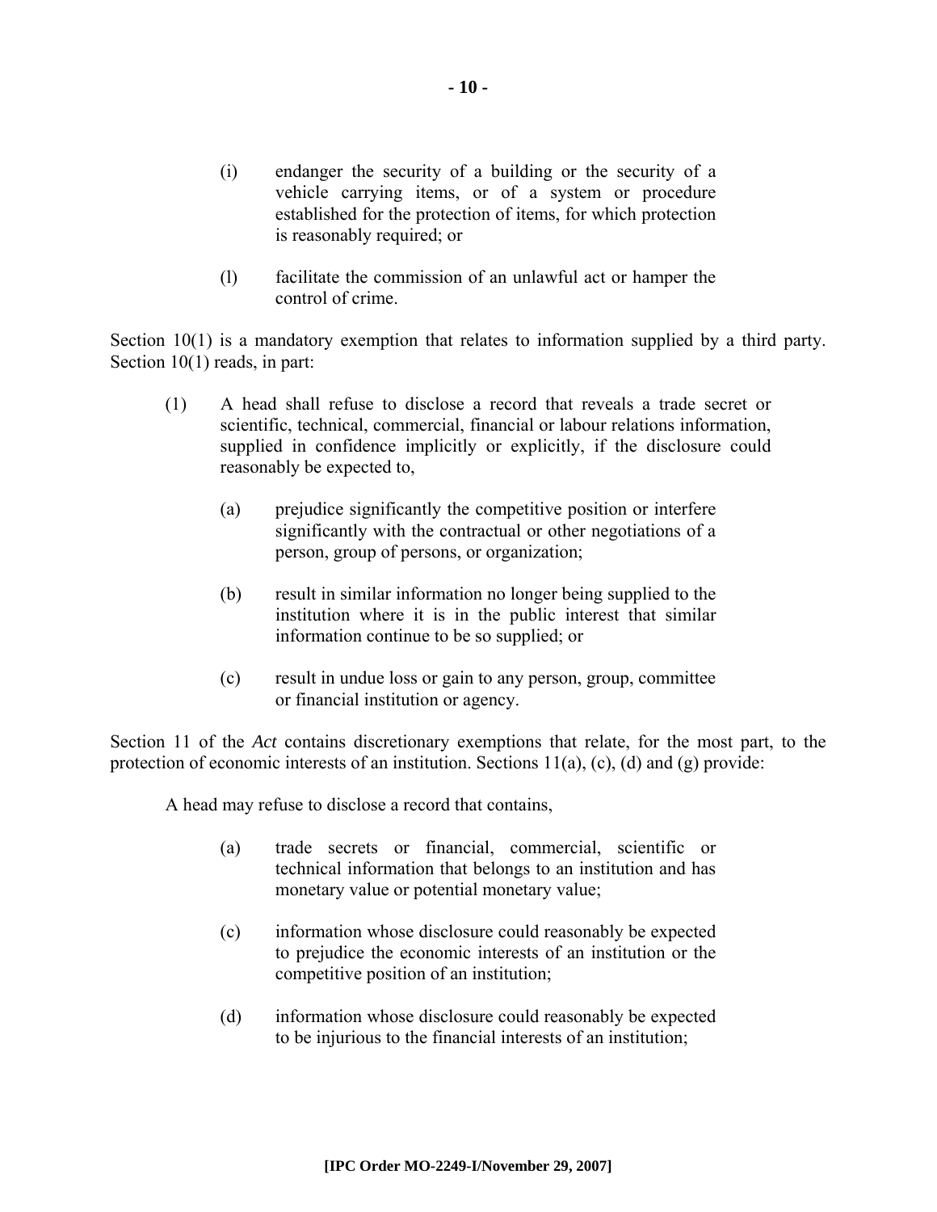(i) endanger the security of a building or the security of a vehicle carrying items, or of a system or procedure established for the protection of items, for which protection is reasonably required; or

(l) facilitate the commission of an unlawful act or hamper the control of crime.

Section 10(1) is a mandatory exemption that relates to information supplied by a third party. Section 10(1) reads, in part:

> (1) A head shall refuse to disclose a record that reveals a trade secret or scientific, technical, commercial, financial or labour relations information, supplied in confidence implicitly or explicitly, if the disclosure could reasonably be expected to,
>
> (a) prejudice significantly the competitive position or interfere significantly with the contractual or other negotiations of a person, group of persons, or organization;
>
> (b) result in similar information no longer being supplied to the institution where it is in the public interest that similar information continue to be so supplied; or
>
> (c) result in undue loss or gain to any person, group, committee or financial institution or agency.

Section 11 of the *Act* contains discretionary exemptions that relate, for the most part, to the protection of economic interests of an institution. Sections 11(a), (c), (d) and (g) provide:

> A head may refuse to disclose a record that contains,
>
> (a) trade secrets or financial, commercial, scientific or technical information that belongs to an institution and has monetary value or potential monetary value;
>
> (c) information whose disclosure could reasonably be expected to prejudice the economic interests of an institution or the competitive position of an institution;
>
> (d) information whose disclosure could reasonably be expected to be injurious to the financial interests of an institution;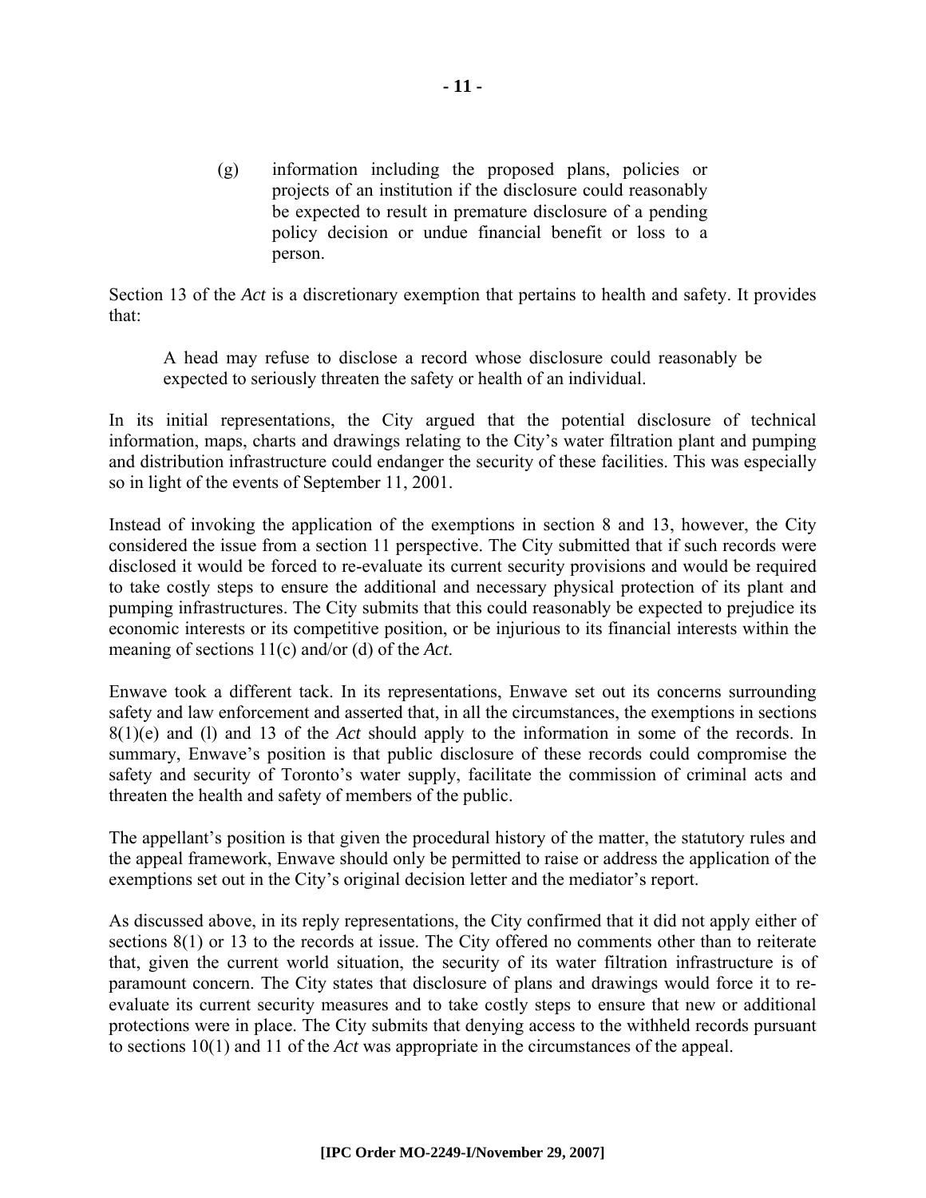> (g) information including the proposed plans, policies or projects of an institution if the disclosure could reasonably be expected to result in premature disclosure of a pending policy decision or undue financial benefit or loss to a person.

Section 13 of the *Act* is a discretionary exemption that pertains to health and safety. It provides that:

> A head may refuse to disclose a record whose disclosure could reasonably be expected to seriously threaten the safety or health of an individual.

In its initial representations, the City argued that the potential disclosure of technical information, maps, charts and drawings relating to the City's water filtration plant and pumping and distribution infrastructure could endanger the security of these facilities. This was especially so in light of the events of September 11, 2001.

Instead of invoking the application of the exemptions in section 8 and 13, however, the City considered the issue from a section 11 perspective. The City submitted that if such records were disclosed it would be forced to re-evaluate its current security provisions and would be required to take costly steps to ensure the additional and necessary physical protection of its plant and pumping infrastructures. The City submits that this could reasonably be expected to prejudice its economic interests or its competitive position, or be injurious to its financial interests within the meaning of sections 11(c) and/or (d) of the *Act*.

Enwave took a different tack. In its representations, Enwave set out its concerns surrounding safety and law enforcement and asserted that, in all the circumstances, the exemptions in sections 8(1)(e) and (l) and 13 of the *Act* should apply to the information in some of the records. In summary, Enwave's position is that public disclosure of these records could compromise the safety and security of Toronto's water supply, facilitate the commission of criminal acts and threaten the health and safety of members of the public.

The appellant's position is that given the procedural history of the matter, the statutory rules and the appeal framework, Enwave should only be permitted to raise or address the application of the exemptions set out in the City's original decision letter and the mediator's report.

As discussed above, in its reply representations, the City confirmed that it did not apply either of sections 8(1) or 13 to the records at issue. The City offered no comments other than to reiterate that, given the current world situation, the security of its water filtration infrastructure is of paramount concern. The City states that disclosure of plans and drawings would force it to re-evaluate its current security measures and to take costly steps to ensure that new or additional protections were in place. The City submits that denying access to the withheld records pursuant to sections 10(1) and 11 of the *Act* was appropriate in the circumstances of the appeal.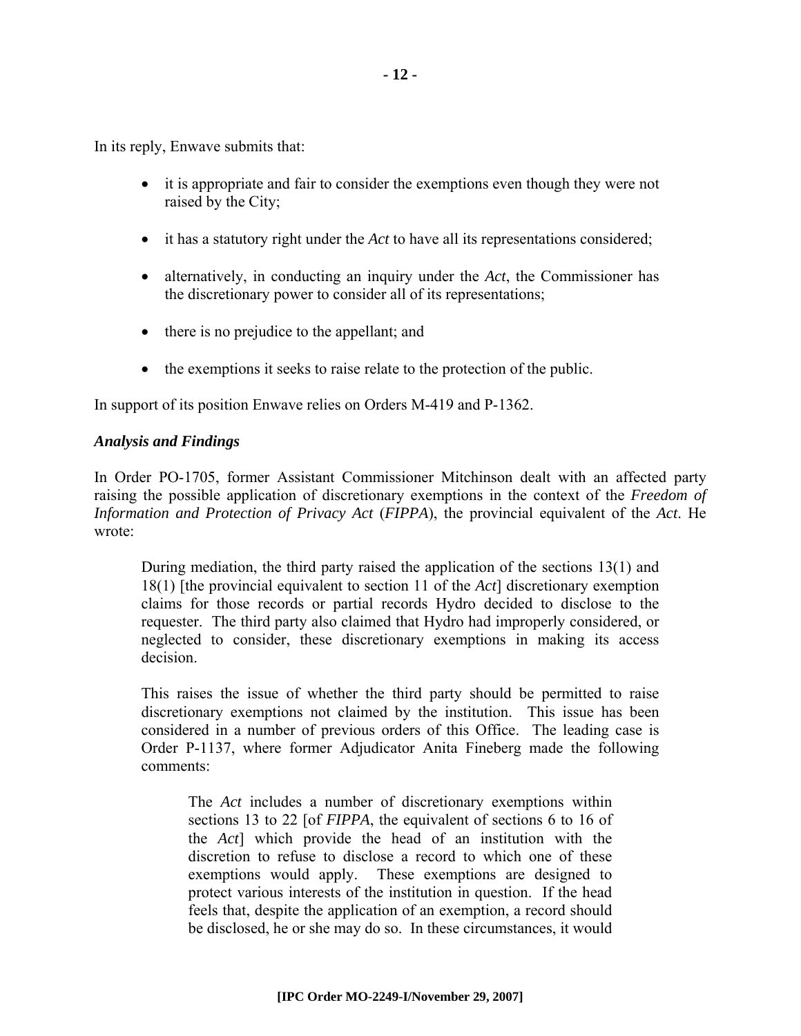In its reply, Enwave submits that:

- it is appropriate and fair to consider the exemptions even though they were not raised by the City;
- it has a statutory right under the *Act* to have all its representations considered;
- alternatively, in conducting an inquiry under the *Act*, the Commissioner has the discretionary power to consider all of its representations;
- there is no prejudice to the appellant; and
- the exemptions it seeks to raise relate to the protection of the public.

In support of its position Enwave relies on Orders M-419 and P-1362.

***Analysis and Findings***

In Order PO-1705, former Assistant Commissioner Mitchinson dealt with an affected party raising the possible application of discretionary exemptions in the context of the *Freedom of Information and Protection of Privacy Act* (*FIPPA*), the provincial equivalent of the *Act*. He wrote:

> During mediation, the third party raised the application of the sections 13(1) and 18(1) [the provincial equivalent to section 11 of the *Act*] discretionary exemption claims for those records or partial records Hydro decided to disclose to the requester. The third party also claimed that Hydro had improperly considered, or neglected to consider, these discretionary exemptions in making its access decision.
>
> This raises the issue of whether the third party should be permitted to raise discretionary exemptions not claimed by the institution. This issue has been considered in a number of previous orders of this Office. The leading case is Order P-1137, where former Adjudicator Anita Fineberg made the following comments:
>
>> The *Act* includes a number of discretionary exemptions within sections 13 to 22 [of *FIPPA*, the equivalent of sections 6 to 16 of the *Act*] which provide the head of an institution with the discretion to refuse to disclose a record to which one of these exemptions would apply. These exemptions are designed to protect various interests of the institution in question. If the head feels that, despite the application of an exemption, a record should be disclosed, he or she may do so. In these circumstances, it would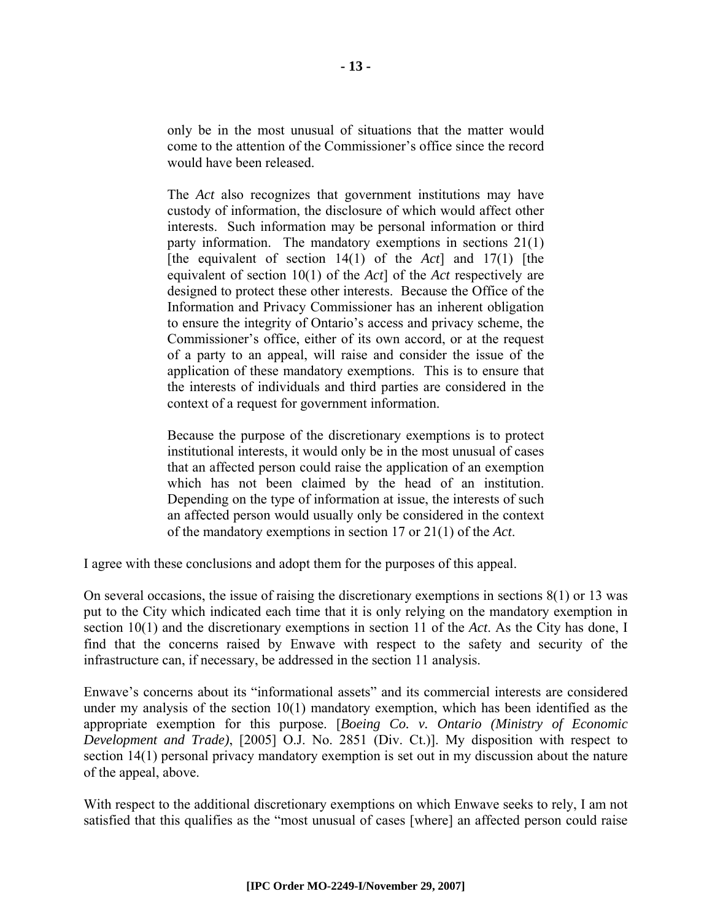> only be in the most unusual of situations that the matter would come to the attention of the Commissioner's office since the record would have been released.
>
> The *Act* also recognizes that government institutions may have custody of information, the disclosure of which would affect other interests. Such information may be personal information or third party information. The mandatory exemptions in sections 21(1) [the equivalent of section 14(1) of the *Act*] and 17(1) [the equivalent of section 10(1) of the *Act*] of the *Act* respectively are designed to protect these other interests. Because the Office of the Information and Privacy Commissioner has an inherent obligation to ensure the integrity of Ontario's access and privacy scheme, the Commissioner's office, either of its own accord, or at the request of a party to an appeal, will raise and consider the issue of the application of these mandatory exemptions. This is to ensure that the interests of individuals and third parties are considered in the context of a request for government information.
>
> Because the purpose of the discretionary exemptions is to protect institutional interests, it would only be in the most unusual of cases that an affected person could raise the application of an exemption which has not been claimed by the head of an institution. Depending on the type of information at issue, the interests of such an affected person would usually only be considered in the context of the mandatory exemptions in section 17 or 21(1) of the *Act*.

I agree with these conclusions and adopt them for the purposes of this appeal.

On several occasions, the issue of raising the discretionary exemptions in sections 8(1) or 13 was put to the City which indicated each time that it is only relying on the mandatory exemption in section 10(1) and the discretionary exemptions in section 11 of the *Act*. As the City has done, I find that the concerns raised by Enwave with respect to the safety and security of the infrastructure can, if necessary, be addressed in the section 11 analysis.

Enwave's concerns about its "informational assets" and its commercial interests are considered under my analysis of the section 10(1) mandatory exemption, which has been identified as the appropriate exemption for this purpose. [*Boeing Co. v. Ontario (Ministry of Economic Development and Trade)*, [2005] O.J. No. 2851 (Div. Ct.)]. My disposition with respect to section 14(1) personal privacy mandatory exemption is set out in my discussion about the nature of the appeal, above.

With respect to the additional discretionary exemptions on which Enwave seeks to rely, I am not satisfied that this qualifies as the "most unusual of cases [where] an affected person could raise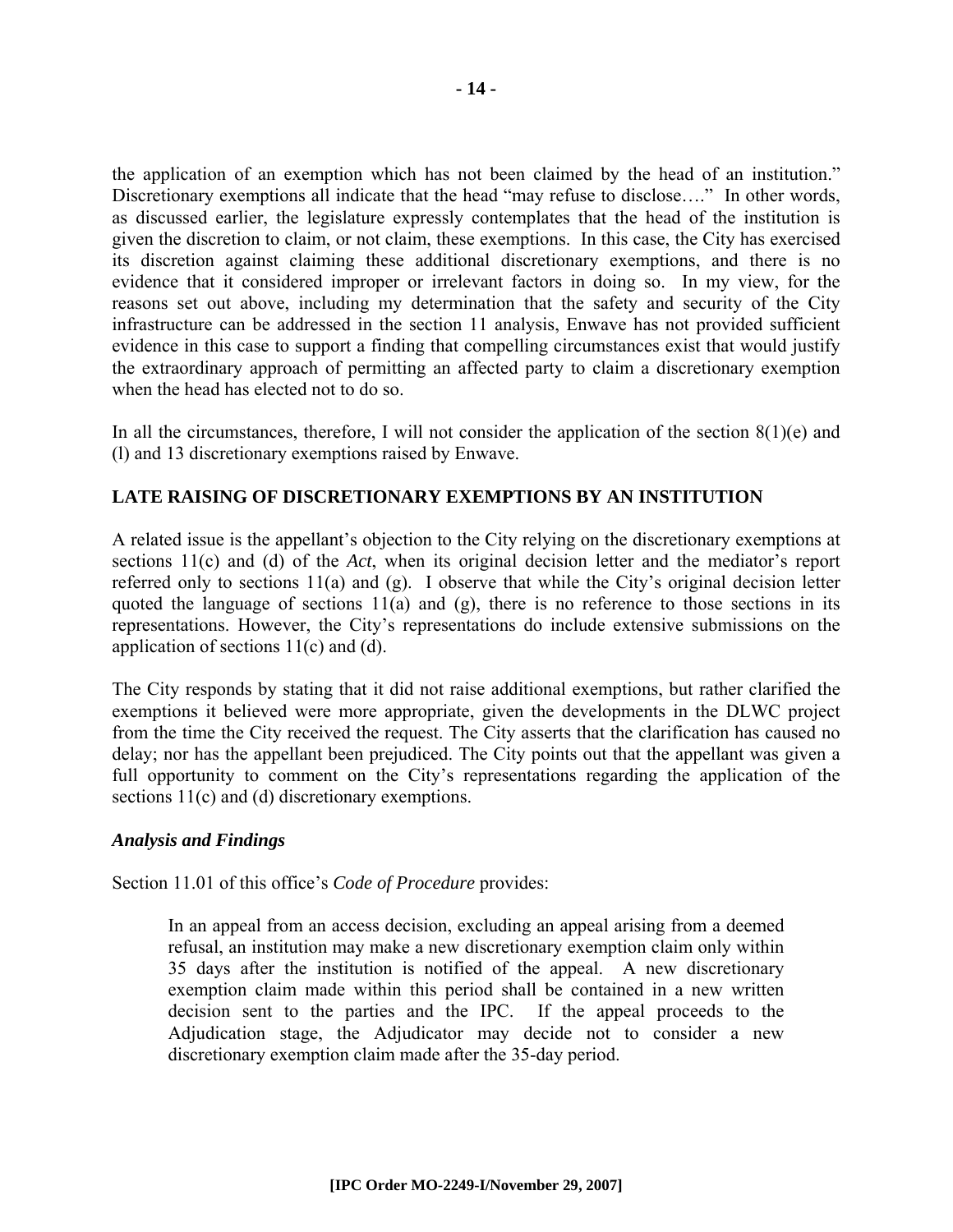the application of an exemption which has not been claimed by the head of an institution." Discretionary exemptions all indicate that the head "may refuse to disclose…." In other words, as discussed earlier, the legislature expressly contemplates that the head of the institution is given the discretion to claim, or not claim, these exemptions. In this case, the City has exercised its discretion against claiming these additional discretionary exemptions, and there is no evidence that it considered improper or irrelevant factors in doing so. In my view, for the reasons set out above, including my determination that the safety and security of the City infrastructure can be addressed in the section 11 analysis, Enwave has not provided sufficient evidence in this case to support a finding that compelling circumstances exist that would justify the extraordinary approach of permitting an affected party to claim a discretionary exemption when the head has elected not to do so.

In all the circumstances, therefore, I will not consider the application of the section 8(1)(e) and (l) and 13 discretionary exemptions raised by Enwave.

## LATE RAISING OF DISCRETIONARY EXEMPTIONS BY AN INSTITUTION

A related issue is the appellant's objection to the City relying on the discretionary exemptions at sections 11(c) and (d) of the *Act*, when its original decision letter and the mediator's report referred only to sections 11(a) and (g). I observe that while the City's original decision letter quoted the language of sections 11(a) and (g), there is no reference to those sections in its representations. However, the City's representations do include extensive submissions on the application of sections 11(c) and (d).

The City responds by stating that it did not raise additional exemptions, but rather clarified the exemptions it believed were more appropriate, given the developments in the DLWC project from the time the City received the request. The City asserts that the clarification has caused no delay; nor has the appellant been prejudiced. The City points out that the appellant was given a full opportunity to comment on the City's representations regarding the application of the sections 11(c) and (d) discretionary exemptions.

### *Analysis and Findings*

Section 11.01 of this office's *Code of Procedure* provides:

> In an appeal from an access decision, excluding an appeal arising from a deemed refusal, an institution may make a new discretionary exemption claim only within 35 days after the institution is notified of the appeal. A new discretionary exemption claim made within this period shall be contained in a new written decision sent to the parties and the IPC. If the appeal proceeds to the Adjudication stage, the Adjudicator may decide not to consider a new discretionary exemption claim made after the 35-day period.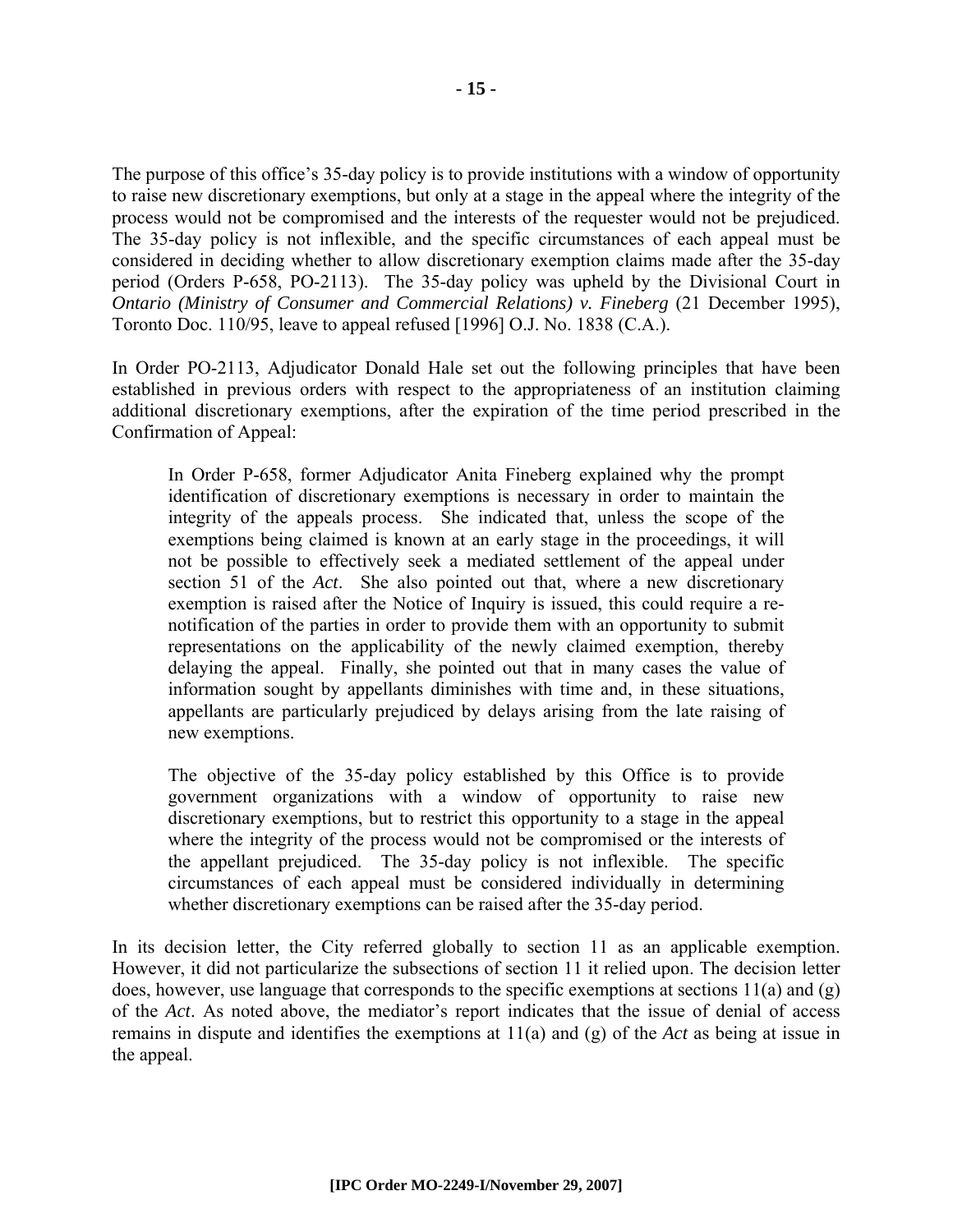The purpose of this office's 35-day policy is to provide institutions with a window of opportunity to raise new discretionary exemptions, but only at a stage in the appeal where the integrity of the process would not be compromised and the interests of the requester would not be prejudiced. The 35-day policy is not inflexible, and the specific circumstances of each appeal must be considered in deciding whether to allow discretionary exemption claims made after the 35-day period (Orders P-658, PO-2113). The 35-day policy was upheld by the Divisional Court in *Ontario (Ministry of Consumer and Commercial Relations) v. Fineberg* (21 December 1995), Toronto Doc. 110/95, leave to appeal refused [1996] O.J. No. 1838 (C.A.).

In Order PO-2113, Adjudicator Donald Hale set out the following principles that have been established in previous orders with respect to the appropriateness of an institution claiming additional discretionary exemptions, after the expiration of the time period prescribed in the Confirmation of Appeal:

> In Order P-658, former Adjudicator Anita Fineberg explained why the prompt identification of discretionary exemptions is necessary in order to maintain the integrity of the appeals process. She indicated that, unless the scope of the exemptions being claimed is known at an early stage in the proceedings, it will not be possible to effectively seek a mediated settlement of the appeal under section 51 of the *Act*. She also pointed out that, where a new discretionary exemption is raised after the Notice of Inquiry is issued, this could require a re-notification of the parties in order to provide them with an opportunity to submit representations on the applicability of the newly claimed exemption, thereby delaying the appeal. Finally, she pointed out that in many cases the value of information sought by appellants diminishes with time and, in these situations, appellants are particularly prejudiced by delays arising from the late raising of new exemptions.
>
> The objective of the 35-day policy established by this Office is to provide government organizations with a window of opportunity to raise new discretionary exemptions, but to restrict this opportunity to a stage in the appeal where the integrity of the process would not be compromised or the interests of the appellant prejudiced. The 35-day policy is not inflexible. The specific circumstances of each appeal must be considered individually in determining whether discretionary exemptions can be raised after the 35-day period.

In its decision letter, the City referred globally to section 11 as an applicable exemption. However, it did not particularize the subsections of section 11 it relied upon. The decision letter does, however, use language that corresponds to the specific exemptions at sections 11(a) and (g) of the *Act*. As noted above, the mediator's report indicates that the issue of denial of access remains in dispute and identifies the exemptions at 11(a) and (g) of the *Act* as being at issue in the appeal.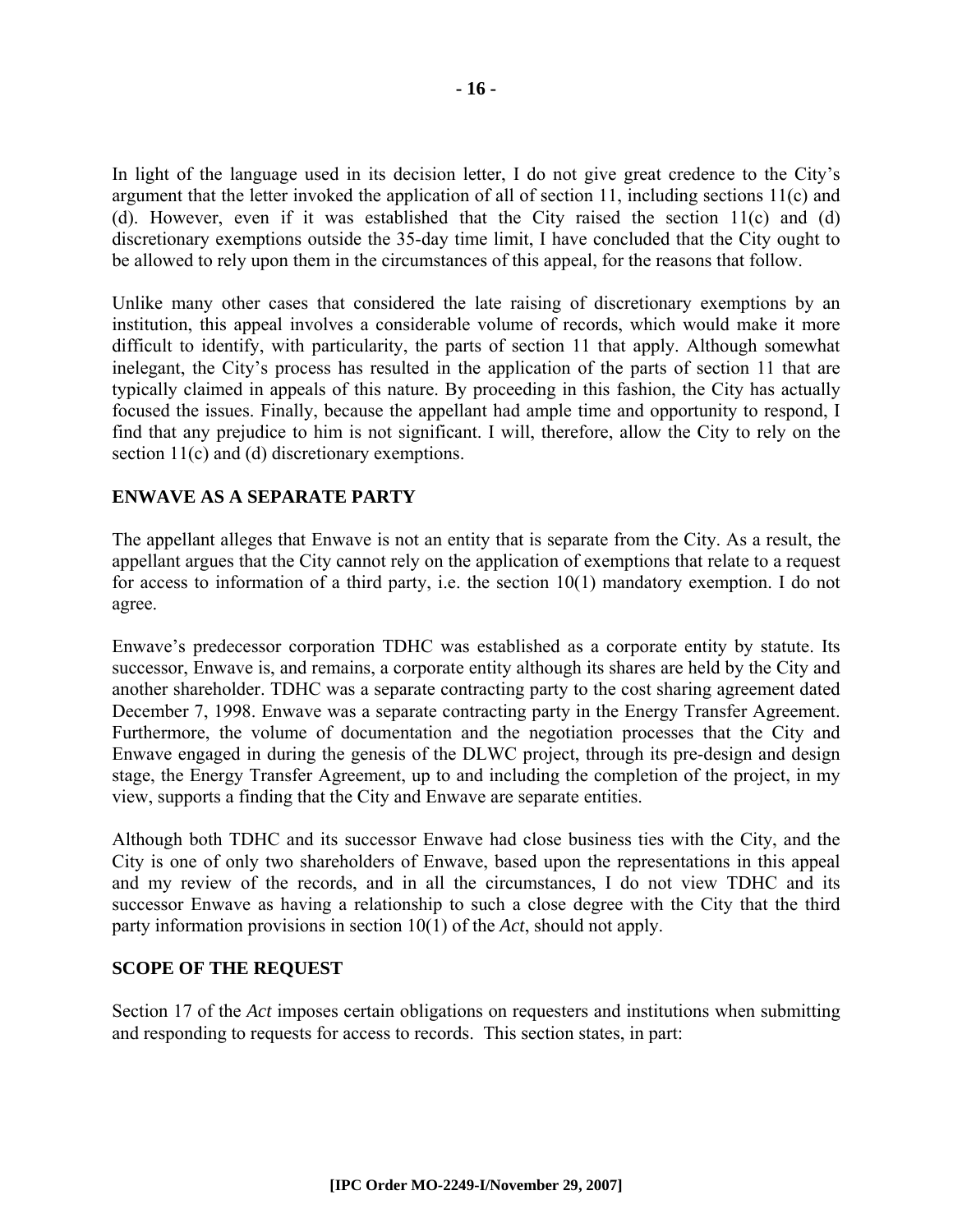In light of the language used in its decision letter, I do not give great credence to the City's argument that the letter invoked the application of all of section 11, including sections 11(c) and (d). However, even if it was established that the City raised the section 11(c) and (d) discretionary exemptions outside the 35-day time limit, I have concluded that the City ought to be allowed to rely upon them in the circumstances of this appeal, for the reasons that follow.

Unlike many other cases that considered the late raising of discretionary exemptions by an institution, this appeal involves a considerable volume of records, which would make it more difficult to identify, with particularity, the parts of section 11 that apply. Although somewhat inelegant, the City's process has resulted in the application of the parts of section 11 that are typically claimed in appeals of this nature. By proceeding in this fashion, the City has actually focused the issues. Finally, because the appellant had ample time and opportunity to respond, I find that any prejudice to him is not significant. I will, therefore, allow the City to rely on the section 11(c) and (d) discretionary exemptions.

## ENWAVE AS A SEPARATE PARTY

The appellant alleges that Enwave is not an entity that is separate from the City. As a result, the appellant argues that the City cannot rely on the application of exemptions that relate to a request for access to information of a third party, i.e. the section 10(1) mandatory exemption. I do not agree.

Enwave's predecessor corporation TDHC was established as a corporate entity by statute. Its successor, Enwave is, and remains, a corporate entity although its shares are held by the City and another shareholder. TDHC was a separate contracting party to the cost sharing agreement dated December 7, 1998. Enwave was a separate contracting party in the Energy Transfer Agreement. Furthermore, the volume of documentation and the negotiation processes that the City and Enwave engaged in during the genesis of the DLWC project, through its pre-design and design stage, the Energy Transfer Agreement, up to and including the completion of the project, in my view, supports a finding that the City and Enwave are separate entities.

Although both TDHC and its successor Enwave had close business ties with the City, and the City is one of only two shareholders of Enwave, based upon the representations in this appeal and my review of the records, and in all the circumstances, I do not view TDHC and its successor Enwave as having a relationship to such a close degree with the City that the third party information provisions in section 10(1) of the *Act*, should not apply.

## SCOPE OF THE REQUEST

Section 17 of the *Act* imposes certain obligations on requesters and institutions when submitting and responding to requests for access to records. This section states, in part: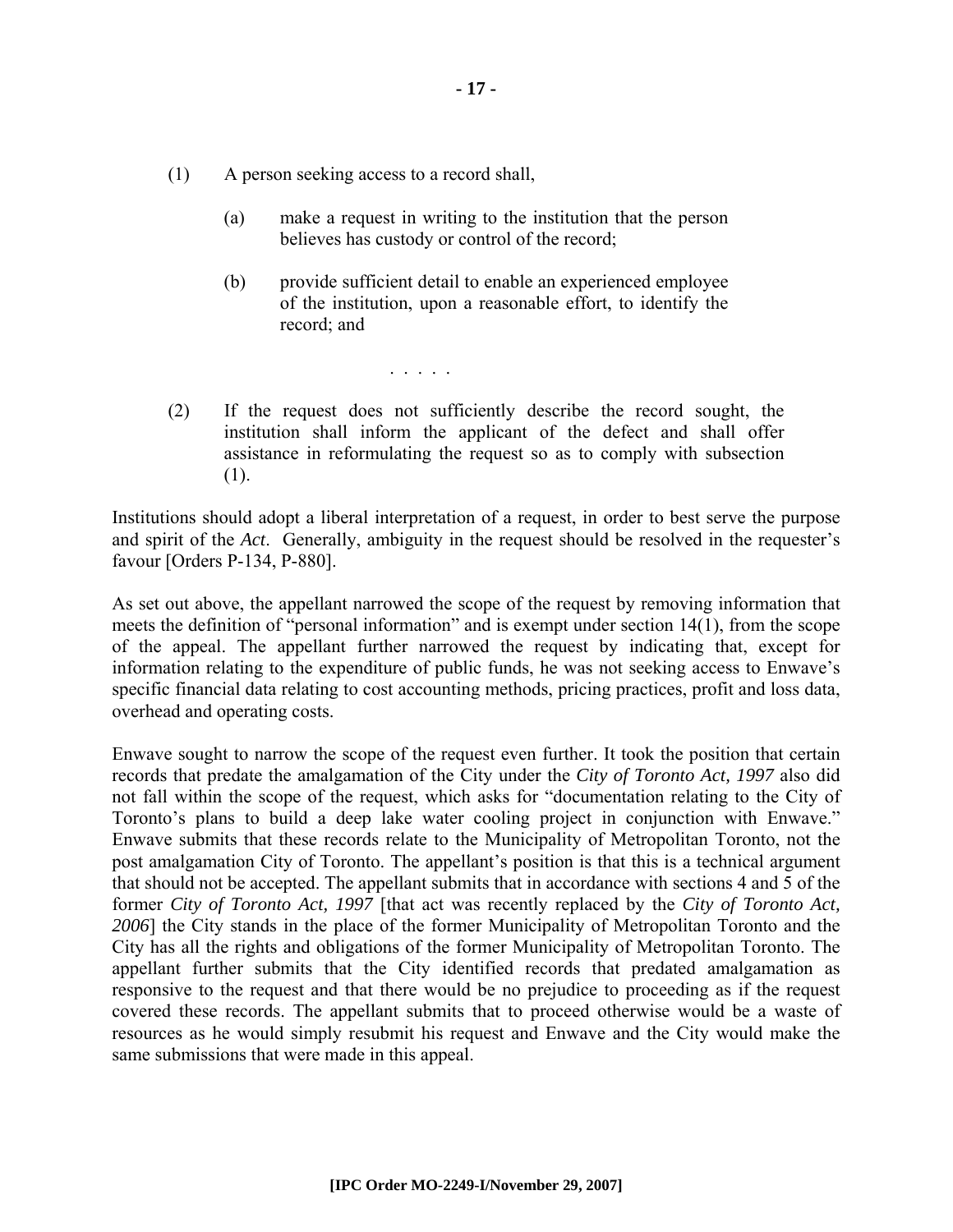(1) A person seeking access to a record shall,

> (a) make a request in writing to the institution that the person believes has custody or control of the record;
>
> (b) provide sufficient detail to enable an experienced employee of the institution, upon a reasonable effort, to identify the record; and
>
> . . . . .

(2) If the request does not sufficiently describe the record sought, the institution shall inform the applicant of the defect and shall offer assistance in reformulating the request so as to comply with subsection (1).

Institutions should adopt a liberal interpretation of a request, in order to best serve the purpose and spirit of the *Act*. Generally, ambiguity in the request should be resolved in the requester's favour [Orders P-134, P-880].

As set out above, the appellant narrowed the scope of the request by removing information that meets the definition of "personal information" and is exempt under section 14(1), from the scope of the appeal. The appellant further narrowed the request by indicating that, except for information relating to the expenditure of public funds, he was not seeking access to Enwave's specific financial data relating to cost accounting methods, pricing practices, profit and loss data, overhead and operating costs.

Enwave sought to narrow the scope of the request even further. It took the position that certain records that predate the amalgamation of the City under the *City of Toronto Act, 1997* also did not fall within the scope of the request, which asks for "documentation relating to the City of Toronto's plans to build a deep lake water cooling project in conjunction with Enwave." Enwave submits that these records relate to the Municipality of Metropolitan Toronto, not the post amalgamation City of Toronto. The appellant's position is that this is a technical argument that should not be accepted. The appellant submits that in accordance with sections 4 and 5 of the former *City of Toronto Act, 1997* [that act was recently replaced by the *City of Toronto Act, 2006*] the City stands in the place of the former Municipality of Metropolitan Toronto and the City has all the rights and obligations of the former Municipality of Metropolitan Toronto. The appellant further submits that the City identified records that predated amalgamation as responsive to the request and that there would be no prejudice to proceeding as if the request covered these records. The appellant submits that to proceed otherwise would be a waste of resources as he would simply resubmit his request and Enwave and the City would make the same submissions that were made in this appeal.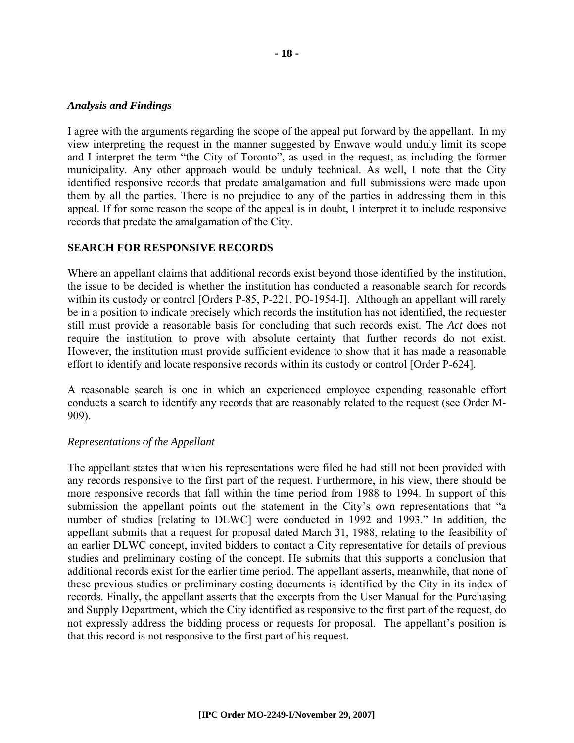### *Analysis and Findings*

I agree with the arguments regarding the scope of the appeal put forward by the appellant. In my view interpreting the request in the manner suggested by Enwave would unduly limit its scope and I interpret the term "the City of Toronto", as used in the request, as including the former municipality. Any other approach would be unduly technical. As well, I note that the City identified responsive records that predate amalgamation and full submissions were made upon them by all the parties. There is no prejudice to any of the parties in addressing them in this appeal. If for some reason the scope of the appeal is in doubt, I interpret it to include responsive records that predate the amalgamation of the City.

## SEARCH FOR RESPONSIVE RECORDS

Where an appellant claims that additional records exist beyond those identified by the institution, the issue to be decided is whether the institution has conducted a reasonable search for records within its custody or control [Orders P-85, P-221, PO-1954-I]. Although an appellant will rarely be in a position to indicate precisely which records the institution has not identified, the requester still must provide a reasonable basis for concluding that such records exist. The *Act* does not require the institution to prove with absolute certainty that further records do not exist. However, the institution must provide sufficient evidence to show that it has made a reasonable effort to identify and locate responsive records within its custody or control [Order P-624].

A reasonable search is one in which an experienced employee expending reasonable effort conducts a search to identify any records that are reasonably related to the request (see Order M-909).

### *Representations of the Appellant*

The appellant states that when his representations were filed he had still not been provided with any records responsive to the first part of the request. Furthermore, in his view, there should be more responsive records that fall within the time period from 1988 to 1994. In support of this submission the appellant points out the statement in the City's own representations that "a number of studies [relating to DLWC] were conducted in 1992 and 1993." In addition, the appellant submits that a request for proposal dated March 31, 1988, relating to the feasibility of an earlier DLWC concept, invited bidders to contact a City representative for details of previous studies and preliminary costing of the concept. He submits that this supports a conclusion that additional records exist for the earlier time period. The appellant asserts, meanwhile, that none of these previous studies or preliminary costing documents is identified by the City in its index of records. Finally, the appellant asserts that the excerpts from the User Manual for the Purchasing and Supply Department, which the City identified as responsive to the first part of the request, do not expressly address the bidding process or requests for proposal. The appellant's position is that this record is not responsive to the first part of his request.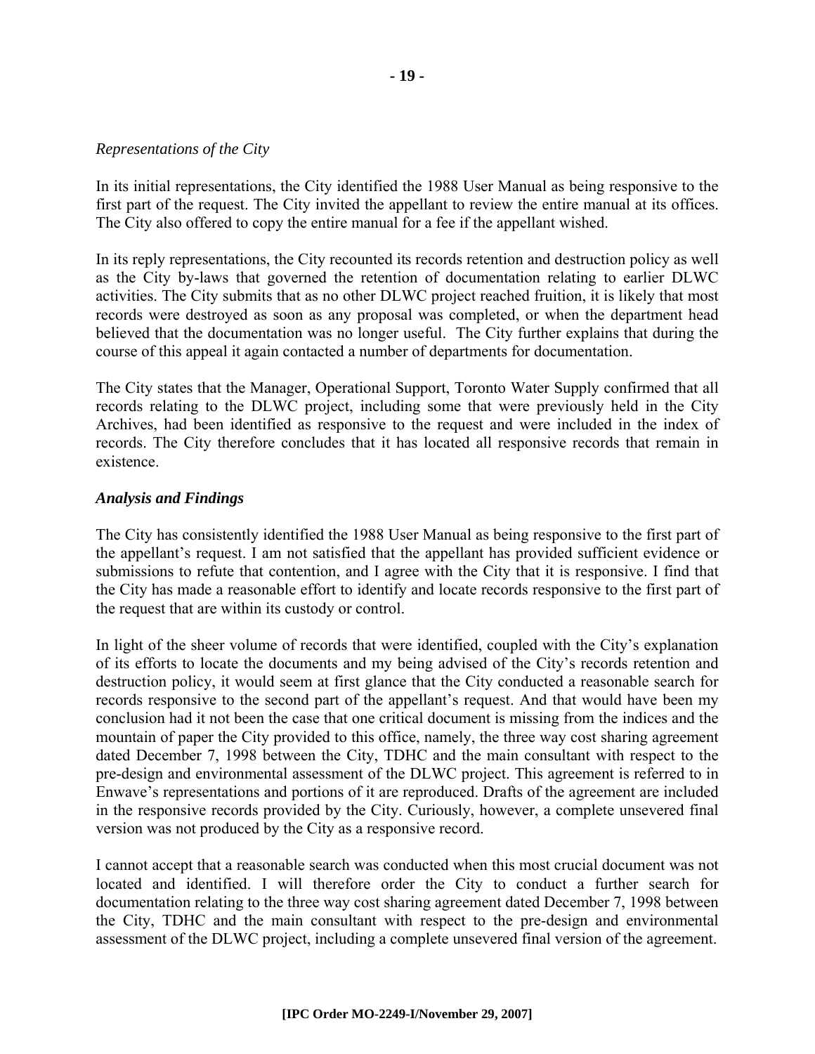*Representations of the City*

In its initial representations, the City identified the 1988 User Manual as being responsive to the first part of the request. The City invited the appellant to review the entire manual at its offices. The City also offered to copy the entire manual for a fee if the appellant wished.

In its reply representations, the City recounted its records retention and destruction policy as well as the City by-laws that governed the retention of documentation relating to earlier DLWC activities. The City submits that as no other DLWC project reached fruition, it is likely that most records were destroyed as soon as any proposal was completed, or when the department head believed that the documentation was no longer useful. The City further explains that during the course of this appeal it again contacted a number of departments for documentation.

The City states that the Manager, Operational Support, Toronto Water Supply confirmed that all records relating to the DLWC project, including some that were previously held in the City Archives, had been identified as responsive to the request and were included in the index of records. The City therefore concludes that it has located all responsive records that remain in existence.

***Analysis and Findings***

The City has consistently identified the 1988 User Manual as being responsive to the first part of the appellant's request. I am not satisfied that the appellant has provided sufficient evidence or submissions to refute that contention, and I agree with the City that it is responsive. I find that the City has made a reasonable effort to identify and locate records responsive to the first part of the request that are within its custody or control.

In light of the sheer volume of records that were identified, coupled with the City's explanation of its efforts to locate the documents and my being advised of the City's records retention and destruction policy, it would seem at first glance that the City conducted a reasonable search for records responsive to the second part of the appellant's request. And that would have been my conclusion had it not been the case that one critical document is missing from the indices and the mountain of paper the City provided to this office, namely, the three way cost sharing agreement dated December 7, 1998 between the City, TDHC and the main consultant with respect to the pre-design and environmental assessment of the DLWC project. This agreement is referred to in Enwave's representations and portions of it are reproduced. Drafts of the agreement are included in the responsive records provided by the City. Curiously, however, a complete unsevered final version was not produced by the City as a responsive record.

I cannot accept that a reasonable search was conducted when this most crucial document was not located and identified. I will therefore order the City to conduct a further search for documentation relating to the three way cost sharing agreement dated December 7, 1998 between the City, TDHC and the main consultant with respect to the pre-design and environmental assessment of the DLWC project, including a complete unsevered final version of the agreement.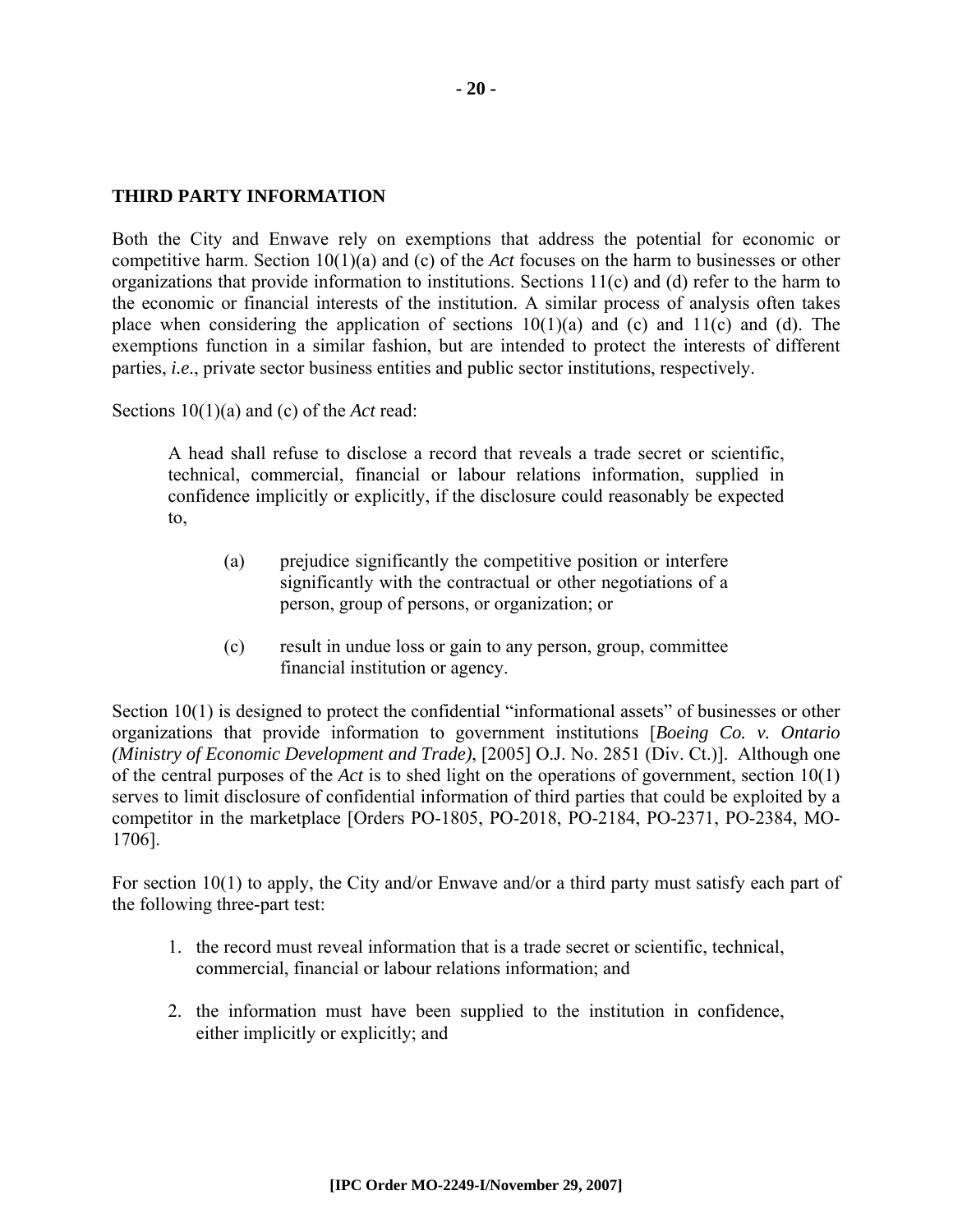## THIRD PARTY INFORMATION

Both the City and Enwave rely on exemptions that address the potential for economic or competitive harm. Section 10(1)(a) and (c) of the *Act* focuses on the harm to businesses or other organizations that provide information to institutions. Sections 11(c) and (d) refer to the harm to the economic or financial interests of the institution. A similar process of analysis often takes place when considering the application of sections 10(1)(a) and (c) and 11(c) and (d). The exemptions function in a similar fashion, but are intended to protect the interests of different parties, *i.e*., private sector business entities and public sector institutions, respectively.

Sections 10(1)(a) and (c) of the *Act* read:

> A head shall refuse to disclose a record that reveals a trade secret or scientific, technical, commercial, financial or labour relations information, supplied in confidence implicitly or explicitly, if the disclosure could reasonably be expected to,
>
> (a) prejudice significantly the competitive position or interfere significantly with the contractual or other negotiations of a person, group of persons, or organization; or
>
> (c) result in undue loss or gain to any person, group, committee financial institution or agency.

Section 10(1) is designed to protect the confidential "informational assets" of businesses or other organizations that provide information to government institutions [*Boeing Co. v. Ontario (Ministry of Economic Development and Trade)*, [2005] O.J. No. 2851 (Div. Ct.)]. Although one of the central purposes of the *Act* is to shed light on the operations of government, section 10(1) serves to limit disclosure of confidential information of third parties that could be exploited by a competitor in the marketplace [Orders PO-1805, PO-2018, PO-2184, PO-2371, PO-2384, MO-1706].

For section 10(1) to apply, the City and/or Enwave and/or a third party must satisfy each part of the following three-part test:

1. the record must reveal information that is a trade secret or scientific, technical, commercial, financial or labour relations information; and
2. the information must have been supplied to the institution in confidence, either implicitly or explicitly; and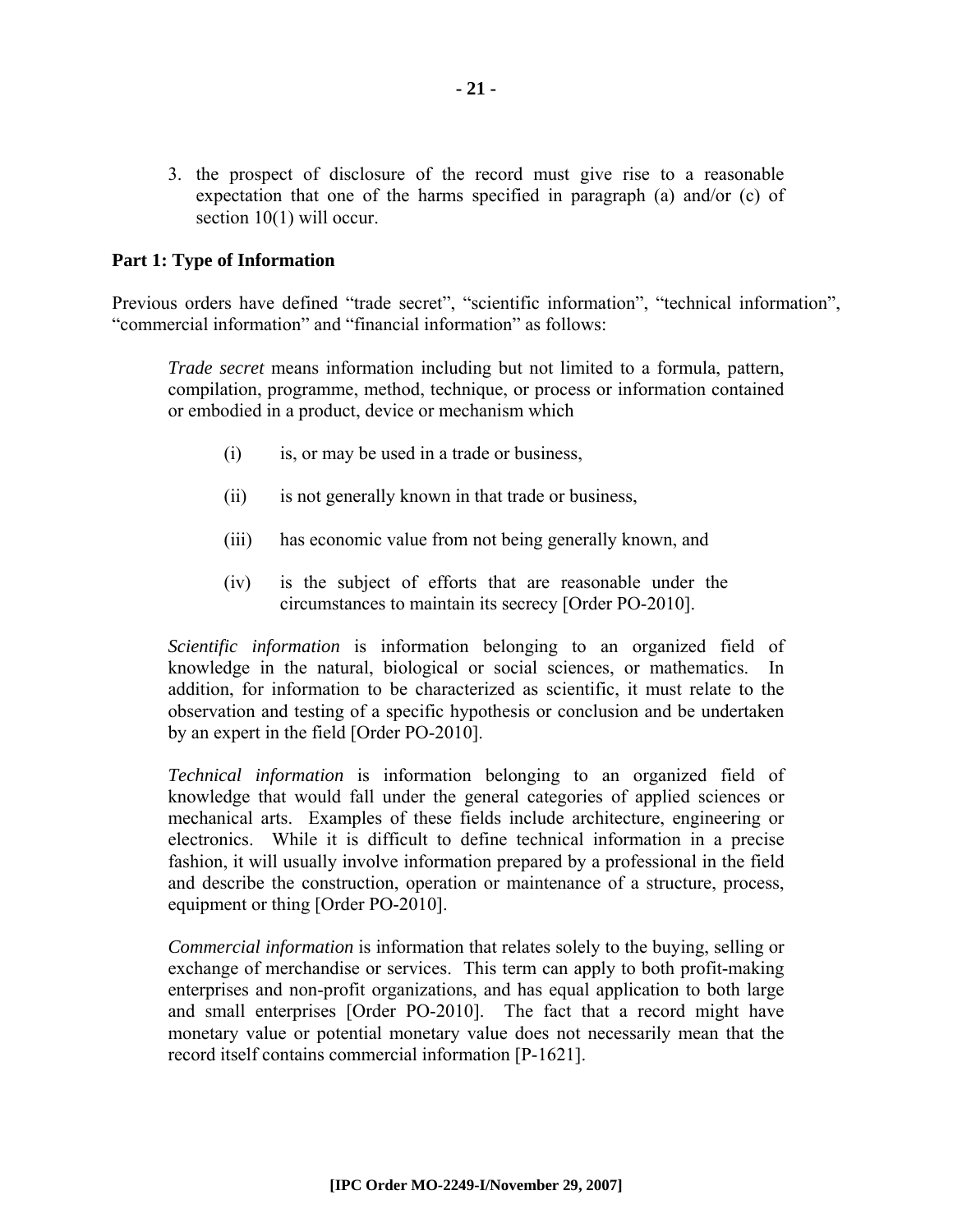3. the prospect of disclosure of the record must give rise to a reasonable expectation that one of the harms specified in paragraph (a) and/or (c) of section 10(1) will occur.

**Part 1: Type of Information**

Previous orders have defined "trade secret", "scientific information", "technical information", "commercial information" and "financial information" as follows:

> *Trade secret* means information including but not limited to a formula, pattern, compilation, programme, method, technique, or process or information contained or embodied in a product, device or mechanism which
>
> (i) is, or may be used in a trade or business,
>
> (ii) is not generally known in that trade or business,
>
> (iii) has economic value from not being generally known, and
>
> (iv) is the subject of efforts that are reasonable under the circumstances to maintain its secrecy [Order PO-2010].
>
> *Scientific information* is information belonging to an organized field of knowledge in the natural, biological or social sciences, or mathematics. In addition, for information to be characterized as scientific, it must relate to the observation and testing of a specific hypothesis or conclusion and be undertaken by an expert in the field [Order PO-2010].
>
> *Technical information* is information belonging to an organized field of knowledge that would fall under the general categories of applied sciences or mechanical arts. Examples of these fields include architecture, engineering or electronics. While it is difficult to define technical information in a precise fashion, it will usually involve information prepared by a professional in the field and describe the construction, operation or maintenance of a structure, process, equipment or thing [Order PO-2010].
>
> *Commercial information* is information that relates solely to the buying, selling or exchange of merchandise or services. This term can apply to both profit-making enterprises and non-profit organizations, and has equal application to both large and small enterprises [Order PO-2010]. The fact that a record might have monetary value or potential monetary value does not necessarily mean that the record itself contains commercial information [P-1621].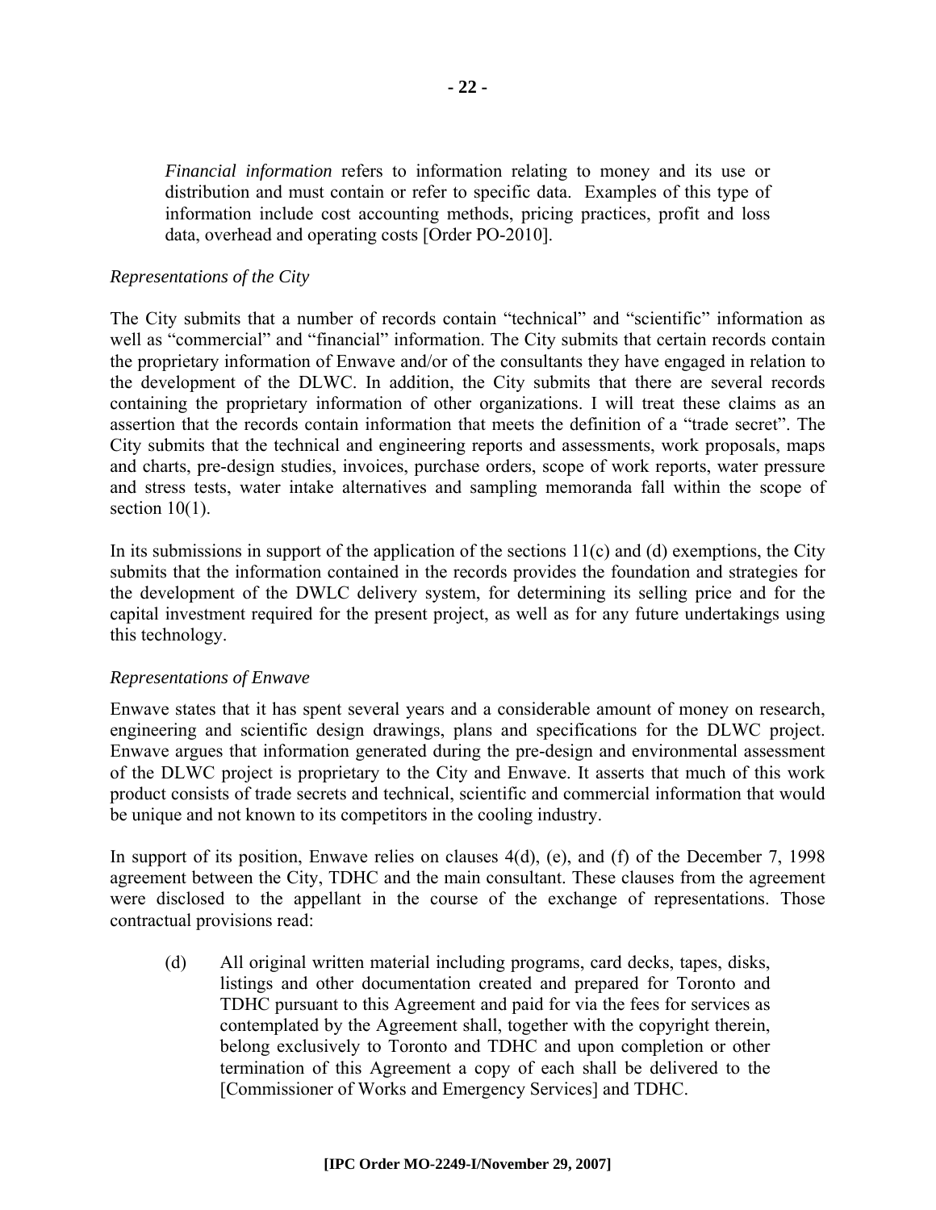> *Financial information* refers to information relating to money and its use or distribution and must contain or refer to specific data. Examples of this type of information include cost accounting methods, pricing practices, profit and loss data, overhead and operating costs [Order PO-2010].

*Representations of the City*

The City submits that a number of records contain "technical" and "scientific" information as well as "commercial" and "financial" information. The City submits that certain records contain the proprietary information of Enwave and/or of the consultants they have engaged in relation to the development of the DLWC. In addition, the City submits that there are several records containing the proprietary information of other organizations. I will treat these claims as an assertion that the records contain information that meets the definition of a "trade secret". The City submits that the technical and engineering reports and assessments, work proposals, maps and charts, pre-design studies, invoices, purchase orders, scope of work reports, water pressure and stress tests, water intake alternatives and sampling memoranda fall within the scope of section 10(1).

In its submissions in support of the application of the sections 11(c) and (d) exemptions, the City submits that the information contained in the records provides the foundation and strategies for the development of the DWLC delivery system, for determining its selling price and for the capital investment required for the present project, as well as for any future undertakings using this technology.

*Representations of Enwave*

Enwave states that it has spent several years and a considerable amount of money on research, engineering and scientific design drawings, plans and specifications for the DLWC project. Enwave argues that information generated during the pre-design and environmental assessment of the DLWC project is proprietary to the City and Enwave. It asserts that much of this work product consists of trade secrets and technical, scientific and commercial information that would be unique and not known to its competitors in the cooling industry.

In support of its position, Enwave relies on clauses 4(d), (e), and (f) of the December 7, 1998 agreement between the City, TDHC and the main consultant. These clauses from the agreement were disclosed to the appellant in the course of the exchange of representations. Those contractual provisions read:

> (d) All original written material including programs, card decks, tapes, disks, listings and other documentation created and prepared for Toronto and TDHC pursuant to this Agreement and paid for via the fees for services as contemplated by the Agreement shall, together with the copyright therein, belong exclusively to Toronto and TDHC and upon completion or other termination of this Agreement a copy of each shall be delivered to the [Commissioner of Works and Emergency Services] and TDHC.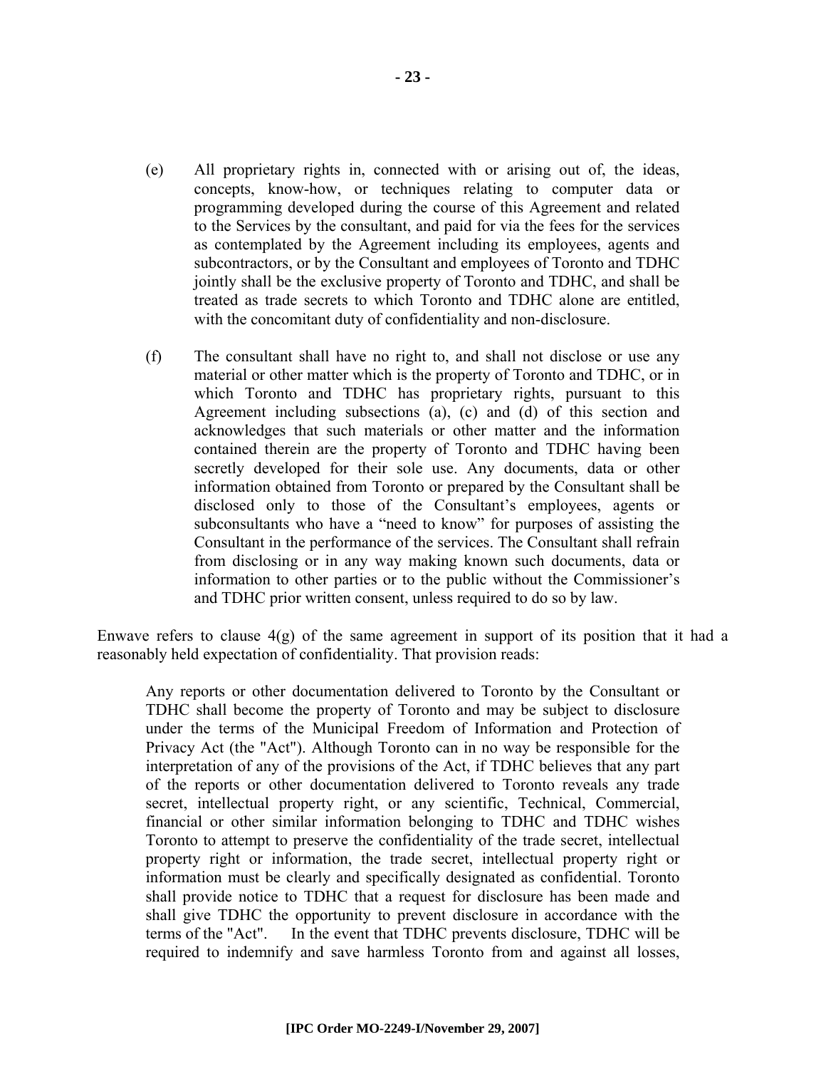(e) All proprietary rights in, connected with or arising out of, the ideas, concepts, know-how, or techniques relating to computer data or programming developed during the course of this Agreement and related to the Services by the consultant, and paid for via the fees for the services as contemplated by the Agreement including its employees, agents and subcontractors, or by the Consultant and employees of Toronto and TDHC jointly shall be the exclusive property of Toronto and TDHC, and shall be treated as trade secrets to which Toronto and TDHC alone are entitled, with the concomitant duty of confidentiality and non-disclosure.

(f) The consultant shall have no right to, and shall not disclose or use any material or other matter which is the property of Toronto and TDHC, or in which Toronto and TDHC has proprietary rights, pursuant to this Agreement including subsections (a), (c) and (d) of this section and acknowledges that such materials or other matter and the information contained therein are the property of Toronto and TDHC having been secretly developed for their sole use. Any documents, data or other information obtained from Toronto or prepared by the Consultant shall be disclosed only to those of the Consultant's employees, agents or subconsultants who have a "need to know" for purposes of assisting the Consultant in the performance of the services. The Consultant shall refrain from disclosing or in any way making known such documents, data or information to other parties or to the public without the Commissioner's and TDHC prior written consent, unless required to do so by law.

Enwave refers to clause 4(g) of the same agreement in support of its position that it had a reasonably held expectation of confidentiality. That provision reads:

> Any reports or other documentation delivered to Toronto by the Consultant or TDHC shall become the property of Toronto and may be subject to disclosure under the terms of the Municipal Freedom of Information and Protection of Privacy Act (the "Act"). Although Toronto can in no way be responsible for the interpretation of any of the provisions of the Act, if TDHC believes that any part of the reports or other documentation delivered to Toronto reveals any trade secret, intellectual property right, or any scientific, Technical, Commercial, financial or other similar information belonging to TDHC and TDHC wishes Toronto to attempt to preserve the confidentiality of the trade secret, intellectual property right or information, the trade secret, intellectual property right or information must be clearly and specifically designated as confidential. Toronto shall provide notice to TDHC that a request for disclosure has been made and shall give TDHC the opportunity to prevent disclosure in accordance with the terms of the "Act". In the event that TDHC prevents disclosure, TDHC will be required to indemnify and save harmless Toronto from and against all losses,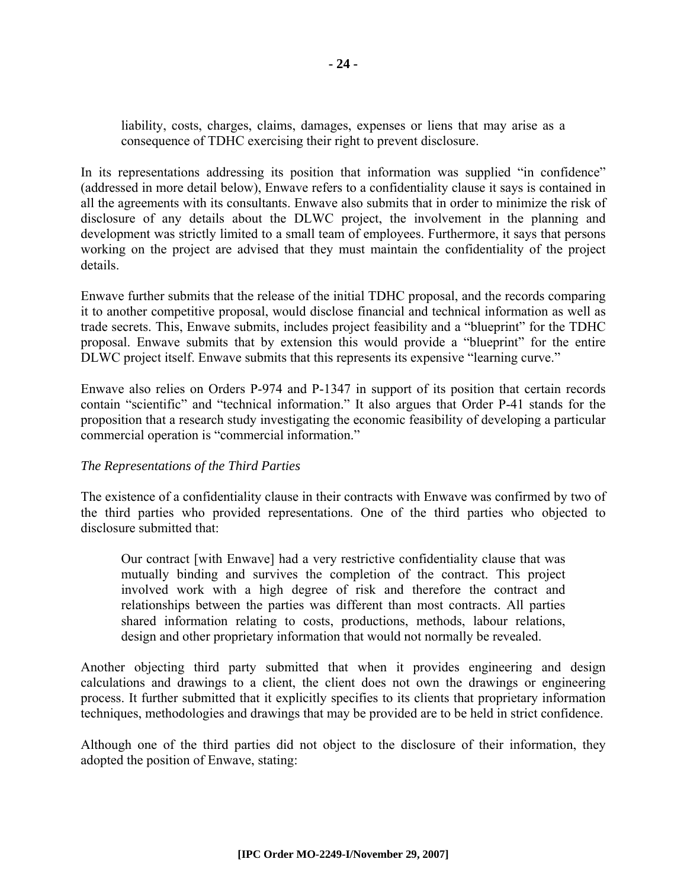> liability, costs, charges, claims, damages, expenses or liens that may arise as a consequence of TDHC exercising their right to prevent disclosure.

In its representations addressing its position that information was supplied "in confidence" (addressed in more detail below), Enwave refers to a confidentiality clause it says is contained in all the agreements with its consultants. Enwave also submits that in order to minimize the risk of disclosure of any details about the DLWC project, the involvement in the planning and development was strictly limited to a small team of employees. Furthermore, it says that persons working on the project are advised that they must maintain the confidentiality of the project details.

Enwave further submits that the release of the initial TDHC proposal, and the records comparing it to another competitive proposal, would disclose financial and technical information as well as trade secrets. This, Enwave submits, includes project feasibility and a "blueprint" for the TDHC proposal. Enwave submits that by extension this would provide a "blueprint" for the entire DLWC project itself. Enwave submits that this represents its expensive "learning curve."

Enwave also relies on Orders P-974 and P-1347 in support of its position that certain records contain "scientific" and "technical information." It also argues that Order P-41 stands for the proposition that a research study investigating the economic feasibility of developing a particular commercial operation is "commercial information."

*The Representations of the Third Parties*

The existence of a confidentiality clause in their contracts with Enwave was confirmed by two of the third parties who provided representations. One of the third parties who objected to disclosure submitted that:

> Our contract [with Enwave] had a very restrictive confidentiality clause that was mutually binding and survives the completion of the contract. This project involved work with a high degree of risk and therefore the contract and relationships between the parties was different than most contracts. All parties shared information relating to costs, productions, methods, labour relations, design and other proprietary information that would not normally be revealed.

Another objecting third party submitted that when it provides engineering and design calculations and drawings to a client, the client does not own the drawings or engineering process. It further submitted that it explicitly specifies to its clients that proprietary information techniques, methodologies and drawings that may be provided are to be held in strict confidence.

Although one of the third parties did not object to the disclosure of their information, they adopted the position of Enwave, stating: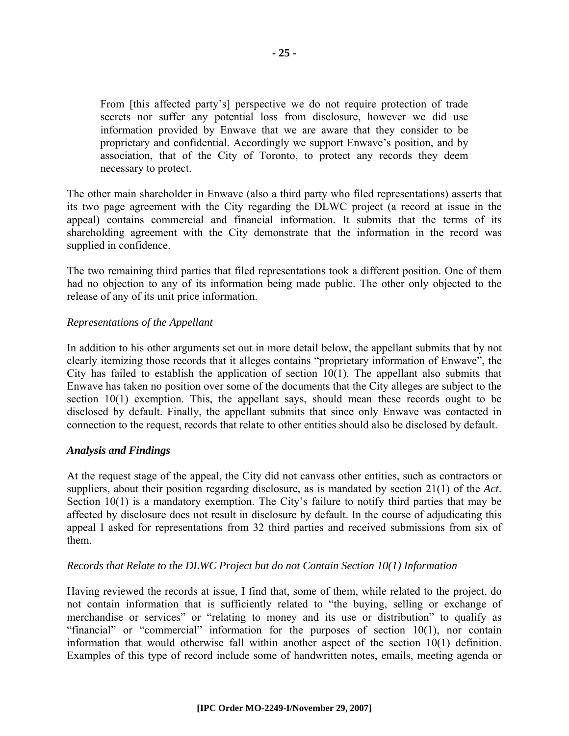> From [this affected party's] perspective we do not require protection of trade secrets nor suffer any potential loss from disclosure, however we did use information provided by Enwave that we are aware that they consider to be proprietary and confidential. Accordingly we support Enwave's position, and by association, that of the City of Toronto, to protect any records they deem necessary to protect.

The other main shareholder in Enwave (also a third party who filed representations) asserts that its two page agreement with the City regarding the DLWC project (a record at issue in the appeal) contains commercial and financial information. It submits that the terms of its shareholding agreement with the City demonstrate that the information in the record was supplied in confidence.

The two remaining third parties that filed representations took a different position. One of them had no objection to any of its information being made public. The other only objected to the release of any of its unit price information.

*Representations of the Appellant*

In addition to his other arguments set out in more detail below, the appellant submits that by not clearly itemizing those records that it alleges contains "proprietary information of Enwave", the City has failed to establish the application of section 10(1). The appellant also submits that Enwave has taken no position over some of the documents that the City alleges are subject to the section 10(1) exemption. This, the appellant says, should mean these records ought to be disclosed by default. Finally, the appellant submits that since only Enwave was contacted in connection to the request, records that relate to other entities should also be disclosed by default.

***Analysis and Findings***

At the request stage of the appeal, the City did not canvass other entities, such as contractors or suppliers, about their position regarding disclosure, as is mandated by section 21(1) of the *Act*. Section 10(1) is a mandatory exemption. The City's failure to notify third parties that may be affected by disclosure does not result in disclosure by default. In the course of adjudicating this appeal I asked for representations from 32 third parties and received submissions from six of them.

*Records that Relate to the DLWC Project but do not Contain Section 10(1) Information*

Having reviewed the records at issue, I find that, some of them, while related to the project, do not contain information that is sufficiently related to "the buying, selling or exchange of merchandise or services" or "relating to money and its use or distribution" to qualify as "financial" or "commercial" information for the purposes of section 10(1), nor contain information that would otherwise fall within another aspect of the section 10(1) definition. Examples of this type of record include some of handwritten notes, emails, meeting agenda or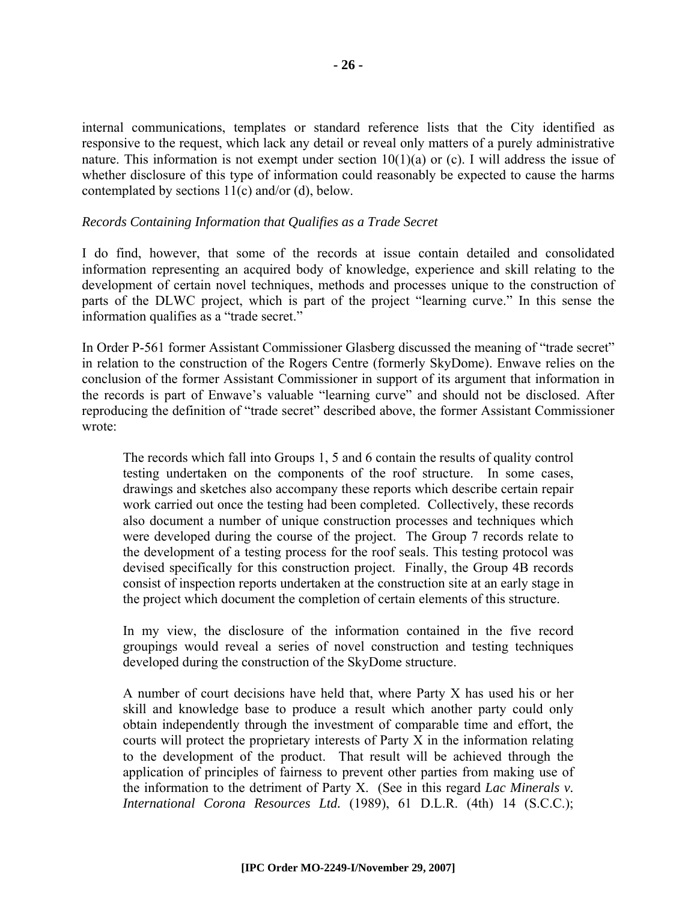internal communications, templates or standard reference lists that the City identified as responsive to the request, which lack any detail or reveal only matters of a purely administrative nature. This information is not exempt under section 10(1)(a) or (c). I will address the issue of whether disclosure of this type of information could reasonably be expected to cause the harms contemplated by sections 11(c) and/or (d), below.

*Records Containing Information that Qualifies as a Trade Secret*

I do find, however, that some of the records at issue contain detailed and consolidated information representing an acquired body of knowledge, experience and skill relating to the development of certain novel techniques, methods and processes unique to the construction of parts of the DLWC project, which is part of the project "learning curve." In this sense the information qualifies as a "trade secret."

In Order P-561 former Assistant Commissioner Glasberg discussed the meaning of "trade secret" in relation to the construction of the Rogers Centre (formerly SkyDome). Enwave relies on the conclusion of the former Assistant Commissioner in support of its argument that information in the records is part of Enwave's valuable "learning curve" and should not be disclosed. After reproducing the definition of "trade secret" described above, the former Assistant Commissioner wrote:

> The records which fall into Groups 1, 5 and 6 contain the results of quality control testing undertaken on the components of the roof structure. In some cases, drawings and sketches also accompany these reports which describe certain repair work carried out once the testing had been completed. Collectively, these records also document a number of unique construction processes and techniques which were developed during the course of the project. The Group 7 records relate to the development of a testing process for the roof seals. This testing protocol was devised specifically for this construction project. Finally, the Group 4B records consist of inspection reports undertaken at the construction site at an early stage in the project which document the completion of certain elements of this structure.
>
> In my view, the disclosure of the information contained in the five record groupings would reveal a series of novel construction and testing techniques developed during the construction of the SkyDome structure.
>
> A number of court decisions have held that, where Party X has used his or her skill and knowledge base to produce a result which another party could only obtain independently through the investment of comparable time and effort, the courts will protect the proprietary interests of Party X in the information relating to the development of the product. That result will be achieved through the application of principles of fairness to prevent other parties from making use of the information to the detriment of Party X. (See in this regard ***Lac Minerals v. International Corona Resources Ltd.*** (1989), 61 D.L.R. (4th) 14 (S.C.C.);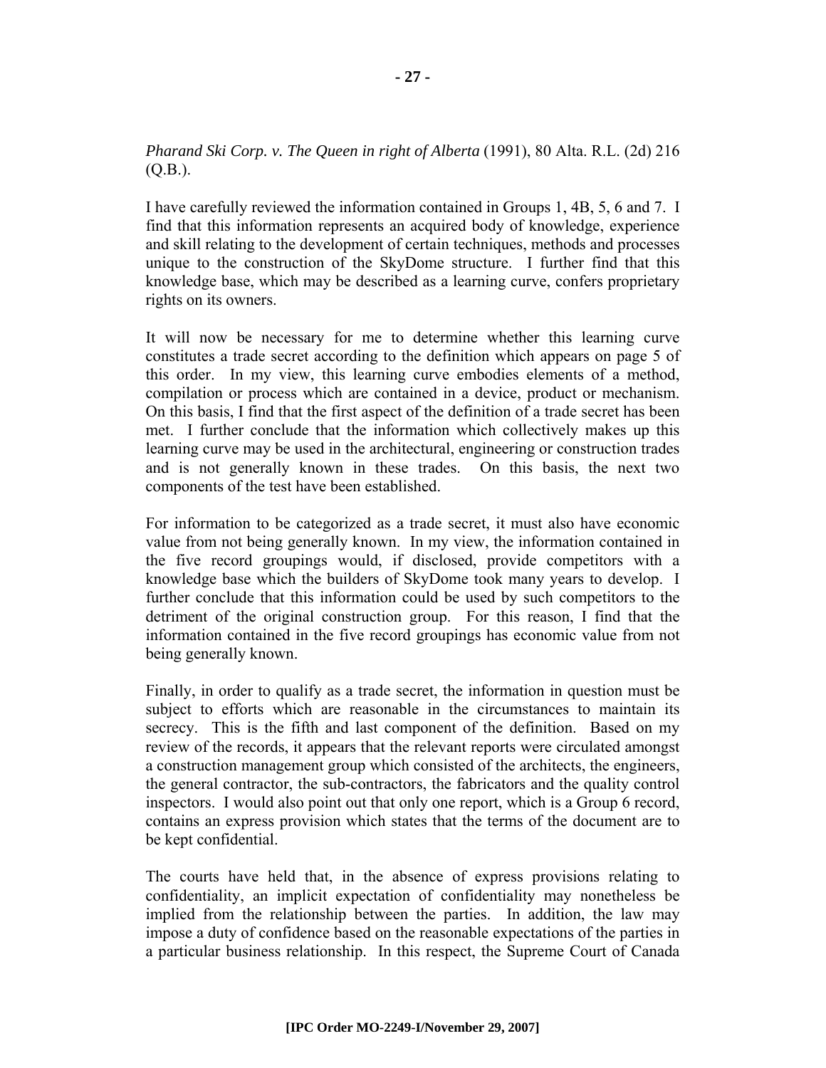*Pharand Ski Corp. v. The Queen in right of Alberta* (1991), 80 Alta. R.L. (2d) 216 (Q.B.).

I have carefully reviewed the information contained in Groups 1, 4B, 5, 6 and 7. I find that this information represents an acquired body of knowledge, experience and skill relating to the development of certain techniques, methods and processes unique to the construction of the SkyDome structure. I further find that this knowledge base, which may be described as a learning curve, confers proprietary rights on its owners.

It will now be necessary for me to determine whether this learning curve constitutes a trade secret according to the definition which appears on page 5 of this order. In my view, this learning curve embodies elements of a method, compilation or process which are contained in a device, product or mechanism. On this basis, I find that the first aspect of the definition of a trade secret has been met. I further conclude that the information which collectively makes up this learning curve may be used in the architectural, engineering or construction trades and is not generally known in these trades. On this basis, the next two components of the test have been established.

For information to be categorized as a trade secret, it must also have economic value from not being generally known. In my view, the information contained in the five record groupings would, if disclosed, provide competitors with a knowledge base which the builders of SkyDome took many years to develop. I further conclude that this information could be used by such competitors to the detriment of the original construction group. For this reason, I find that the information contained in the five record groupings has economic value from not being generally known.

Finally, in order to qualify as a trade secret, the information in question must be subject to efforts which are reasonable in the circumstances to maintain its secrecy. This is the fifth and last component of the definition. Based on my review of the records, it appears that the relevant reports were circulated amongst a construction management group which consisted of the architects, the engineers, the general contractor, the sub-contractors, the fabricators and the quality control inspectors. I would also point out that only one report, which is a Group 6 record, contains an express provision which states that the terms of the document are to be kept confidential.

The courts have held that, in the absence of express provisions relating to confidentiality, an implicit expectation of confidentiality may nonetheless be implied from the relationship between the parties. In addition, the law may impose a duty of confidence based on the reasonable expectations of the parties in a particular business relationship. In this respect, the Supreme Court of Canada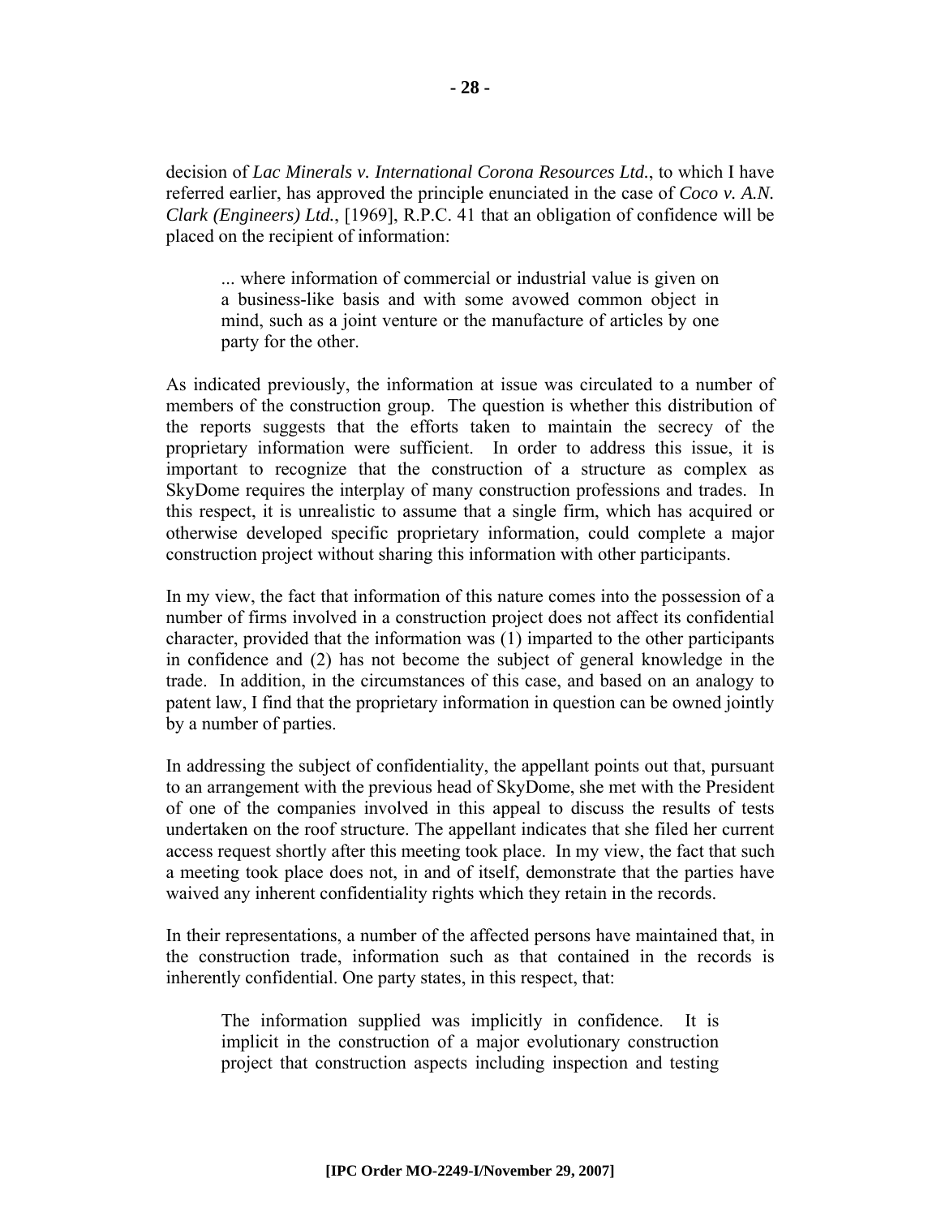decision of *Lac Minerals v. International Corona Resources Ltd.*, to which I have referred earlier, has approved the principle enunciated in the case of *Coco v. A.N. Clark (Engineers) Ltd.*, [1969], R.P.C. 41 that an obligation of confidence will be placed on the recipient of information:

> ... where information of commercial or industrial value is given on a business-like basis and with some avowed common object in mind, such as a joint venture or the manufacture of articles by one party for the other.

As indicated previously, the information at issue was circulated to a number of members of the construction group. The question is whether this distribution of the reports suggests that the efforts taken to maintain the secrecy of the proprietary information were sufficient. In order to address this issue, it is important to recognize that the construction of a structure as complex as SkyDome requires the interplay of many construction professions and trades. In this respect, it is unrealistic to assume that a single firm, which has acquired or otherwise developed specific proprietary information, could complete a major construction project without sharing this information with other participants.

In my view, the fact that information of this nature comes into the possession of a number of firms involved in a construction project does not affect its confidential character, provided that the information was (1) imparted to the other participants in confidence and (2) has not become the subject of general knowledge in the trade. In addition, in the circumstances of this case, and based on an analogy to patent law, I find that the proprietary information in question can be owned jointly by a number of parties.

In addressing the subject of confidentiality, the appellant points out that, pursuant to an arrangement with the previous head of SkyDome, she met with the President of one of the companies involved in this appeal to discuss the results of tests undertaken on the roof structure. The appellant indicates that she filed her current access request shortly after this meeting took place. In my view, the fact that such a meeting took place does not, in and of itself, demonstrate that the parties have waived any inherent confidentiality rights which they retain in the records.

In their representations, a number of the affected persons have maintained that, in the construction trade, information such as that contained in the records is inherently confidential. One party states, in this respect, that:

> The information supplied was implicitly in confidence. It is implicit in the construction of a major evolutionary construction project that construction aspects including inspection and testing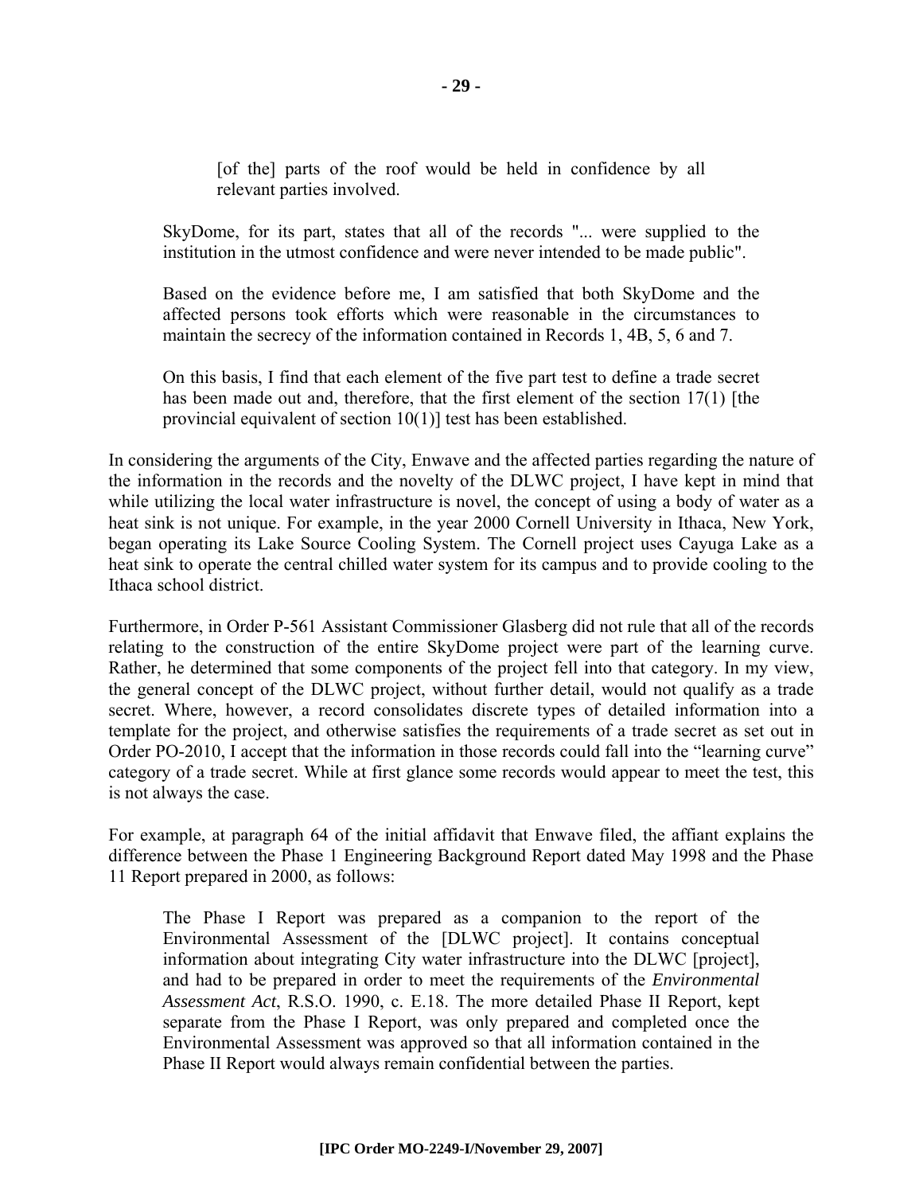> [of the] parts of the roof would be held in confidence by all relevant parties involved.

> SkyDome, for its part, states that all of the records "... were supplied to the institution in the utmost confidence and were never intended to be made public".
>
> Based on the evidence before me, I am satisfied that both SkyDome and the affected persons took efforts which were reasonable in the circumstances to maintain the secrecy of the information contained in Records 1, 4B, 5, 6 and 7.
>
> On this basis, I find that each element of the five part test to define a trade secret has been made out and, therefore, that the first element of the section 17(1) [the provincial equivalent of section 10(1)] test has been established.

In considering the arguments of the City, Enwave and the affected parties regarding the nature of the information in the records and the novelty of the DLWC project, I have kept in mind that while utilizing the local water infrastructure is novel, the concept of using a body of water as a heat sink is not unique. For example, in the year 2000 Cornell University in Ithaca, New York, began operating its Lake Source Cooling System. The Cornell project uses Cayuga Lake as a heat sink to operate the central chilled water system for its campus and to provide cooling to the Ithaca school district.

Furthermore, in Order P-561 Assistant Commissioner Glasberg did not rule that all of the records relating to the construction of the entire SkyDome project were part of the learning curve. Rather, he determined that some components of the project fell into that category. In my view, the general concept of the DLWC project, without further detail, would not qualify as a trade secret. Where, however, a record consolidates discrete types of detailed information into a template for the project, and otherwise satisfies the requirements of a trade secret as set out in Order PO-2010, I accept that the information in those records could fall into the "learning curve" category of a trade secret. While at first glance some records would appear to meet the test, this is not always the case.

For example, at paragraph 64 of the initial affidavit that Enwave filed, the affiant explains the difference between the Phase 1 Engineering Background Report dated May 1998 and the Phase 11 Report prepared in 2000, as follows:

> The Phase I Report was prepared as a companion to the report of the Environmental Assessment of the [DLWC project]. It contains conceptual information about integrating City water infrastructure into the DLWC [project], and had to be prepared in order to meet the requirements of the *Environmental Assessment Act*, R.S.O. 1990, c. E.18. The more detailed Phase II Report, kept separate from the Phase I Report, was only prepared and completed once the Environmental Assessment was approved so that all information contained in the Phase II Report would always remain confidential between the parties.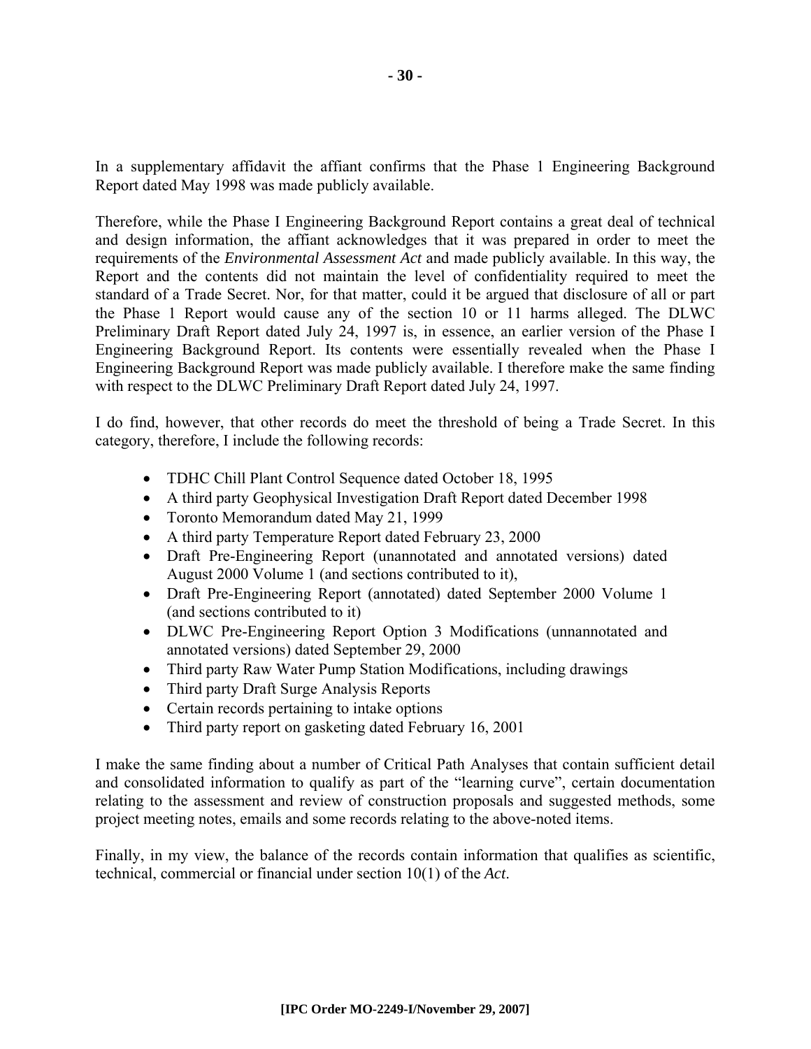In a supplementary affidavit the affiant confirms that the Phase 1 Engineering Background Report dated May 1998 was made publicly available.

Therefore, while the Phase I Engineering Background Report contains a great deal of technical and design information, the affiant acknowledges that it was prepared in order to meet the requirements of the *Environmental Assessment Act* and made publicly available. In this way, the Report and the contents did not maintain the level of confidentiality required to meet the standard of a Trade Secret. Nor, for that matter, could it be argued that disclosure of all or part the Phase 1 Report would cause any of the section 10 or 11 harms alleged. The DLWC Preliminary Draft Report dated July 24, 1997 is, in essence, an earlier version of the Phase I Engineering Background Report. Its contents were essentially revealed when the Phase I Engineering Background Report was made publicly available. I therefore make the same finding with respect to the DLWC Preliminary Draft Report dated July 24, 1997.

I do find, however, that other records do meet the threshold of being a Trade Secret. In this category, therefore, I include the following records:

- TDHC Chill Plant Control Sequence dated October 18, 1995
- A third party Geophysical Investigation Draft Report dated December 1998
- Toronto Memorandum dated May 21, 1999
- A third party Temperature Report dated February 23, 2000
- Draft Pre-Engineering Report (unannotated and annotated versions) dated August 2000 Volume 1 (and sections contributed to it),
- Draft Pre-Engineering Report (annotated) dated September 2000 Volume 1 (and sections contributed to it)
- DLWC Pre-Engineering Report Option 3 Modifications (unnannotated and annotated versions) dated September 29, 2000
- Third party Raw Water Pump Station Modifications, including drawings
- Third party Draft Surge Analysis Reports
- Certain records pertaining to intake options
- Third party report on gasketing dated February 16, 2001

I make the same finding about a number of Critical Path Analyses that contain sufficient detail and consolidated information to qualify as part of the "learning curve", certain documentation relating to the assessment and review of construction proposals and suggested methods, some project meeting notes, emails and some records relating to the above-noted items.

Finally, in my view, the balance of the records contain information that qualifies as scientific, technical, commercial or financial under section 10(1) of the *Act*.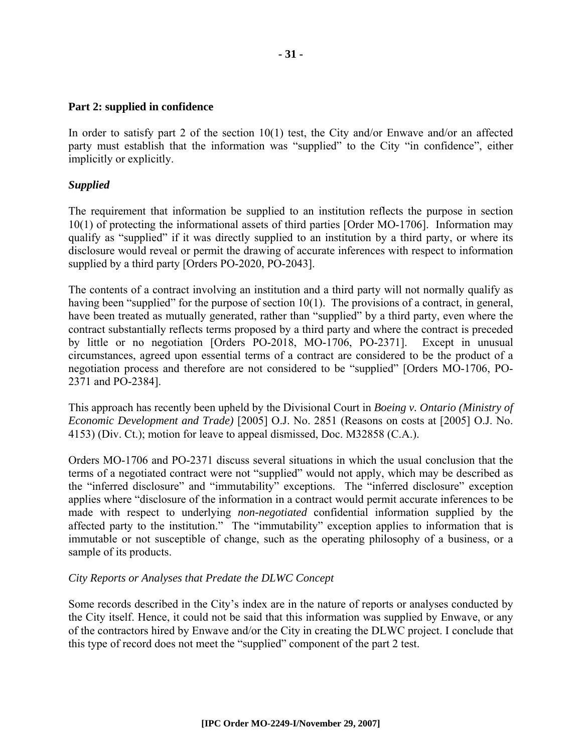**Part 2: supplied in confidence**

In order to satisfy part 2 of the section 10(1) test, the City and/or Enwave and/or an affected party must establish that the information was "supplied" to the City "in confidence", either implicitly or explicitly.

***Supplied***

The requirement that information be supplied to an institution reflects the purpose in section 10(1) of protecting the informational assets of third parties [Order MO-1706]. Information may qualify as "supplied" if it was directly supplied to an institution by a third party, or where its disclosure would reveal or permit the drawing of accurate inferences with respect to information supplied by a third party [Orders PO-2020, PO-2043].

The contents of a contract involving an institution and a third party will not normally qualify as having been "supplied" for the purpose of section 10(1). The provisions of a contract, in general, have been treated as mutually generated, rather than "supplied" by a third party, even where the contract substantially reflects terms proposed by a third party and where the contract is preceded by little or no negotiation [Orders PO-2018, MO-1706, PO-2371]. Except in unusual circumstances, agreed upon essential terms of a contract are considered to be the product of a negotiation process and therefore are not considered to be "supplied" [Orders MO-1706, PO-2371 and PO-2384].

This approach has recently been upheld by the Divisional Court in *Boeing v. Ontario (Ministry of Economic Development and Trade)* [2005] O.J. No. 2851 (Reasons on costs at [2005] O.J. No. 4153) (Div. Ct.); motion for leave to appeal dismissed, Doc. M32858 (C.A.).

Orders MO-1706 and PO-2371 discuss several situations in which the usual conclusion that the terms of a negotiated contract were not "supplied" would not apply, which may be described as the "inferred disclosure" and "immutability" exceptions. The "inferred disclosure" exception applies where "disclosure of the information in a contract would permit accurate inferences to be made with respect to underlying *non-negotiated* confidential information supplied by the affected party to the institution." The "immutability" exception applies to information that is immutable or not susceptible of change, such as the operating philosophy of a business, or a sample of its products.

*City Reports or Analyses that Predate the DLWC Concept*

Some records described in the City's index are in the nature of reports or analyses conducted by the City itself. Hence, it could not be said that this information was supplied by Enwave, or any of the contractors hired by Enwave and/or the City in creating the DLWC project. I conclude that this type of record does not meet the "supplied" component of the part 2 test.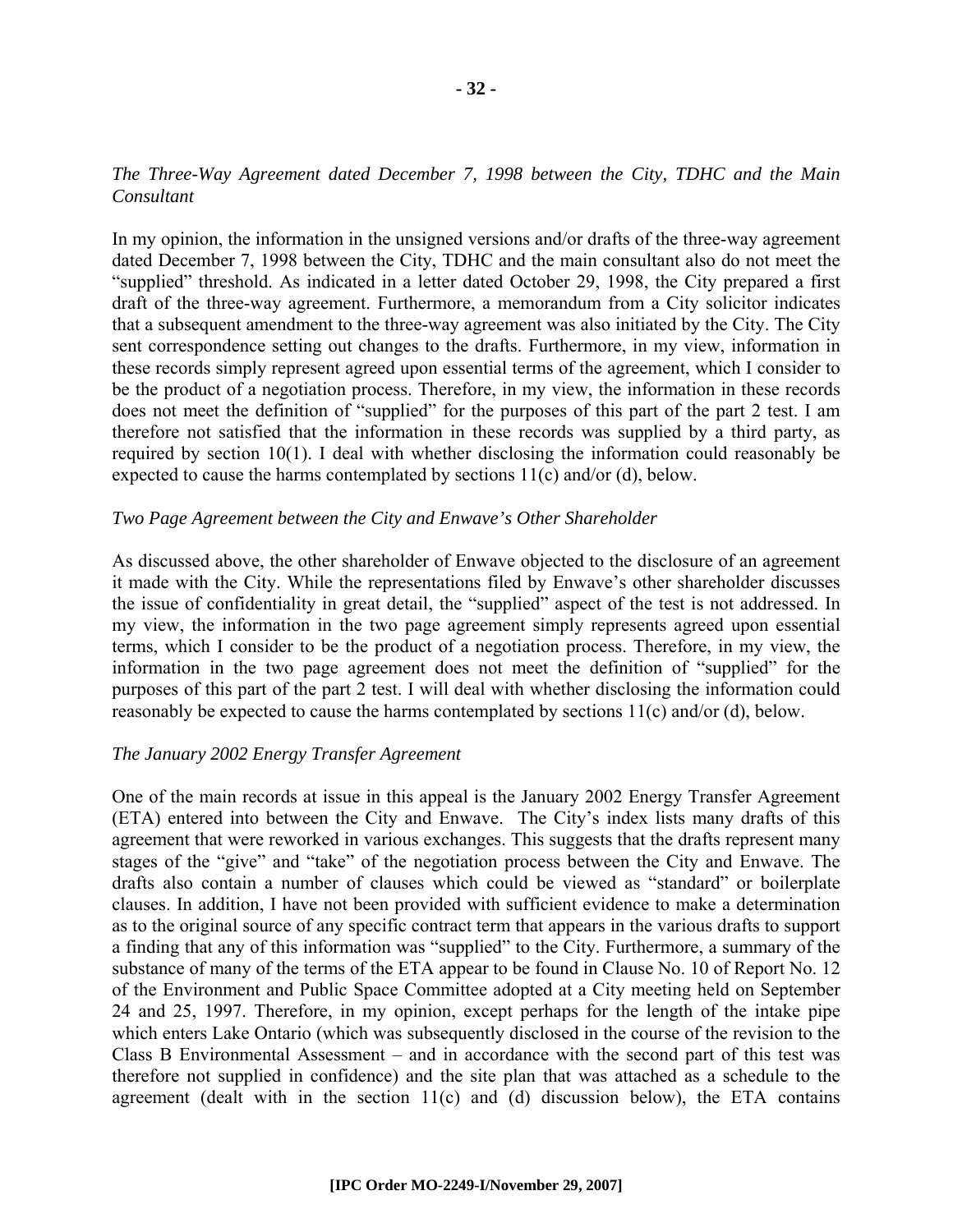*The Three-Way Agreement dated December 7, 1998 between the City, TDHC and the Main Consultant*

In my opinion, the information in the unsigned versions and/or drafts of the three-way agreement dated December 7, 1998 between the City, TDHC and the main consultant also do not meet the "supplied" threshold. As indicated in a letter dated October 29, 1998, the City prepared a first draft of the three-way agreement. Furthermore, a memorandum from a City solicitor indicates that a subsequent amendment to the three-way agreement was also initiated by the City. The City sent correspondence setting out changes to the drafts. Furthermore, in my view, information in these records simply represent agreed upon essential terms of the agreement, which I consider to be the product of a negotiation process. Therefore, in my view, the information in these records does not meet the definition of "supplied" for the purposes of this part of the part 2 test. I am therefore not satisfied that the information in these records was supplied by a third party, as required by section 10(1). I deal with whether disclosing the information could reasonably be expected to cause the harms contemplated by sections 11(c) and/or (d), below.

*Two Page Agreement between the City and Enwave's Other Shareholder*

As discussed above, the other shareholder of Enwave objected to the disclosure of an agreement it made with the City. While the representations filed by Enwave's other shareholder discusses the issue of confidentiality in great detail, the "supplied" aspect of the test is not addressed. In my view, the information in the two page agreement simply represents agreed upon essential terms, which I consider to be the product of a negotiation process. Therefore, in my view, the information in the two page agreement does not meet the definition of "supplied" for the purposes of this part of the part 2 test. I will deal with whether disclosing the information could reasonably be expected to cause the harms contemplated by sections 11(c) and/or (d), below.

*The January 2002 Energy Transfer Agreement*

One of the main records at issue in this appeal is the January 2002 Energy Transfer Agreement (ETA) entered into between the City and Enwave. The City's index lists many drafts of this agreement that were reworked in various exchanges. This suggests that the drafts represent many stages of the "give" and "take" of the negotiation process between the City and Enwave. The drafts also contain a number of clauses which could be viewed as "standard" or boilerplate clauses. In addition, I have not been provided with sufficient evidence to make a determination as to the original source of any specific contract term that appears in the various drafts to support a finding that any of this information was "supplied" to the City. Furthermore, a summary of the substance of many of the terms of the ETA appear to be found in Clause No. 10 of Report No. 12 of the Environment and Public Space Committee adopted at a City meeting held on September 24 and 25, 1997. Therefore, in my opinion, except perhaps for the length of the intake pipe which enters Lake Ontario (which was subsequently disclosed in the course of the revision to the Class B Environmental Assessment – and in accordance with the second part of this test was therefore not supplied in confidence) and the site plan that was attached as a schedule to the agreement (dealt with in the section 11(c) and (d) discussion below), the ETA contains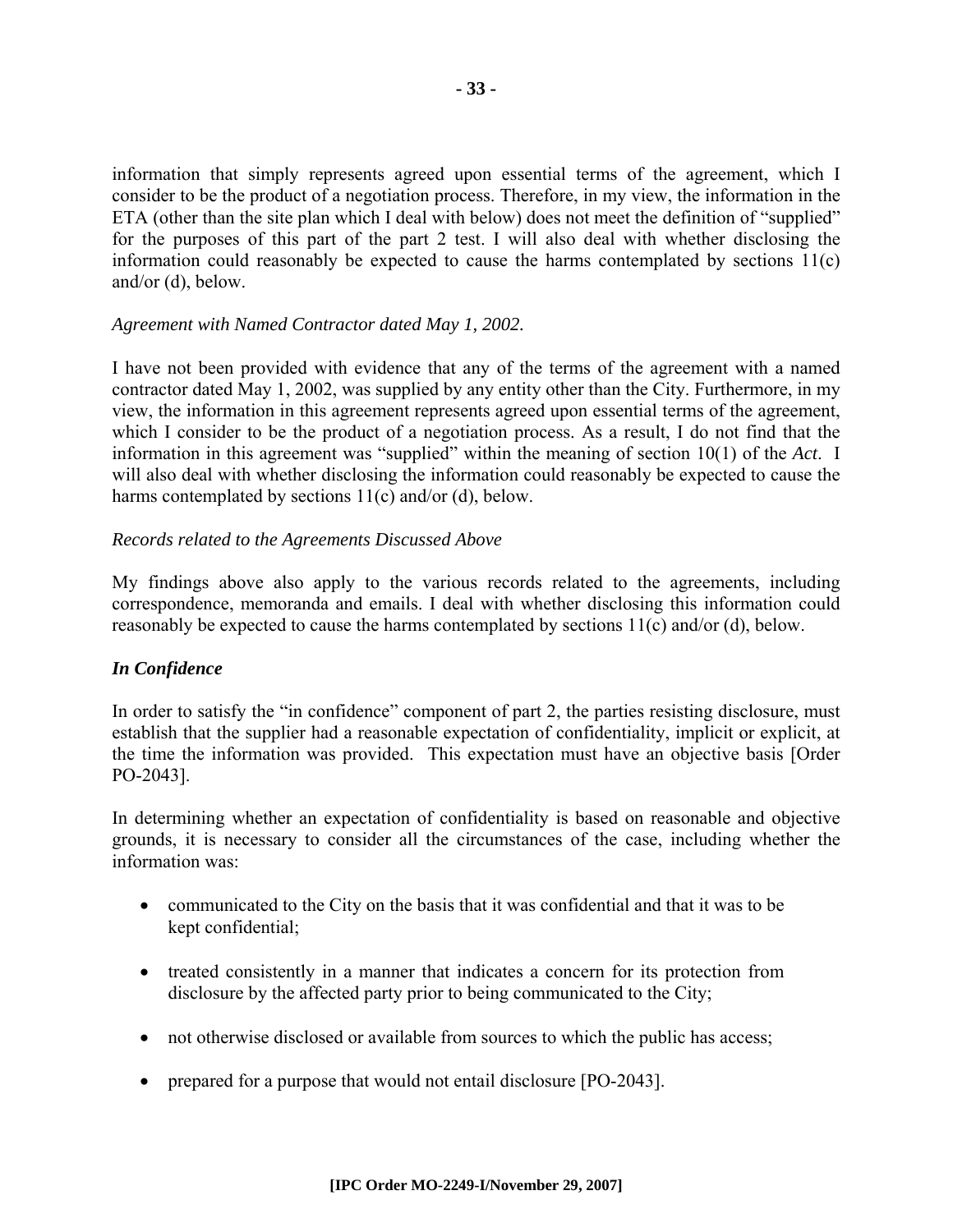information that simply represents agreed upon essential terms of the agreement, which I consider to be the product of a negotiation process. Therefore, in my view, the information in the ETA (other than the site plan which I deal with below) does not meet the definition of "supplied" for the purposes of this part of the part 2 test. I will also deal with whether disclosing the information could reasonably be expected to cause the harms contemplated by sections 11(c) and/or (d), below.

*Agreement with Named Contractor dated May 1, 2002.*

I have not been provided with evidence that any of the terms of the agreement with a named contractor dated May 1, 2002, was supplied by any entity other than the City. Furthermore, in my view, the information in this agreement represents agreed upon essential terms of the agreement, which I consider to be the product of a negotiation process. As a result, I do not find that the information in this agreement was "supplied" within the meaning of section 10(1) of the *Act*. I will also deal with whether disclosing the information could reasonably be expected to cause the harms contemplated by sections 11(c) and/or (d), below.

*Records related to the Agreements Discussed Above*

My findings above also apply to the various records related to the agreements, including correspondence, memoranda and emails. I deal with whether disclosing this information could reasonably be expected to cause the harms contemplated by sections 11(c) and/or (d), below.

***In Confidence***

In order to satisfy the "in confidence" component of part 2, the parties resisting disclosure, must establish that the supplier had a reasonable expectation of confidentiality, implicit or explicit, at the time the information was provided. This expectation must have an objective basis [Order PO-2043].

In determining whether an expectation of confidentiality is based on reasonable and objective grounds, it is necessary to consider all the circumstances of the case, including whether the information was:

- communicated to the City on the basis that it was confidential and that it was to be kept confidential;
- treated consistently in a manner that indicates a concern for its protection from disclosure by the affected party prior to being communicated to the City;
- not otherwise disclosed or available from sources to which the public has access;
- prepared for a purpose that would not entail disclosure [PO-2043].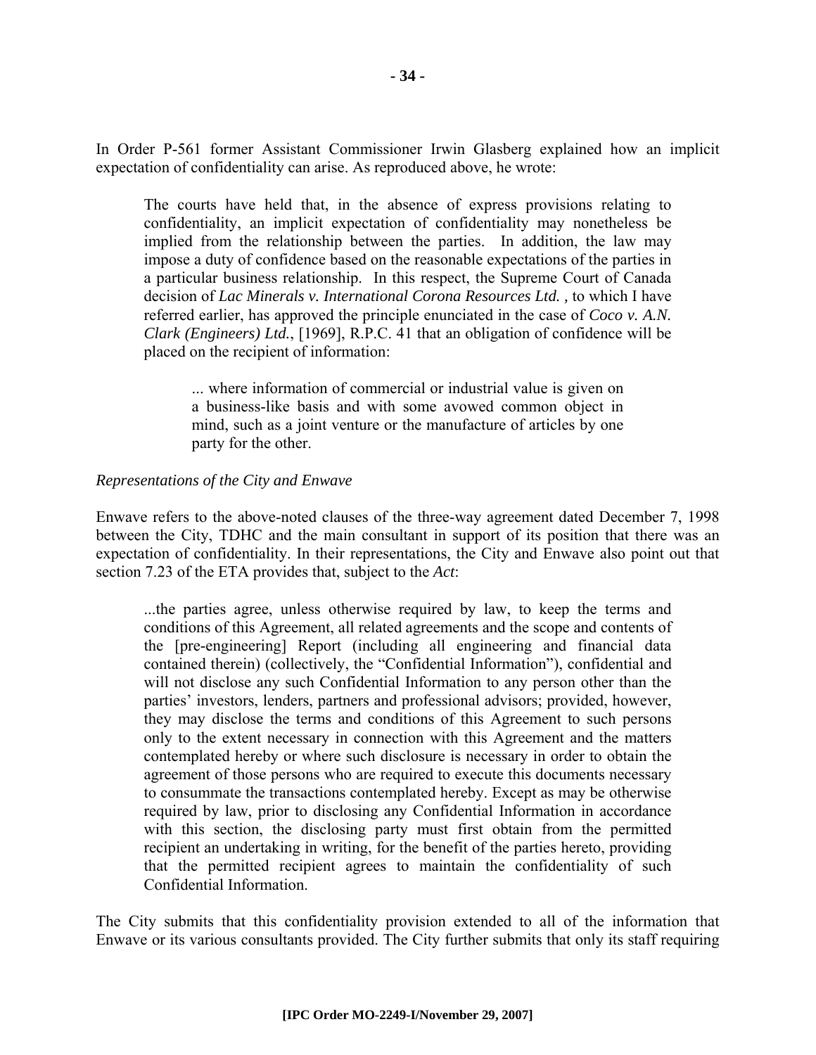In Order P-561 former Assistant Commissioner Irwin Glasberg explained how an implicit expectation of confidentiality can arise. As reproduced above, he wrote:

> The courts have held that, in the absence of express provisions relating to confidentiality, an implicit expectation of confidentiality may nonetheless be implied from the relationship between the parties. In addition, the law may impose a duty of confidence based on the reasonable expectations of the parties in a particular business relationship. In this respect, the Supreme Court of Canada decision of ***Lac Minerals v. International Corona Resources Ltd.*** *,* to which I have referred earlier, has approved the principle enunciated in the case of ***Coco v. A.N. Clark (Engineers) Ltd.***, [1969], R.P.C. 41 that an obligation of confidence will be placed on the recipient of information:
>
> > ... where information of commercial or industrial value is given on a business-like basis and with some avowed common object in mind, such as a joint venture or the manufacture of articles by one party for the other.

*Representations of the City and Enwave*

Enwave refers to the above-noted clauses of the three-way agreement dated December 7, 1998 between the City, TDHC and the main consultant in support of its position that there was an expectation of confidentiality. In their representations, the City and Enwave also point out that section 7.23 of the ETA provides that, subject to the *Act*:

> ...the parties agree, unless otherwise required by law, to keep the terms and conditions of this Agreement, all related agreements and the scope and contents of the [pre-engineering] Report (including all engineering and financial data contained therein) (collectively, the "Confidential Information"), confidential and will not disclose any such Confidential Information to any person other than the parties' investors, lenders, partners and professional advisors; provided, however, they may disclose the terms and conditions of this Agreement to such persons only to the extent necessary in connection with this Agreement and the matters contemplated hereby or where such disclosure is necessary in order to obtain the agreement of those persons who are required to execute this documents necessary to consummate the transactions contemplated hereby. Except as may be otherwise required by law, prior to disclosing any Confidential Information in accordance with this section, the disclosing party must first obtain from the permitted recipient an undertaking in writing, for the benefit of the parties hereto, providing that the permitted recipient agrees to maintain the confidentiality of such Confidential Information.

The City submits that this confidentiality provision extended to all of the information that Enwave or its various consultants provided. The City further submits that only its staff requiring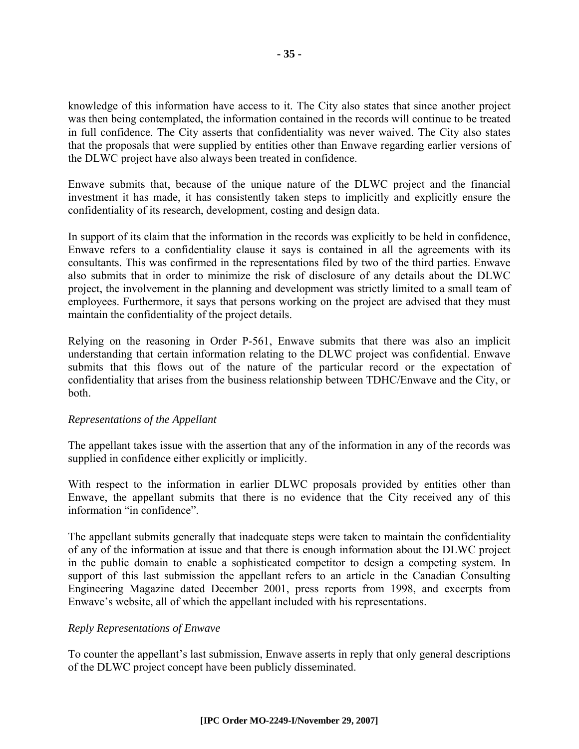knowledge of this information have access to it. The City also states that since another project was then being contemplated, the information contained in the records will continue to be treated in full confidence. The City asserts that confidentiality was never waived. The City also states that the proposals that were supplied by entities other than Enwave regarding earlier versions of the DLWC project have also always been treated in confidence.

Enwave submits that, because of the unique nature of the DLWC project and the financial investment it has made, it has consistently taken steps to implicitly and explicitly ensure the confidentiality of its research, development, costing and design data.

In support of its claim that the information in the records was explicitly to be held in confidence, Enwave refers to a confidentiality clause it says is contained in all the agreements with its consultants. This was confirmed in the representations filed by two of the third parties. Enwave also submits that in order to minimize the risk of disclosure of any details about the DLWC project, the involvement in the planning and development was strictly limited to a small team of employees. Furthermore, it says that persons working on the project are advised that they must maintain the confidentiality of the project details.

Relying on the reasoning in Order P-561, Enwave submits that there was also an implicit understanding that certain information relating to the DLWC project was confidential. Enwave submits that this flows out of the nature of the particular record or the expectation of confidentiality that arises from the business relationship between TDHC/Enwave and the City, or both.

*Representations of the Appellant*

The appellant takes issue with the assertion that any of the information in any of the records was supplied in confidence either explicitly or implicitly.

With respect to the information in earlier DLWC proposals provided by entities other than Enwave, the appellant submits that there is no evidence that the City received any of this information "in confidence".

The appellant submits generally that inadequate steps were taken to maintain the confidentiality of any of the information at issue and that there is enough information about the DLWC project in the public domain to enable a sophisticated competitor to design a competing system. In support of this last submission the appellant refers to an article in the Canadian Consulting Engineering Magazine dated December 2001, press reports from 1998, and excerpts from Enwave's website, all of which the appellant included with his representations.

*Reply Representations of Enwave*

To counter the appellant's last submission, Enwave asserts in reply that only general descriptions of the DLWC project concept have been publicly disseminated.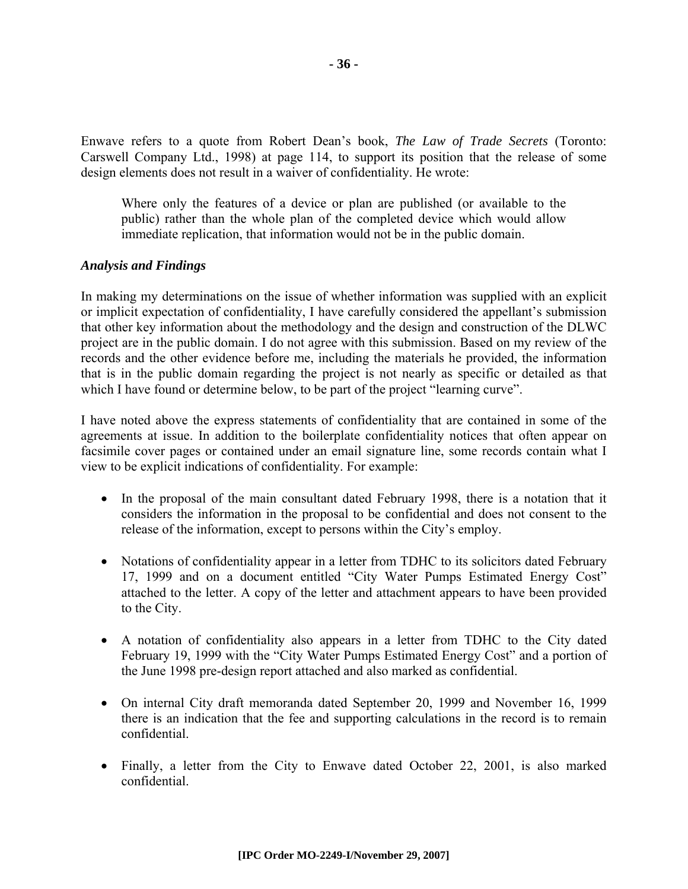Enwave refers to a quote from Robert Dean's book, *The Law of Trade Secrets* (Toronto: Carswell Company Ltd., 1998) at page 114, to support its position that the release of some design elements does not result in a waiver of confidentiality. He wrote:

> Where only the features of a device or plan are published (or available to the public) rather than the whole plan of the completed device which would allow immediate replication, that information would not be in the public domain.

***Analysis and Findings***

In making my determinations on the issue of whether information was supplied with an explicit or implicit expectation of confidentiality, I have carefully considered the appellant's submission that other key information about the methodology and the design and construction of the DLWC project are in the public domain. I do not agree with this submission. Based on my review of the records and the other evidence before me, including the materials he provided, the information that is in the public domain regarding the project is not nearly as specific or detailed as that which I have found or determine below, to be part of the project "learning curve".

I have noted above the express statements of confidentiality that are contained in some of the agreements at issue. In addition to the boilerplate confidentiality notices that often appear on facsimile cover pages or contained under an email signature line, some records contain what I view to be explicit indications of confidentiality. For example:

- In the proposal of the main consultant dated February 1998, there is a notation that it considers the information in the proposal to be confidential and does not consent to the release of the information, except to persons within the City's employ.
- Notations of confidentiality appear in a letter from TDHC to its solicitors dated February 17, 1999 and on a document entitled "City Water Pumps Estimated Energy Cost" attached to the letter. A copy of the letter and attachment appears to have been provided to the City.
- A notation of confidentiality also appears in a letter from TDHC to the City dated February 19, 1999 with the "City Water Pumps Estimated Energy Cost" and a portion of the June 1998 pre-design report attached and also marked as confidential.
- On internal City draft memoranda dated September 20, 1999 and November 16, 1999 there is an indication that the fee and supporting calculations in the record is to remain confidential.
- Finally, a letter from the City to Enwave dated October 22, 2001, is also marked confidential.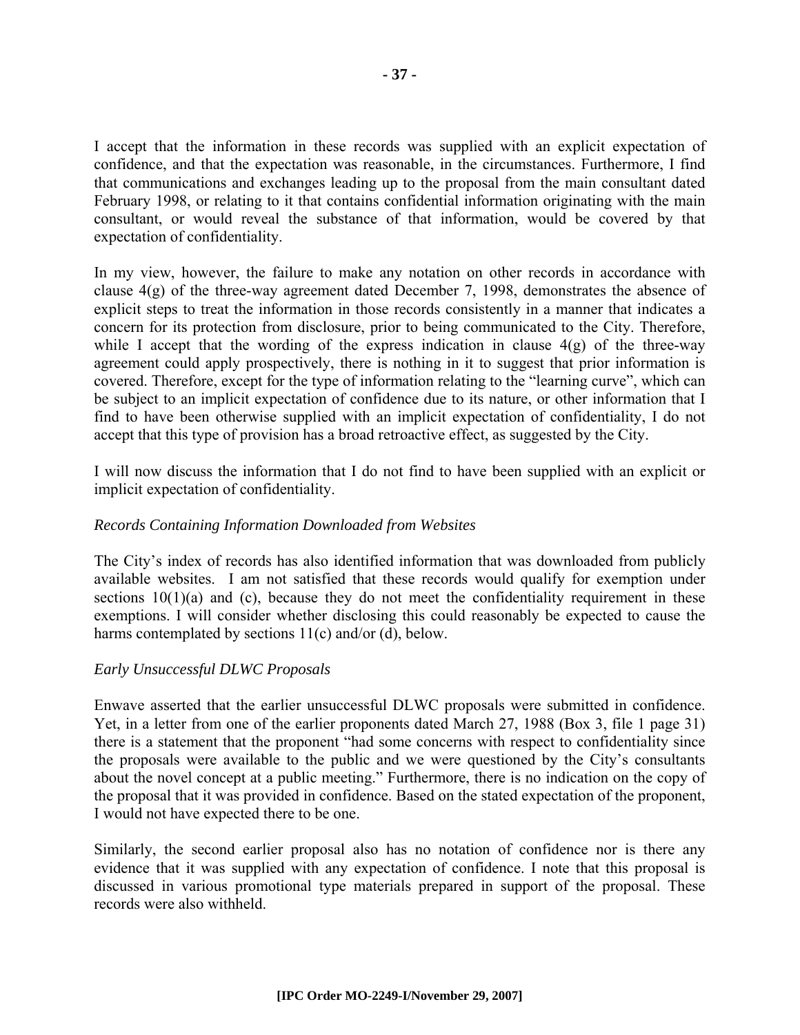I accept that the information in these records was supplied with an explicit expectation of confidence, and that the expectation was reasonable, in the circumstances. Furthermore, I find that communications and exchanges leading up to the proposal from the main consultant dated February 1998, or relating to it that contains confidential information originating with the main consultant, or would reveal the substance of that information, would be covered by that expectation of confidentiality.

In my view, however, the failure to make any notation on other records in accordance with clause 4(g) of the three-way agreement dated December 7, 1998, demonstrates the absence of explicit steps to treat the information in those records consistently in a manner that indicates a concern for its protection from disclosure, prior to being communicated to the City. Therefore, while I accept that the wording of the express indication in clause 4(g) of the three-way agreement could apply prospectively, there is nothing in it to suggest that prior information is covered. Therefore, except for the type of information relating to the "learning curve", which can be subject to an implicit expectation of confidence due to its nature, or other information that I find to have been otherwise supplied with an implicit expectation of confidentiality, I do not accept that this type of provision has a broad retroactive effect, as suggested by the City.

I will now discuss the information that I do not find to have been supplied with an explicit or implicit expectation of confidentiality.

*Records Containing Information Downloaded from Websites*

The City's index of records has also identified information that was downloaded from publicly available websites. I am not satisfied that these records would qualify for exemption under sections 10(1)(a) and (c), because they do not meet the confidentiality requirement in these exemptions. I will consider whether disclosing this could reasonably be expected to cause the harms contemplated by sections 11(c) and/or (d), below.

*Early Unsuccessful DLWC Proposals*

Enwave asserted that the earlier unsuccessful DLWC proposals were submitted in confidence. Yet, in a letter from one of the earlier proponents dated March 27, 1988 (Box 3, file 1 page 31) there is a statement that the proponent "had some concerns with respect to confidentiality since the proposals were available to the public and we were questioned by the City's consultants about the novel concept at a public meeting." Furthermore, there is no indication on the copy of the proposal that it was provided in confidence. Based on the stated expectation of the proponent, I would not have expected there to be one.

Similarly, the second earlier proposal also has no notation of confidence nor is there any evidence that it was supplied with any expectation of confidence. I note that this proposal is discussed in various promotional type materials prepared in support of the proposal. These records were also withheld.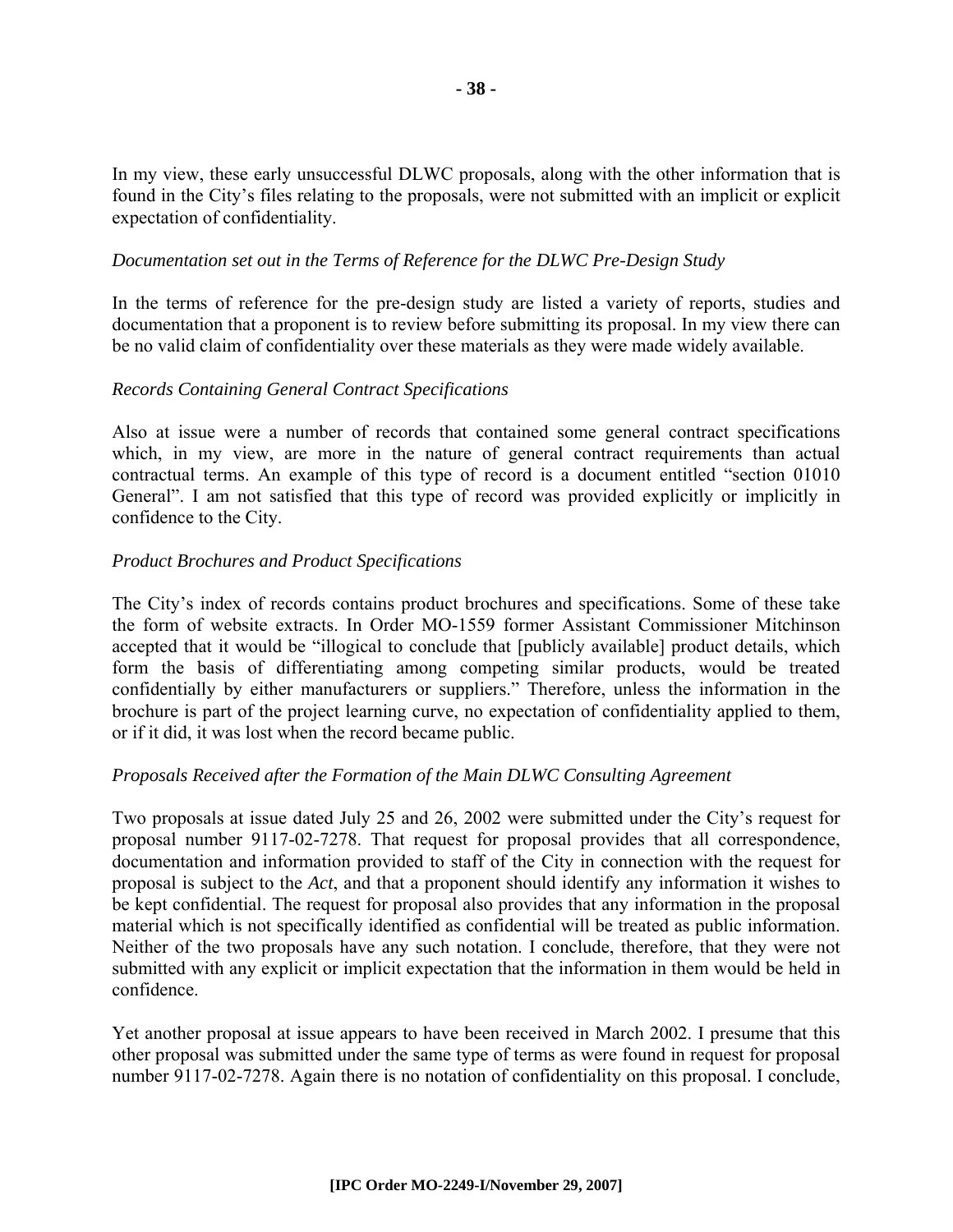In my view, these early unsuccessful DLWC proposals, along with the other information that is found in the City's files relating to the proposals, were not submitted with an implicit or explicit expectation of confidentiality.

*Documentation set out in the Terms of Reference for the DLWC Pre-Design Study*

In the terms of reference for the pre-design study are listed a variety of reports, studies and documentation that a proponent is to review before submitting its proposal. In my view there can be no valid claim of confidentiality over these materials as they were made widely available.

*Records Containing General Contract Specifications*

Also at issue were a number of records that contained some general contract specifications which, in my view, are more in the nature of general contract requirements than actual contractual terms. An example of this type of record is a document entitled "section 01010 General". I am not satisfied that this type of record was provided explicitly or implicitly in confidence to the City.

*Product Brochures and Product Specifications*

The City's index of records contains product brochures and specifications. Some of these take the form of website extracts. In Order MO-1559 former Assistant Commissioner Mitchinson accepted that it would be "illogical to conclude that [publicly available] product details, which form the basis of differentiating among competing similar products, would be treated confidentially by either manufacturers or suppliers." Therefore, unless the information in the brochure is part of the project learning curve, no expectation of confidentiality applied to them, or if it did, it was lost when the record became public.

*Proposals Received after the Formation of the Main DLWC Consulting Agreement*

Two proposals at issue dated July 25 and 26, 2002 were submitted under the City's request for proposal number 9117-02-7278. That request for proposal provides that all correspondence, documentation and information provided to staff of the City in connection with the request for proposal is subject to the *Act*, and that a proponent should identify any information it wishes to be kept confidential. The request for proposal also provides that any information in the proposal material which is not specifically identified as confidential will be treated as public information. Neither of the two proposals have any such notation. I conclude, therefore, that they were not submitted with any explicit or implicit expectation that the information in them would be held in confidence.

Yet another proposal at issue appears to have been received in March 2002. I presume that this other proposal was submitted under the same type of terms as were found in request for proposal number 9117-02-7278. Again there is no notation of confidentiality on this proposal. I conclude,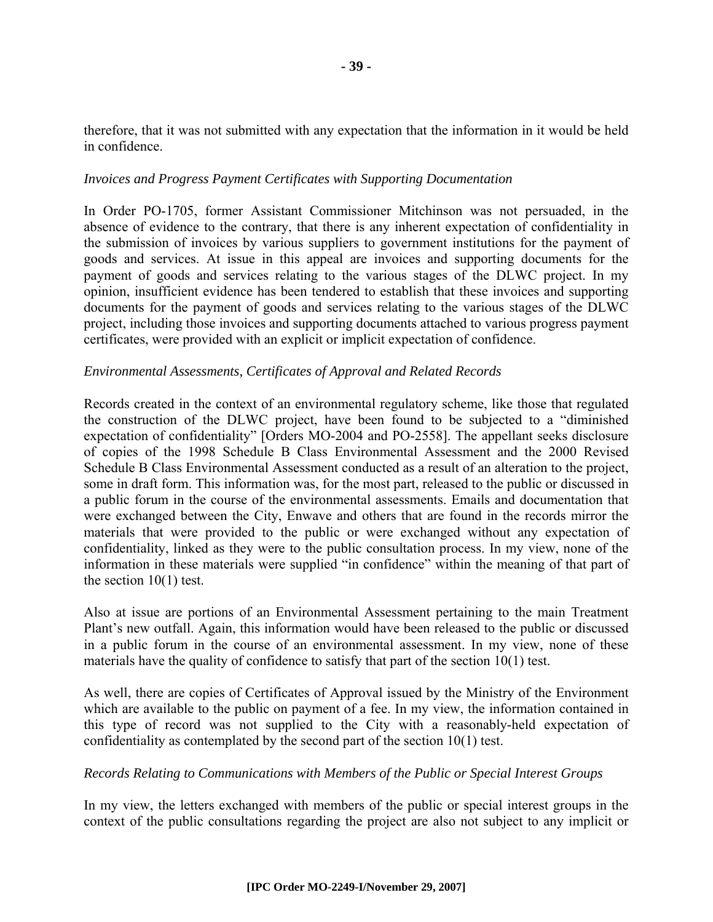therefore, that it was not submitted with any expectation that the information in it would be held in confidence.

*Invoices and Progress Payment Certificates with Supporting Documentation*

In Order PO-1705, former Assistant Commissioner Mitchinson was not persuaded, in the absence of evidence to the contrary, that there is any inherent expectation of confidentiality in the submission of invoices by various suppliers to government institutions for the payment of goods and services. At issue in this appeal are invoices and supporting documents for the payment of goods and services relating to the various stages of the DLWC project. In my opinion, insufficient evidence has been tendered to establish that these invoices and supporting documents for the payment of goods and services relating to the various stages of the DLWC project, including those invoices and supporting documents attached to various progress payment certificates, were provided with an explicit or implicit expectation of confidence.

*Environmental Assessments, Certificates of Approval and Related Records*

Records created in the context of an environmental regulatory scheme, like those that regulated the construction of the DLWC project, have been found to be subjected to a "diminished expectation of confidentiality" [Orders MO-2004 and PO-2558]. The appellant seeks disclosure of copies of the 1998 Schedule B Class Environmental Assessment and the 2000 Revised Schedule B Class Environmental Assessment conducted as a result of an alteration to the project, some in draft form. This information was, for the most part, released to the public or discussed in a public forum in the course of the environmental assessments. Emails and documentation that were exchanged between the City, Enwave and others that are found in the records mirror the materials that were provided to the public or were exchanged without any expectation of confidentiality, linked as they were to the public consultation process. In my view, none of the information in these materials were supplied "in confidence" within the meaning of that part of the section 10(1) test.

Also at issue are portions of an Environmental Assessment pertaining to the main Treatment Plant's new outfall. Again, this information would have been released to the public or discussed in a public forum in the course of an environmental assessment. In my view, none of these materials have the quality of confidence to satisfy that part of the section 10(1) test.

As well, there are copies of Certificates of Approval issued by the Ministry of the Environment which are available to the public on payment of a fee. In my view, the information contained in this type of record was not supplied to the City with a reasonably-held expectation of confidentiality as contemplated by the second part of the section 10(1) test.

*Records Relating to Communications with Members of the Public or Special Interest Groups*

In my view, the letters exchanged with members of the public or special interest groups in the context of the public consultations regarding the project are also not subject to any implicit or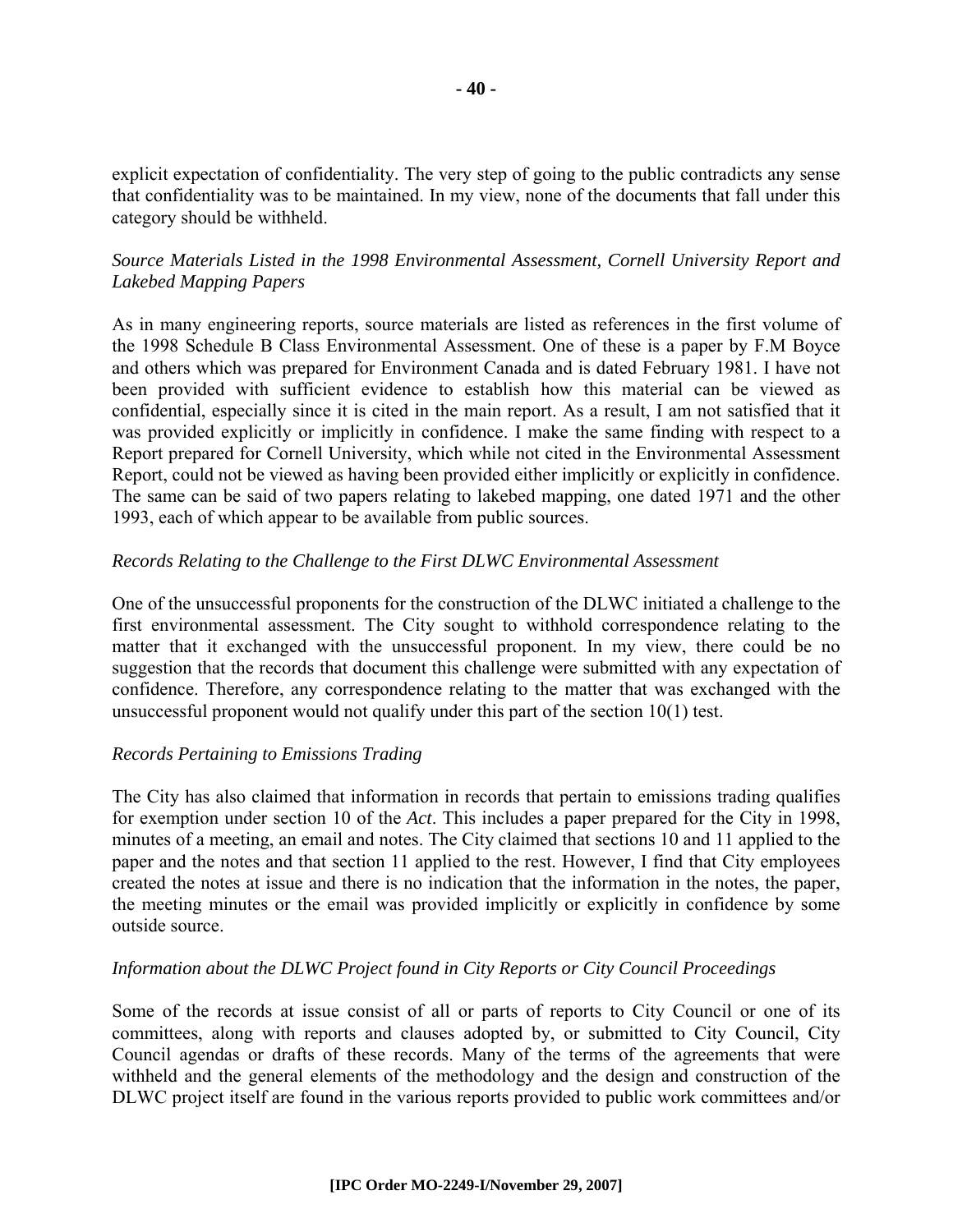explicit expectation of confidentiality. The very step of going to the public contradicts any sense that confidentiality was to be maintained. In my view, none of the documents that fall under this category should be withheld.

*Source Materials Listed in the 1998 Environmental Assessment, Cornell University Report and Lakebed Mapping Papers*

As in many engineering reports, source materials are listed as references in the first volume of the 1998 Schedule B Class Environmental Assessment. One of these is a paper by F.M Boyce and others which was prepared for Environment Canada and is dated February 1981. I have not been provided with sufficient evidence to establish how this material can be viewed as confidential, especially since it is cited in the main report. As a result, I am not satisfied that it was provided explicitly or implicitly in confidence. I make the same finding with respect to a Report prepared for Cornell University, which while not cited in the Environmental Assessment Report, could not be viewed as having been provided either implicitly or explicitly in confidence. The same can be said of two papers relating to lakebed mapping, one dated 1971 and the other 1993, each of which appear to be available from public sources.

*Records Relating to the Challenge to the First DLWC Environmental Assessment*

One of the unsuccessful proponents for the construction of the DLWC initiated a challenge to the first environmental assessment. The City sought to withhold correspondence relating to the matter that it exchanged with the unsuccessful proponent. In my view, there could be no suggestion that the records that document this challenge were submitted with any expectation of confidence. Therefore, any correspondence relating to the matter that was exchanged with the unsuccessful proponent would not qualify under this part of the section 10(1) test.

*Records Pertaining to Emissions Trading*

The City has also claimed that information in records that pertain to emissions trading qualifies for exemption under section 10 of the *Act*. This includes a paper prepared for the City in 1998, minutes of a meeting, an email and notes. The City claimed that sections 10 and 11 applied to the paper and the notes and that section 11 applied to the rest. However, I find that City employees created the notes at issue and there is no indication that the information in the notes, the paper, the meeting minutes or the email was provided implicitly or explicitly in confidence by some outside source.

*Information about the DLWC Project found in City Reports or City Council Proceedings*

Some of the records at issue consist of all or parts of reports to City Council or one of its committees, along with reports and clauses adopted by, or submitted to City Council, City Council agendas or drafts of these records. Many of the terms of the agreements that were withheld and the general elements of the methodology and the design and construction of the DLWC project itself are found in the various reports provided to public work committees and/or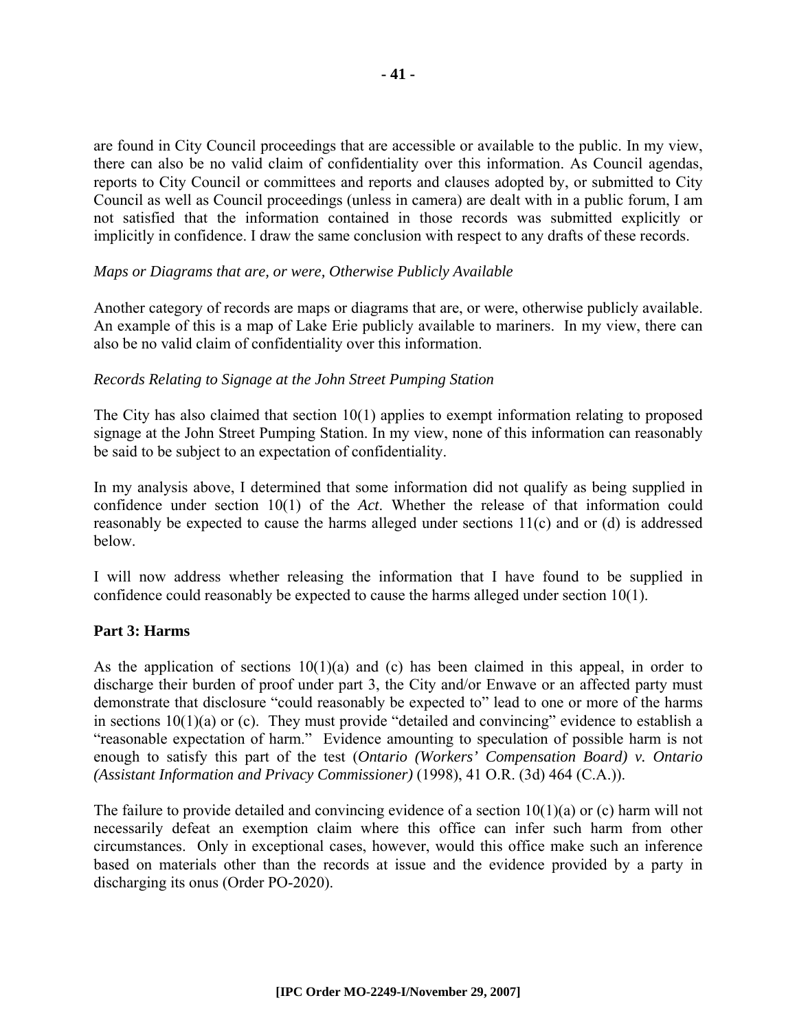are found in City Council proceedings that are accessible or available to the public. In my view, there can also be no valid claim of confidentiality over this information. As Council agendas, reports to City Council or committees and reports and clauses adopted by, or submitted to City Council as well as Council proceedings (unless in camera) are dealt with in a public forum, I am not satisfied that the information contained in those records was submitted explicitly or implicitly in confidence. I draw the same conclusion with respect to any drafts of these records.

*Maps or Diagrams that are, or were, Otherwise Publicly Available*

Another category of records are maps or diagrams that are, or were, otherwise publicly available. An example of this is a map of Lake Erie publicly available to mariners. In my view, there can also be no valid claim of confidentiality over this information.

*Records Relating to Signage at the John Street Pumping Station*

The City has also claimed that section 10(1) applies to exempt information relating to proposed signage at the John Street Pumping Station. In my view, none of this information can reasonably be said to be subject to an expectation of confidentiality.

In my analysis above, I determined that some information did not qualify as being supplied in confidence under section 10(1) of the *Act*. Whether the release of that information could reasonably be expected to cause the harms alleged under sections 11(c) and or (d) is addressed below.

I will now address whether releasing the information that I have found to be supplied in confidence could reasonably be expected to cause the harms alleged under section 10(1).

**Part 3: Harms**

As the application of sections 10(1)(a) and (c) has been claimed in this appeal, in order to discharge their burden of proof under part 3, the City and/or Enwave or an affected party must demonstrate that disclosure "could reasonably be expected to" lead to one or more of the harms in sections 10(1)(a) or (c). They must provide "detailed and convincing" evidence to establish a "reasonable expectation of harm." Evidence amounting to speculation of possible harm is not enough to satisfy this part of the test (*Ontario (Workers' Compensation Board) v. Ontario (Assistant Information and Privacy Commissioner)* (1998), 41 O.R. (3d) 464 (C.A.)).

The failure to provide detailed and convincing evidence of a section 10(1)(a) or (c) harm will not necessarily defeat an exemption claim where this office can infer such harm from other circumstances. Only in exceptional cases, however, would this office make such an inference based on materials other than the records at issue and the evidence provided by a party in discharging its onus (Order PO-2020).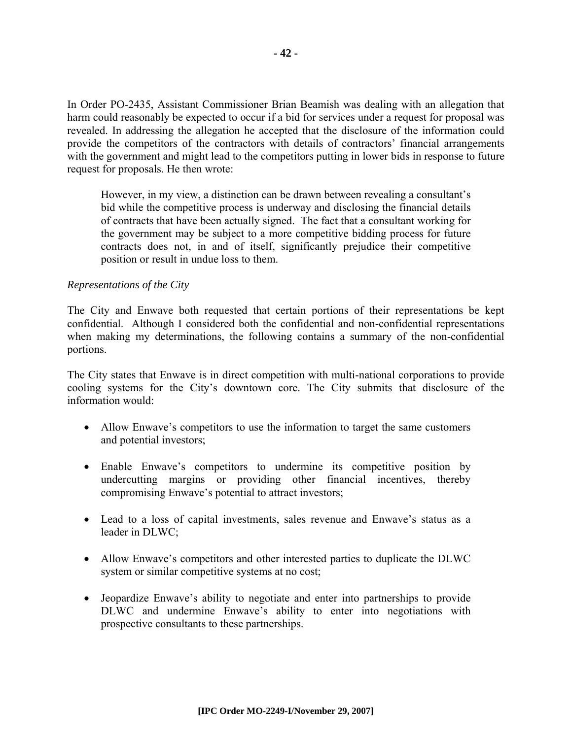In Order PO-2435, Assistant Commissioner Brian Beamish was dealing with an allegation that harm could reasonably be expected to occur if a bid for services under a request for proposal was revealed. In addressing the allegation he accepted that the disclosure of the information could provide the competitors of the contractors with details of contractors' financial arrangements with the government and might lead to the competitors putting in lower bids in response to future request for proposals. He then wrote:

> However, in my view, a distinction can be drawn between revealing a consultant's bid while the competitive process is underway and disclosing the financial details of contracts that have been actually signed. The fact that a consultant working for the government may be subject to a more competitive bidding process for future contracts does not, in and of itself, significantly prejudice their competitive position or result in undue loss to them.

*Representations of the City*

The City and Enwave both requested that certain portions of their representations be kept confidential. Although I considered both the confidential and non-confidential representations when making my determinations, the following contains a summary of the non-confidential portions.

The City states that Enwave is in direct competition with multi-national corporations to provide cooling systems for the City's downtown core. The City submits that disclosure of the information would:

- Allow Enwave's competitors to use the information to target the same customers and potential investors;
- Enable Enwave's competitors to undermine its competitive position by undercutting margins or providing other financial incentives, thereby compromising Enwave's potential to attract investors;
- Lead to a loss of capital investments, sales revenue and Enwave's status as a leader in DLWC;
- Allow Enwave's competitors and other interested parties to duplicate the DLWC system or similar competitive systems at no cost;
- Jeopardize Enwave's ability to negotiate and enter into partnerships to provide DLWC and undermine Enwave's ability to enter into negotiations with prospective consultants to these partnerships.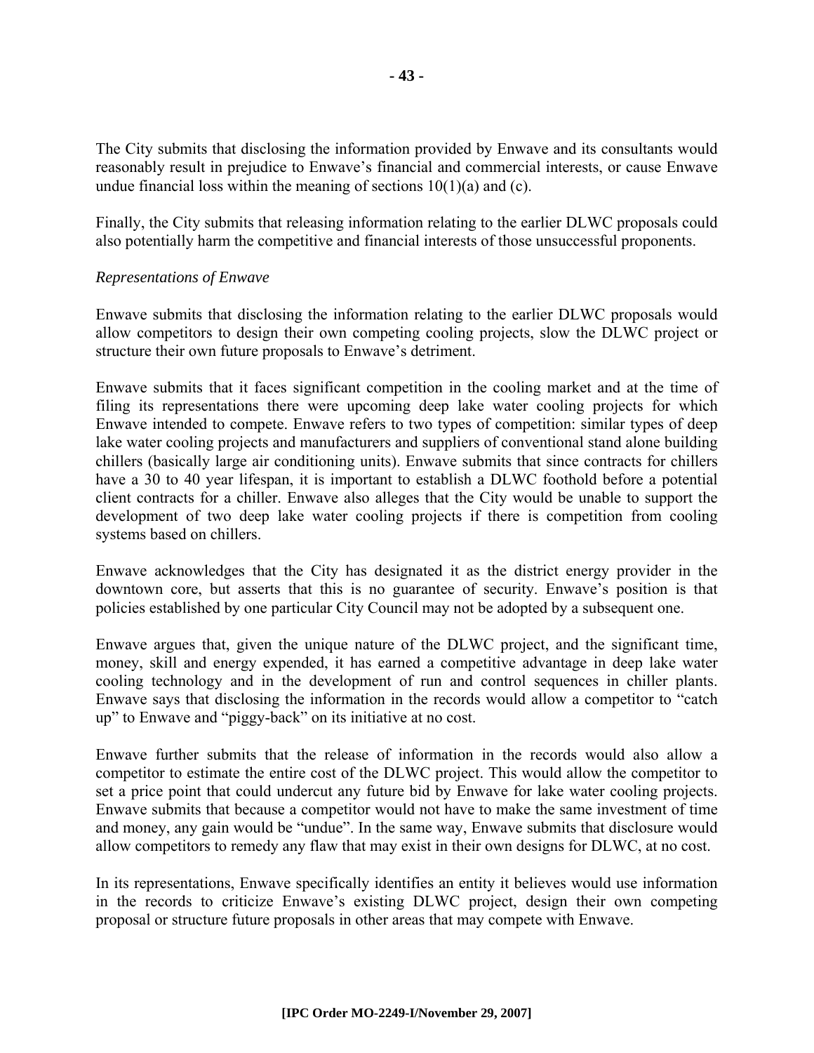The City submits that disclosing the information provided by Enwave and its consultants would reasonably result in prejudice to Enwave's financial and commercial interests, or cause Enwave undue financial loss within the meaning of sections 10(1)(a) and (c).

Finally, the City submits that releasing information relating to the earlier DLWC proposals could also potentially harm the competitive and financial interests of those unsuccessful proponents.

*Representations of Enwave*

Enwave submits that disclosing the information relating to the earlier DLWC proposals would allow competitors to design their own competing cooling projects, slow the DLWC project or structure their own future proposals to Enwave's detriment.

Enwave submits that it faces significant competition in the cooling market and at the time of filing its representations there were upcoming deep lake water cooling projects for which Enwave intended to compete. Enwave refers to two types of competition: similar types of deep lake water cooling projects and manufacturers and suppliers of conventional stand alone building chillers (basically large air conditioning units). Enwave submits that since contracts for chillers have a 30 to 40 year lifespan, it is important to establish a DLWC foothold before a potential client contracts for a chiller. Enwave also alleges that the City would be unable to support the development of two deep lake water cooling projects if there is competition from cooling systems based on chillers.

Enwave acknowledges that the City has designated it as the district energy provider in the downtown core, but asserts that this is no guarantee of security. Enwave's position is that policies established by one particular City Council may not be adopted by a subsequent one.

Enwave argues that, given the unique nature of the DLWC project, and the significant time, money, skill and energy expended, it has earned a competitive advantage in deep lake water cooling technology and in the development of run and control sequences in chiller plants. Enwave says that disclosing the information in the records would allow a competitor to "catch up" to Enwave and "piggy-back" on its initiative at no cost.

Enwave further submits that the release of information in the records would also allow a competitor to estimate the entire cost of the DLWC project. This would allow the competitor to set a price point that could undercut any future bid by Enwave for lake water cooling projects. Enwave submits that because a competitor would not have to make the same investment of time and money, any gain would be "undue". In the same way, Enwave submits that disclosure would allow competitors to remedy any flaw that may exist in their own designs for DLWC, at no cost.

In its representations, Enwave specifically identifies an entity it believes would use information in the records to criticize Enwave's existing DLWC project, design their own competing proposal or structure future proposals in other areas that may compete with Enwave.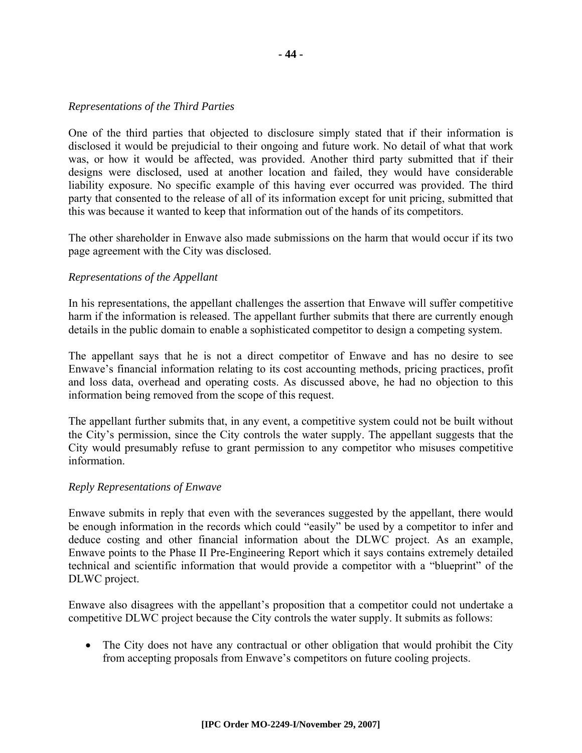*Representations of the Third Parties*

One of the third parties that objected to disclosure simply stated that if their information is disclosed it would be prejudicial to their ongoing and future work. No detail of what that work was, or how it would be affected, was provided. Another third party submitted that if their designs were disclosed, used at another location and failed, they would have considerable liability exposure. No specific example of this having ever occurred was provided. The third party that consented to the release of all of its information except for unit pricing, submitted that this was because it wanted to keep that information out of the hands of its competitors.

The other shareholder in Enwave also made submissions on the harm that would occur if its two page agreement with the City was disclosed.

*Representations of the Appellant*

In his representations, the appellant challenges the assertion that Enwave will suffer competitive harm if the information is released. The appellant further submits that there are currently enough details in the public domain to enable a sophisticated competitor to design a competing system.

The appellant says that he is not a direct competitor of Enwave and has no desire to see Enwave's financial information relating to its cost accounting methods, pricing practices, profit and loss data, overhead and operating costs. As discussed above, he had no objection to this information being removed from the scope of this request.

The appellant further submits that, in any event, a competitive system could not be built without the City's permission, since the City controls the water supply. The appellant suggests that the City would presumably refuse to grant permission to any competitor who misuses competitive information.

*Reply Representations of Enwave*

Enwave submits in reply that even with the severances suggested by the appellant, there would be enough information in the records which could "easily" be used by a competitor to infer and deduce costing and other financial information about the DLWC project. As an example, Enwave points to the Phase II Pre-Engineering Report which it says contains extremely detailed technical and scientific information that would provide a competitor with a "blueprint" of the DLWC project.

Enwave also disagrees with the appellant's proposition that a competitor could not undertake a competitive DLWC project because the City controls the water supply. It submits as follows:

- The City does not have any contractual or other obligation that would prohibit the City from accepting proposals from Enwave's competitors on future cooling projects.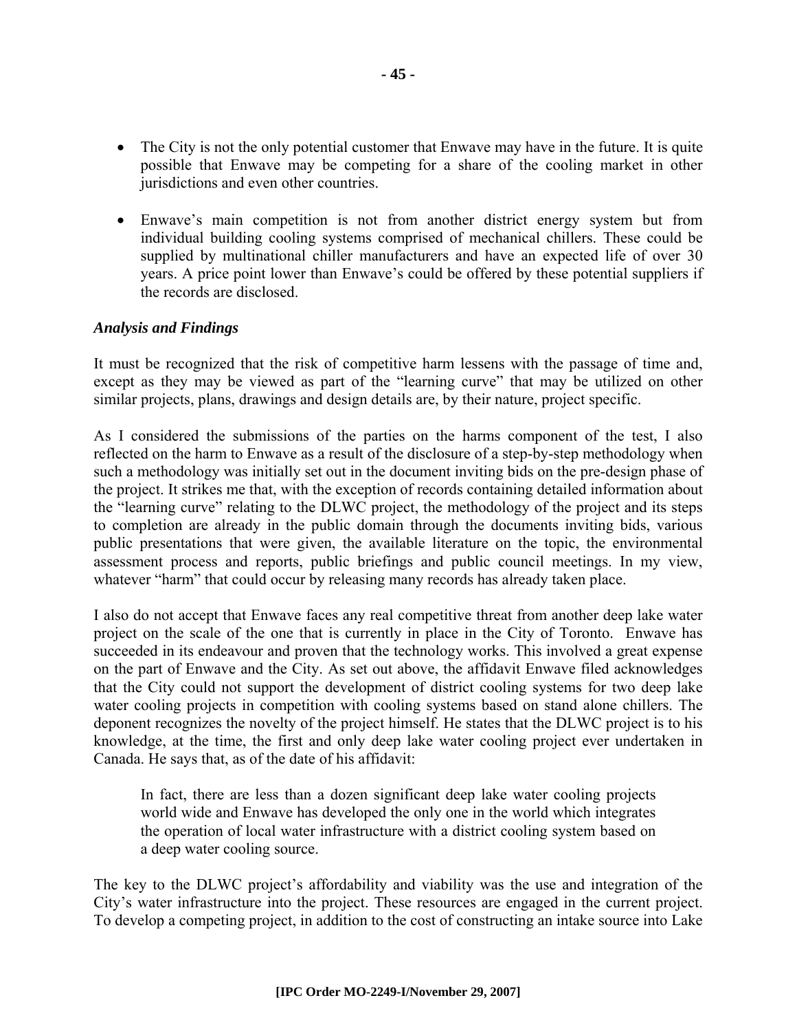- The City is not the only potential customer that Enwave may have in the future. It is quite possible that Enwave may be competing for a share of the cooling market in other jurisdictions and even other countries.

- Enwave's main competition is not from another district energy system but from individual building cooling systems comprised of mechanical chillers. These could be supplied by multinational chiller manufacturers and have an expected life of over 30 years. A price point lower than Enwave's could be offered by these potential suppliers if the records are disclosed.

### *Analysis and Findings*

It must be recognized that the risk of competitive harm lessens with the passage of time and, except as they may be viewed as part of the "learning curve" that may be utilized on other similar projects, plans, drawings and design details are, by their nature, project specific.

As I considered the submissions of the parties on the harms component of the test, I also reflected on the harm to Enwave as a result of the disclosure of a step-by-step methodology when such a methodology was initially set out in the document inviting bids on the pre-design phase of the project. It strikes me that, with the exception of records containing detailed information about the "learning curve" relating to the DLWC project, the methodology of the project and its steps to completion are already in the public domain through the documents inviting bids, various public presentations that were given, the available literature on the topic, the environmental assessment process and reports, public briefings and public council meetings. In my view, whatever "harm" that could occur by releasing many records has already taken place.

I also do not accept that Enwave faces any real competitive threat from another deep lake water project on the scale of the one that is currently in place in the City of Toronto. Enwave has succeeded in its endeavour and proven that the technology works. This involved a great expense on the part of Enwave and the City. As set out above, the affidavit Enwave filed acknowledges that the City could not support the development of district cooling systems for two deep lake water cooling projects in competition with cooling systems based on stand alone chillers. The deponent recognizes the novelty of the project himself. He states that the DLWC project is to his knowledge, at the time, the first and only deep lake water cooling project ever undertaken in Canada. He says that, as of the date of his affidavit:

> In fact, there are less than a dozen significant deep lake water cooling projects world wide and Enwave has developed the only one in the world which integrates the operation of local water infrastructure with a district cooling system based on a deep water cooling source.

The key to the DLWC project's affordability and viability was the use and integration of the City's water infrastructure into the project. These resources are engaged in the current project. To develop a competing project, in addition to the cost of constructing an intake source into Lake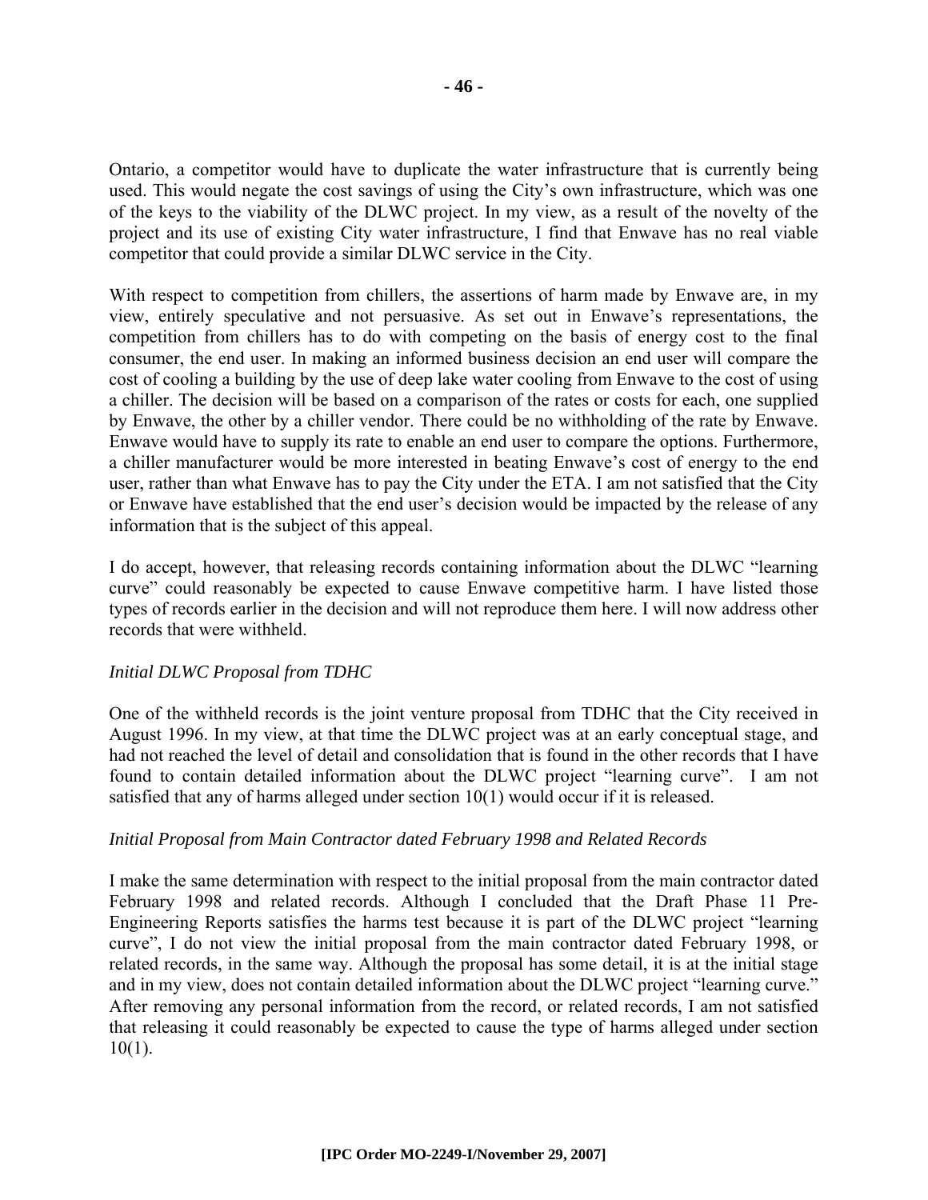Ontario, a competitor would have to duplicate the water infrastructure that is currently being used. This would negate the cost savings of using the City's own infrastructure, which was one of the keys to the viability of the DLWC project. In my view, as a result of the novelty of the project and its use of existing City water infrastructure, I find that Enwave has no real viable competitor that could provide a similar DLWC service in the City.

With respect to competition from chillers, the assertions of harm made by Enwave are, in my view, entirely speculative and not persuasive. As set out in Enwave's representations, the competition from chillers has to do with competing on the basis of energy cost to the final consumer, the end user. In making an informed business decision an end user will compare the cost of cooling a building by the use of deep lake water cooling from Enwave to the cost of using a chiller. The decision will be based on a comparison of the rates or costs for each, one supplied by Enwave, the other by a chiller vendor. There could be no withholding of the rate by Enwave. Enwave would have to supply its rate to enable an end user to compare the options. Furthermore, a chiller manufacturer would be more interested in beating Enwave's cost of energy to the end user, rather than what Enwave has to pay the City under the ETA. I am not satisfied that the City or Enwave have established that the end user's decision would be impacted by the release of any information that is the subject of this appeal.

I do accept, however, that releasing records containing information about the DLWC "learning curve" could reasonably be expected to cause Enwave competitive harm. I have listed those types of records earlier in the decision and will not reproduce them here. I will now address other records that were withheld.

*Initial DLWC Proposal from TDHC*

One of the withheld records is the joint venture proposal from TDHC that the City received in August 1996. In my view, at that time the DLWC project was at an early conceptual stage, and had not reached the level of detail and consolidation that is found in the other records that I have found to contain detailed information about the DLWC project "learning curve". I am not satisfied that any of harms alleged under section 10(1) would occur if it is released.

*Initial Proposal from Main Contractor dated February 1998 and Related Records*

I make the same determination with respect to the initial proposal from the main contractor dated February 1998 and related records. Although I concluded that the Draft Phase 11 Pre-Engineering Reports satisfies the harms test because it is part of the DLWC project "learning curve", I do not view the initial proposal from the main contractor dated February 1998, or related records, in the same way. Although the proposal has some detail, it is at the initial stage and in my view, does not contain detailed information about the DLWC project "learning curve." After removing any personal information from the record, or related records, I am not satisfied that releasing it could reasonably be expected to cause the type of harms alleged under section 10(1).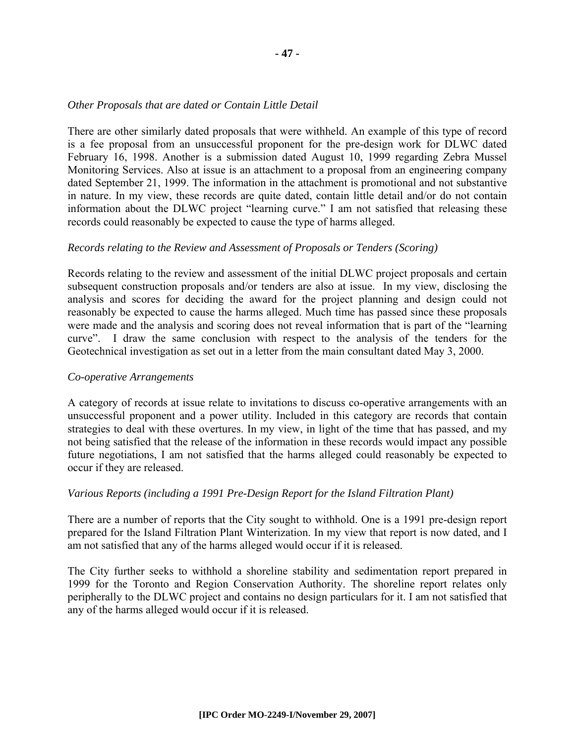*Other Proposals that are dated or Contain Little Detail*

There are other similarly dated proposals that were withheld. An example of this type of record is a fee proposal from an unsuccessful proponent for the pre-design work for DLWC dated February 16, 1998. Another is a submission dated August 10, 1999 regarding Zebra Mussel Monitoring Services. Also at issue is an attachment to a proposal from an engineering company dated September 21, 1999. The information in the attachment is promotional and not substantive in nature. In my view, these records are quite dated, contain little detail and/or do not contain information about the DLWC project "learning curve." I am not satisfied that releasing these records could reasonably be expected to cause the type of harms alleged.

*Records relating to the Review and Assessment of Proposals or Tenders (Scoring)*

Records relating to the review and assessment of the initial DLWC project proposals and certain subsequent construction proposals and/or tenders are also at issue. In my view, disclosing the analysis and scores for deciding the award for the project planning and design could not reasonably be expected to cause the harms alleged. Much time has passed since these proposals were made and the analysis and scoring does not reveal information that is part of the "learning curve". I draw the same conclusion with respect to the analysis of the tenders for the Geotechnical investigation as set out in a letter from the main consultant dated May 3, 2000.

*Co-operative Arrangements*

A category of records at issue relate to invitations to discuss co-operative arrangements with an unsuccessful proponent and a power utility. Included in this category are records that contain strategies to deal with these overtures. In my view, in light of the time that has passed, and my not being satisfied that the release of the information in these records would impact any possible future negotiations, I am not satisfied that the harms alleged could reasonably be expected to occur if they are released.

*Various Reports (including a 1991 Pre-Design Report for the Island Filtration Plant)*

There are a number of reports that the City sought to withhold. One is a 1991 pre-design report prepared for the Island Filtration Plant Winterization. In my view that report is now dated, and I am not satisfied that any of the harms alleged would occur if it is released.

The City further seeks to withhold a shoreline stability and sedimentation report prepared in 1999 for the Toronto and Region Conservation Authority. The shoreline report relates only peripherally to the DLWC project and contains no design particulars for it. I am not satisfied that any of the harms alleged would occur if it is released.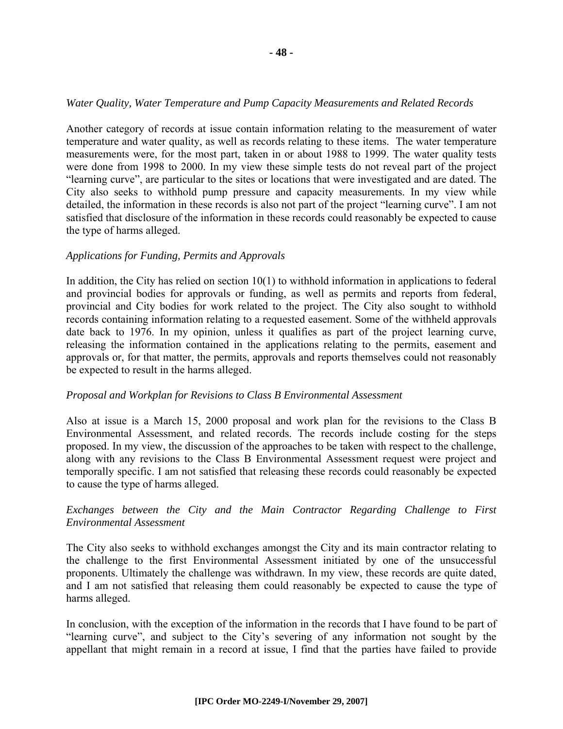*Water Quality, Water Temperature and Pump Capacity Measurements and Related Records*

Another category of records at issue contain information relating to the measurement of water temperature and water quality, as well as records relating to these items. The water temperature measurements were, for the most part, taken in or about 1988 to 1999. The water quality tests were done from 1998 to 2000. In my view these simple tests do not reveal part of the project "learning curve", are particular to the sites or locations that were investigated and are dated. The City also seeks to withhold pump pressure and capacity measurements. In my view while detailed, the information in these records is also not part of the project "learning curve". I am not satisfied that disclosure of the information in these records could reasonably be expected to cause the type of harms alleged.

*Applications for Funding, Permits and Approvals*

In addition, the City has relied on section 10(1) to withhold information in applications to federal and provincial bodies for approvals or funding, as well as permits and reports from federal, provincial and City bodies for work related to the project. The City also sought to withhold records containing information relating to a requested easement. Some of the withheld approvals date back to 1976. In my opinion, unless it qualifies as part of the project learning curve, releasing the information contained in the applications relating to the permits, easement and approvals or, for that matter, the permits, approvals and reports themselves could not reasonably be expected to result in the harms alleged.

*Proposal and Workplan for Revisions to Class B Environmental Assessment*

Also at issue is a March 15, 2000 proposal and work plan for the revisions to the Class B Environmental Assessment, and related records. The records include costing for the steps proposed. In my view, the discussion of the approaches to be taken with respect to the challenge, along with any revisions to the Class B Environmental Assessment request were project and temporally specific. I am not satisfied that releasing these records could reasonably be expected to cause the type of harms alleged.

*Exchanges between the City and the Main Contractor Regarding Challenge to First Environmental Assessment*

The City also seeks to withhold exchanges amongst the City and its main contractor relating to the challenge to the first Environmental Assessment initiated by one of the unsuccessful proponents. Ultimately the challenge was withdrawn. In my view, these records are quite dated, and I am not satisfied that releasing them could reasonably be expected to cause the type of harms alleged.

In conclusion, with the exception of the information in the records that I have found to be part of "learning curve", and subject to the City's severing of any information not sought by the appellant that might remain in a record at issue, I find that the parties have failed to provide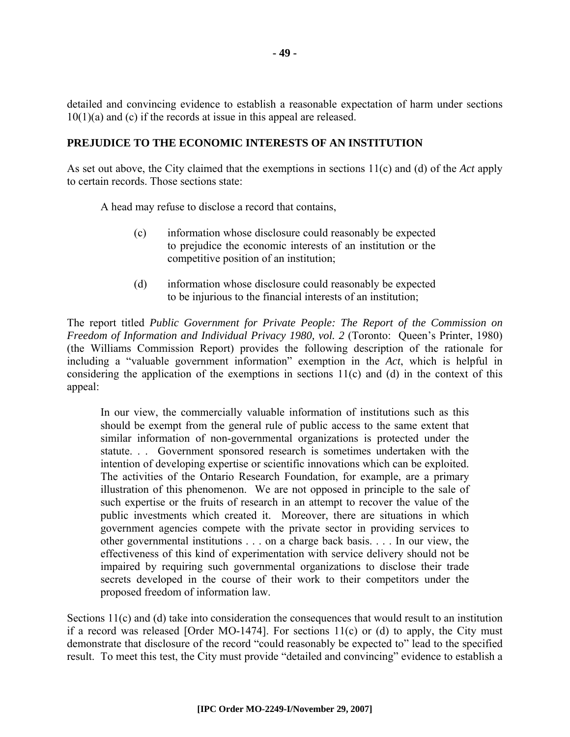detailed and convincing evidence to establish a reasonable expectation of harm under sections 10(1)(a) and (c) if the records at issue in this appeal are released.

## PREJUDICE TO THE ECONOMIC INTERESTS OF AN INSTITUTION

As set out above, the City claimed that the exemptions in sections 11(c) and (d) of the *Act* apply to certain records. Those sections state:

> A head may refuse to disclose a record that contains,
>
> (c) information whose disclosure could reasonably be expected to prejudice the economic interests of an institution or the competitive position of an institution;
>
> (d) information whose disclosure could reasonably be expected to be injurious to the financial interests of an institution;

The report titled *Public Government for Private People: The Report of the Commission on Freedom of Information and Individual Privacy 1980, vol. 2* (Toronto: Queen's Printer, 1980) (the Williams Commission Report) provides the following description of the rationale for including a "valuable government information" exemption in the *Act*, which is helpful in considering the application of the exemptions in sections 11(c) and (d) in the context of this appeal:

> In our view, the commercially valuable information of institutions such as this should be exempt from the general rule of public access to the same extent that similar information of non-governmental organizations is protected under the statute. . . Government sponsored research is sometimes undertaken with the intention of developing expertise or scientific innovations which can be exploited. The activities of the Ontario Research Foundation, for example, are a primary illustration of this phenomenon. We are not opposed in principle to the sale of such expertise or the fruits of research in an attempt to recover the value of the public investments which created it. Moreover, there are situations in which government agencies compete with the private sector in providing services to other governmental institutions . . . on a charge back basis. . . . In our view, the effectiveness of this kind of experimentation with service delivery should not be impaired by requiring such governmental organizations to disclose their trade secrets developed in the course of their work to their competitors under the proposed freedom of information law.

Sections 11(c) and (d) take into consideration the consequences that would result to an institution if a record was released [Order MO-1474]. For sections 11(c) or (d) to apply, the City must demonstrate that disclosure of the record "could reasonably be expected to" lead to the specified result. To meet this test, the City must provide "detailed and convincing" evidence to establish a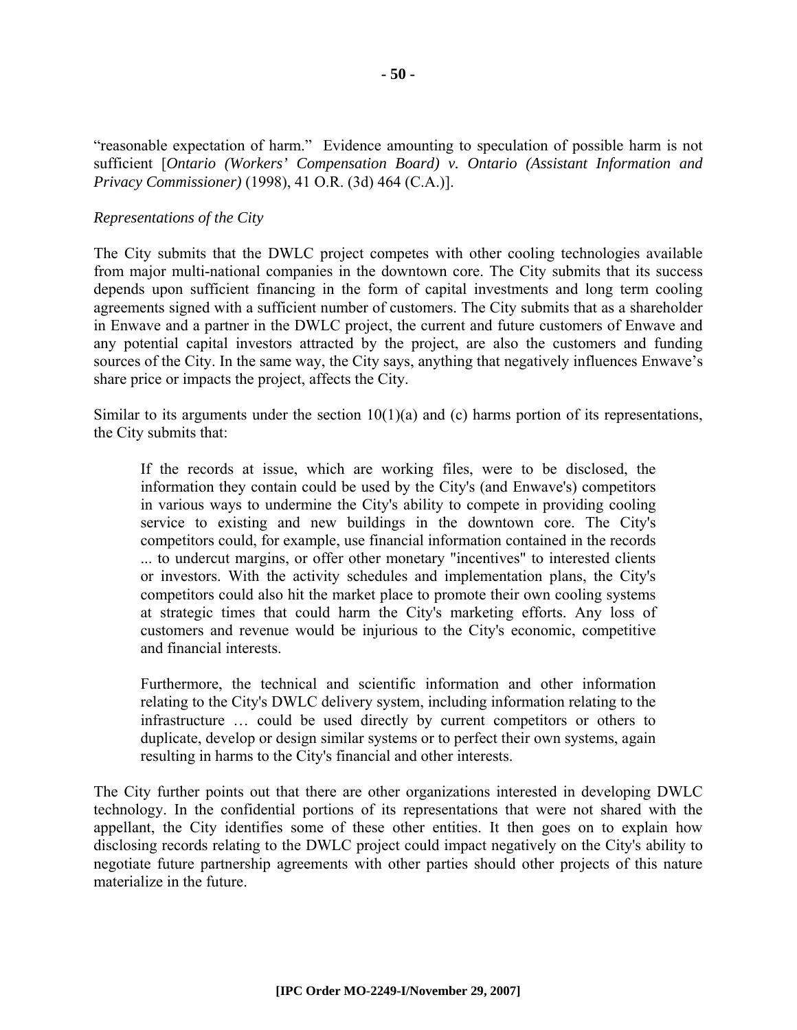"reasonable expectation of harm." Evidence amounting to speculation of possible harm is not sufficient [*Ontario (Workers' Compensation Board) v. Ontario (Assistant Information and Privacy Commissioner)* (1998), 41 O.R. (3d) 464 (C.A.)].

*Representations of the City*

The City submits that the DWLC project competes with other cooling technologies available from major multi-national companies in the downtown core. The City submits that its success depends upon sufficient financing in the form of capital investments and long term cooling agreements signed with a sufficient number of customers. The City submits that as a shareholder in Enwave and a partner in the DWLC project, the current and future customers of Enwave and any potential capital investors attracted by the project, are also the customers and funding sources of the City. In the same way, the City says, anything that negatively influences Enwave's share price or impacts the project, affects the City.

Similar to its arguments under the section 10(1)(a) and (c) harms portion of its representations, the City submits that:

> If the records at issue, which are working files, were to be disclosed, the information they contain could be used by the City's (and Enwave's) competitors in various ways to undermine the City's ability to compete in providing cooling service to existing and new buildings in the downtown core. The City's competitors could, for example, use financial information contained in the records ... to undercut margins, or offer other monetary "incentives" to interested clients or investors. With the activity schedules and implementation plans, the City's competitors could also hit the market place to promote their own cooling systems at strategic times that could harm the City's marketing efforts. Any loss of customers and revenue would be injurious to the City's economic, competitive and financial interests.
>
> Furthermore, the technical and scientific information and other information relating to the City's DWLC delivery system, including information relating to the infrastructure … could be used directly by current competitors or others to duplicate, develop or design similar systems or to perfect their own systems, again resulting in harms to the City's financial and other interests.

The City further points out that there are other organizations interested in developing DWLC technology. In the confidential portions of its representations that were not shared with the appellant, the City identifies some of these other entities. It then goes on to explain how disclosing records relating to the DWLC project could impact negatively on the City's ability to negotiate future partnership agreements with other parties should other projects of this nature materialize in the future.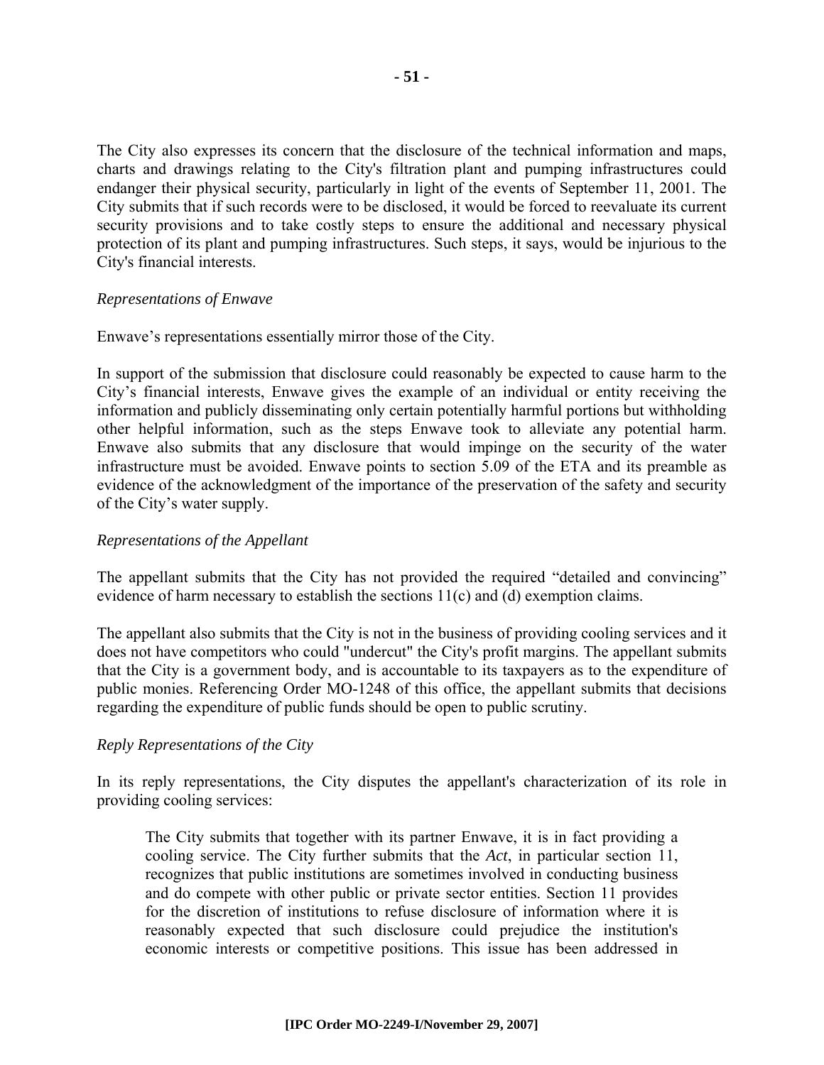The City also expresses its concern that the disclosure of the technical information and maps, charts and drawings relating to the City's filtration plant and pumping infrastructures could endanger their physical security, particularly in light of the events of September 11, 2001. The City submits that if such records were to be disclosed, it would be forced to reevaluate its current security provisions and to take costly steps to ensure the additional and necessary physical protection of its plant and pumping infrastructures. Such steps, it says, would be injurious to the City's financial interests.

*Representations of Enwave*

Enwave's representations essentially mirror those of the City.

In support of the submission that disclosure could reasonably be expected to cause harm to the City's financial interests, Enwave gives the example of an individual or entity receiving the information and publicly disseminating only certain potentially harmful portions but withholding other helpful information, such as the steps Enwave took to alleviate any potential harm. Enwave also submits that any disclosure that would impinge on the security of the water infrastructure must be avoided. Enwave points to section 5.09 of the ETA and its preamble as evidence of the acknowledgment of the importance of the preservation of the safety and security of the City's water supply.

*Representations of the Appellant*

The appellant submits that the City has not provided the required "detailed and convincing" evidence of harm necessary to establish the sections 11(c) and (d) exemption claims.

The appellant also submits that the City is not in the business of providing cooling services and it does not have competitors who could "undercut" the City's profit margins. The appellant submits that the City is a government body, and is accountable to its taxpayers as to the expenditure of public monies. Referencing Order MO-1248 of this office, the appellant submits that decisions regarding the expenditure of public funds should be open to public scrutiny.

*Reply Representations of the City*

In its reply representations, the City disputes the appellant's characterization of its role in providing cooling services:

> The City submits that together with its partner Enwave, it is in fact providing a cooling service. The City further submits that the *Act*, in particular section 11, recognizes that public institutions are sometimes involved in conducting business and do compete with other public or private sector entities. Section 11 provides for the discretion of institutions to refuse disclosure of information where it is reasonably expected that such disclosure could prejudice the institution's economic interests or competitive positions. This issue has been addressed in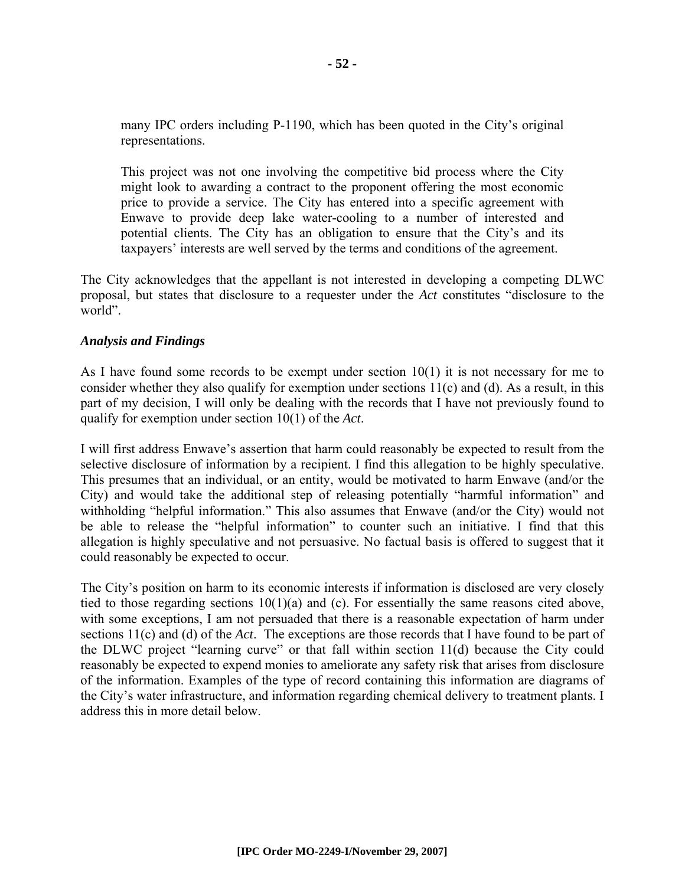> many IPC orders including P-1190, which has been quoted in the City's original representations.
>
> This project was not one involving the competitive bid process where the City might look to awarding a contract to the proponent offering the most economic price to provide a service. The City has entered into a specific agreement with Enwave to provide deep lake water-cooling to a number of interested and potential clients. The City has an obligation to ensure that the City's and its taxpayers' interests are well served by the terms and conditions of the agreement.

The City acknowledges that the appellant is not interested in developing a competing DLWC proposal, but states that disclosure to a requester under the *Act* constitutes "disclosure to the world".

***Analysis and Findings***

As I have found some records to be exempt under section 10(1) it is not necessary for me to consider whether they also qualify for exemption under sections 11(c) and (d). As a result, in this part of my decision, I will only be dealing with the records that I have not previously found to qualify for exemption under section 10(1) of the *Act*.

I will first address Enwave's assertion that harm could reasonably be expected to result from the selective disclosure of information by a recipient. I find this allegation to be highly speculative. This presumes that an individual, or an entity, would be motivated to harm Enwave (and/or the City) and would take the additional step of releasing potentially "harmful information" and withholding "helpful information." This also assumes that Enwave (and/or the City) would not be able to release the "helpful information" to counter such an initiative. I find that this allegation is highly speculative and not persuasive. No factual basis is offered to suggest that it could reasonably be expected to occur.

The City's position on harm to its economic interests if information is disclosed are very closely tied to those regarding sections 10(1)(a) and (c). For essentially the same reasons cited above, with some exceptions, I am not persuaded that there is a reasonable expectation of harm under sections 11(c) and (d) of the *Act*. The exceptions are those records that I have found to be part of the DLWC project "learning curve" or that fall within section 11(d) because the City could reasonably be expected to expend monies to ameliorate any safety risk that arises from disclosure of the information. Examples of the type of record containing this information are diagrams of the City's water infrastructure, and information regarding chemical delivery to treatment plants. I address this in more detail below.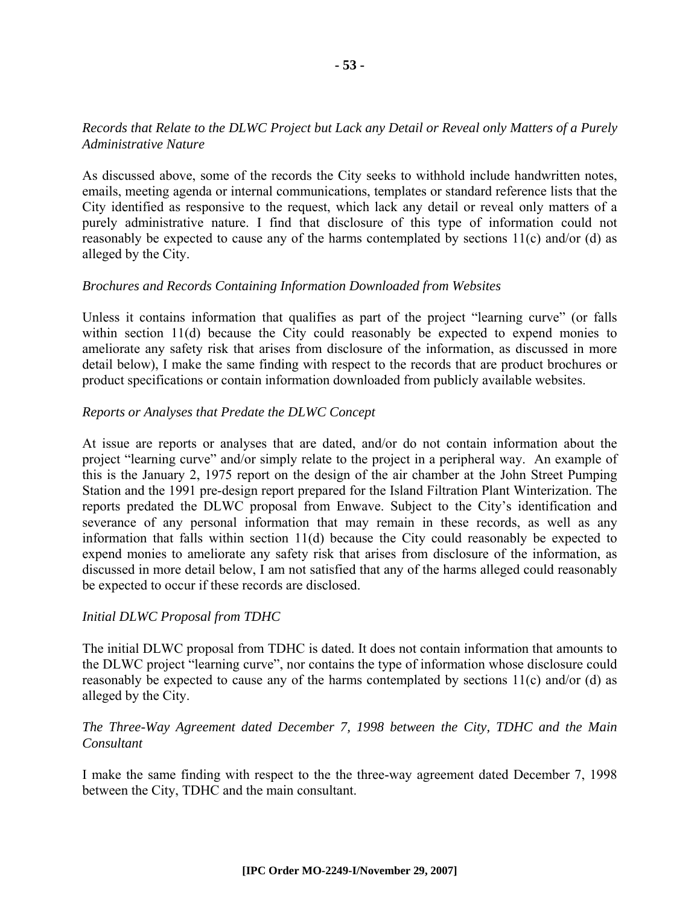*Records that Relate to the DLWC Project but Lack any Detail or Reveal only Matters of a Purely Administrative Nature*

As discussed above, some of the records the City seeks to withhold include handwritten notes, emails, meeting agenda or internal communications, templates or standard reference lists that the City identified as responsive to the request, which lack any detail or reveal only matters of a purely administrative nature. I find that disclosure of this type of information could not reasonably be expected to cause any of the harms contemplated by sections 11(c) and/or (d) as alleged by the City.

*Brochures and Records Containing Information Downloaded from Websites*

Unless it contains information that qualifies as part of the project "learning curve" (or falls within section 11(d) because the City could reasonably be expected to expend monies to ameliorate any safety risk that arises from disclosure of the information, as discussed in more detail below), I make the same finding with respect to the records that are product brochures or product specifications or contain information downloaded from publicly available websites.

*Reports or Analyses that Predate the DLWC Concept*

At issue are reports or analyses that are dated, and/or do not contain information about the project "learning curve" and/or simply relate to the project in a peripheral way. An example of this is the January 2, 1975 report on the design of the air chamber at the John Street Pumping Station and the 1991 pre-design report prepared for the Island Filtration Plant Winterization. The reports predated the DLWC proposal from Enwave. Subject to the City's identification and severance of any personal information that may remain in these records, as well as any information that falls within section 11(d) because the City could reasonably be expected to expend monies to ameliorate any safety risk that arises from disclosure of the information, as discussed in more detail below, I am not satisfied that any of the harms alleged could reasonably be expected to occur if these records are disclosed.

*Initial DLWC Proposal from TDHC*

The initial DLWC proposal from TDHC is dated. It does not contain information that amounts to the DLWC project "learning curve", nor contains the type of information whose disclosure could reasonably be expected to cause any of the harms contemplated by sections 11(c) and/or (d) as alleged by the City.

*The Three-Way Agreement dated December 7, 1998 between the City, TDHC and the Main Consultant*

I make the same finding with respect to the the three-way agreement dated December 7, 1998 between the City, TDHC and the main consultant.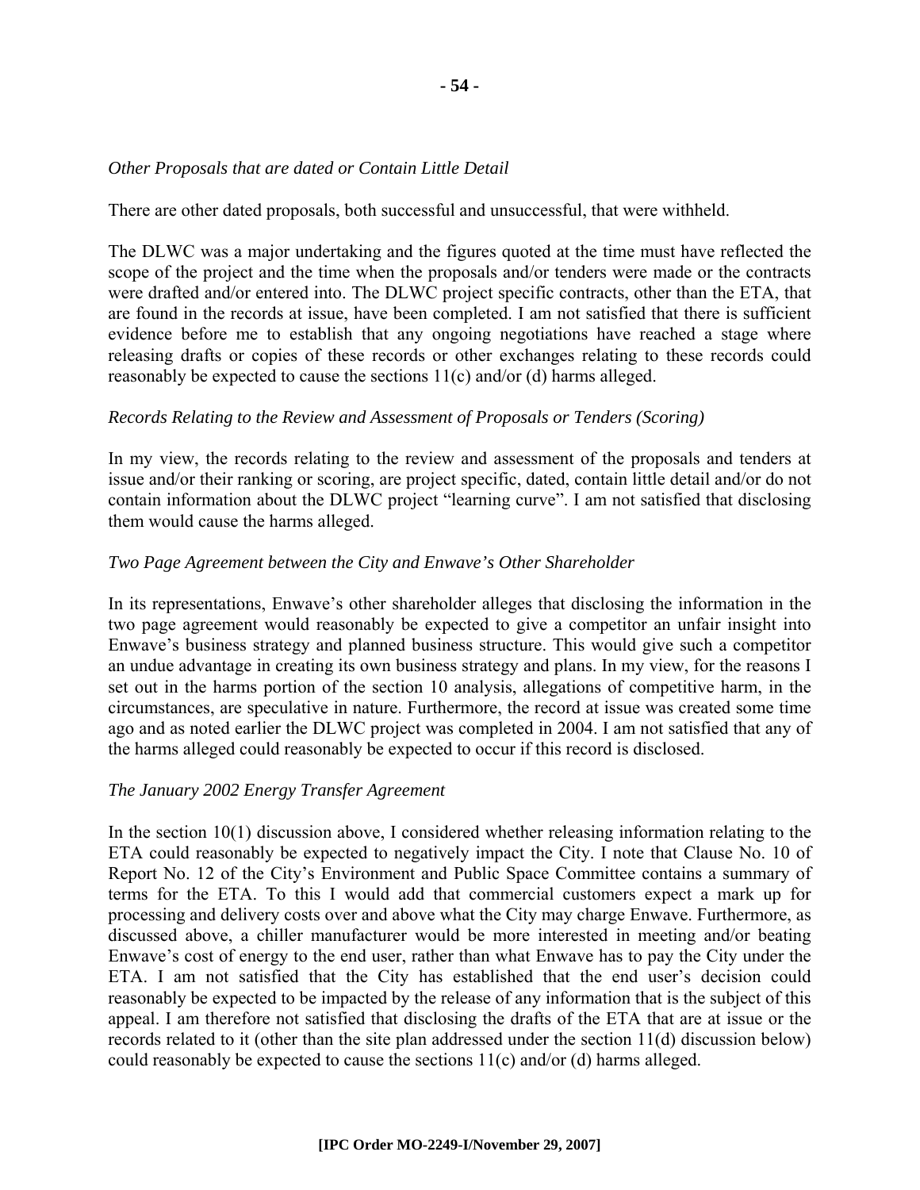*Other Proposals that are dated or Contain Little Detail*

There are other dated proposals, both successful and unsuccessful, that were withheld.

The DLWC was a major undertaking and the figures quoted at the time must have reflected the scope of the project and the time when the proposals and/or tenders were made or the contracts were drafted and/or entered into. The DLWC project specific contracts, other than the ETA, that are found in the records at issue, have been completed. I am not satisfied that there is sufficient evidence before me to establish that any ongoing negotiations have reached a stage where releasing drafts or copies of these records or other exchanges relating to these records could reasonably be expected to cause the sections 11(c) and/or (d) harms alleged.

*Records Relating to the Review and Assessment of Proposals or Tenders (Scoring)*

In my view, the records relating to the review and assessment of the proposals and tenders at issue and/or their ranking or scoring, are project specific, dated, contain little detail and/or do not contain information about the DLWC project "learning curve". I am not satisfied that disclosing them would cause the harms alleged.

*Two Page Agreement between the City and Enwave's Other Shareholder*

In its representations, Enwave's other shareholder alleges that disclosing the information in the two page agreement would reasonably be expected to give a competitor an unfair insight into Enwave's business strategy and planned business structure. This would give such a competitor an undue advantage in creating its own business strategy and plans. In my view, for the reasons I set out in the harms portion of the section 10 analysis, allegations of competitive harm, in the circumstances, are speculative in nature. Furthermore, the record at issue was created some time ago and as noted earlier the DLWC project was completed in 2004. I am not satisfied that any of the harms alleged could reasonably be expected to occur if this record is disclosed.

*The January 2002 Energy Transfer Agreement*

In the section 10(1) discussion above, I considered whether releasing information relating to the ETA could reasonably be expected to negatively impact the City. I note that Clause No. 10 of Report No. 12 of the City's Environment and Public Space Committee contains a summary of terms for the ETA. To this I would add that commercial customers expect a mark up for processing and delivery costs over and above what the City may charge Enwave. Furthermore, as discussed above, a chiller manufacturer would be more interested in meeting and/or beating Enwave's cost of energy to the end user, rather than what Enwave has to pay the City under the ETA. I am not satisfied that the City has established that the end user's decision could reasonably be expected to be impacted by the release of any information that is the subject of this appeal. I am therefore not satisfied that disclosing the drafts of the ETA that are at issue or the records related to it (other than the site plan addressed under the section 11(d) discussion below) could reasonably be expected to cause the sections 11(c) and/or (d) harms alleged.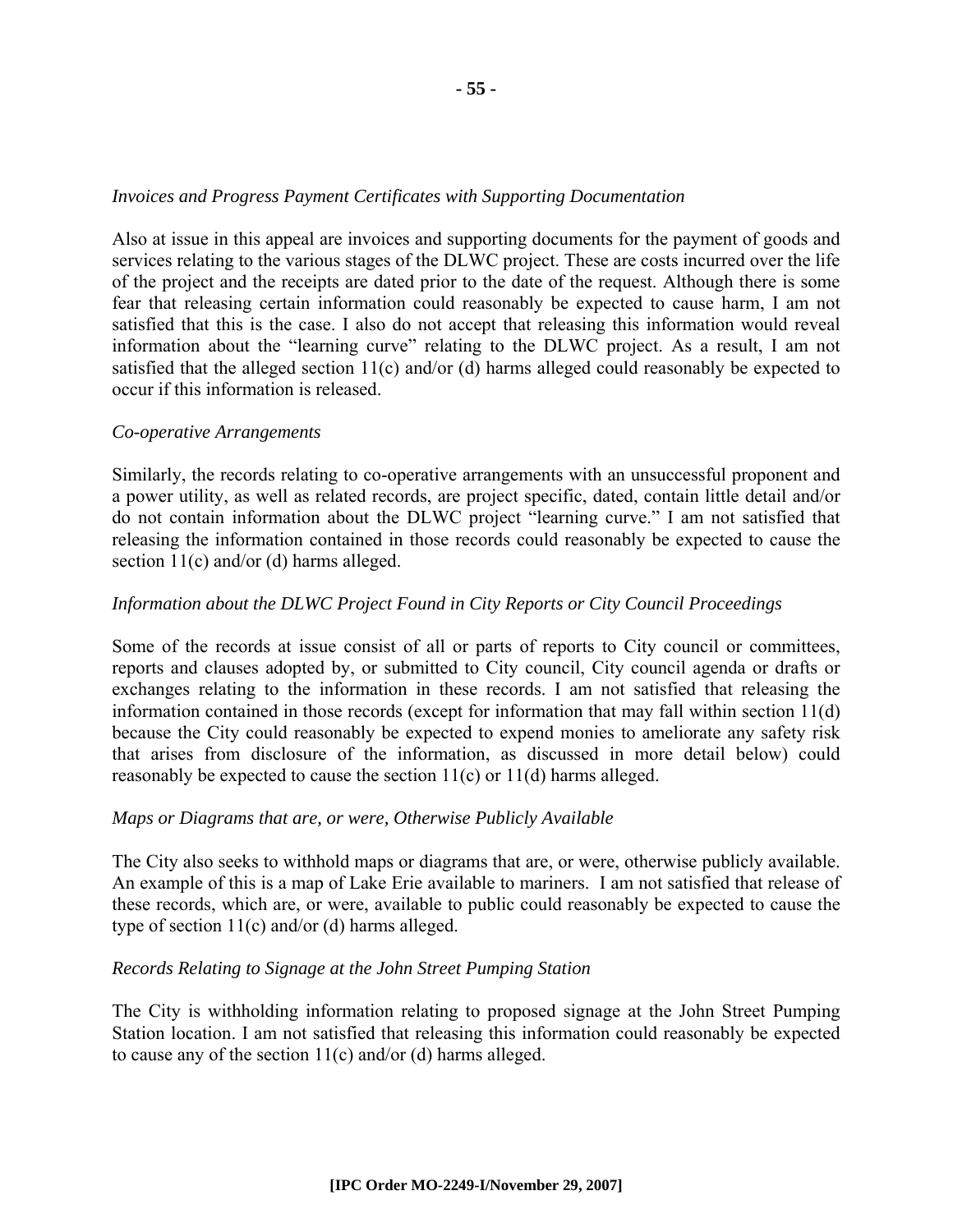*Invoices and Progress Payment Certificates with Supporting Documentation*

Also at issue in this appeal are invoices and supporting documents for the payment of goods and services relating to the various stages of the DLWC project. These are costs incurred over the life of the project and the receipts are dated prior to the date of the request. Although there is some fear that releasing certain information could reasonably be expected to cause harm, I am not satisfied that this is the case. I also do not accept that releasing this information would reveal information about the "learning curve" relating to the DLWC project. As a result, I am not satisfied that the alleged section 11(c) and/or (d) harms alleged could reasonably be expected to occur if this information is released.

*Co-operative Arrangements*

Similarly, the records relating to co-operative arrangements with an unsuccessful proponent and a power utility, as well as related records, are project specific, dated, contain little detail and/or do not contain information about the DLWC project "learning curve." I am not satisfied that releasing the information contained in those records could reasonably be expected to cause the section 11(c) and/or (d) harms alleged.

*Information about the DLWC Project Found in City Reports or City Council Proceedings*

Some of the records at issue consist of all or parts of reports to City council or committees, reports and clauses adopted by, or submitted to City council, City council agenda or drafts or exchanges relating to the information in these records. I am not satisfied that releasing the information contained in those records (except for information that may fall within section 11(d) because the City could reasonably be expected to expend monies to ameliorate any safety risk that arises from disclosure of the information, as discussed in more detail below) could reasonably be expected to cause the section 11(c) or 11(d) harms alleged.

*Maps or Diagrams that are, or were, Otherwise Publicly Available*

The City also seeks to withhold maps or diagrams that are, or were, otherwise publicly available. An example of this is a map of Lake Erie available to mariners. I am not satisfied that release of these records, which are, or were, available to public could reasonably be expected to cause the type of section 11(c) and/or (d) harms alleged.

*Records Relating to Signage at the John Street Pumping Station*

The City is withholding information relating to proposed signage at the John Street Pumping Station location. I am not satisfied that releasing this information could reasonably be expected to cause any of the section 11(c) and/or (d) harms alleged.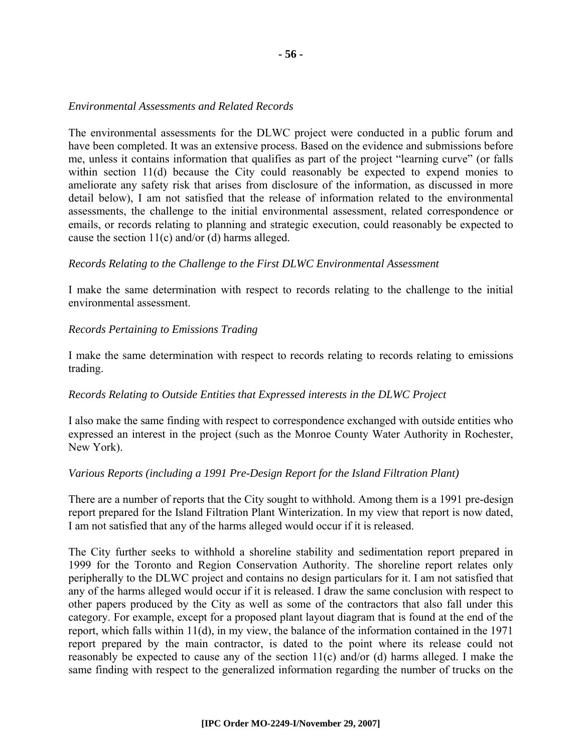*Environmental Assessments and Related Records*

The environmental assessments for the DLWC project were conducted in a public forum and have been completed. It was an extensive process. Based on the evidence and submissions before me, unless it contains information that qualifies as part of the project "learning curve" (or falls within section 11(d) because the City could reasonably be expected to expend monies to ameliorate any safety risk that arises from disclosure of the information, as discussed in more detail below), I am not satisfied that the release of information related to the environmental assessments, the challenge to the initial environmental assessment, related correspondence or emails, or records relating to planning and strategic execution, could reasonably be expected to cause the section 11(c) and/or (d) harms alleged.

*Records Relating to the Challenge to the First DLWC Environmental Assessment*

I make the same determination with respect to records relating to the challenge to the initial environmental assessment.

*Records Pertaining to Emissions Trading*

I make the same determination with respect to records relating to records relating to emissions trading.

*Records Relating to Outside Entities that Expressed interests in the DLWC Project*

I also make the same finding with respect to correspondence exchanged with outside entities who expressed an interest in the project (such as the Monroe County Water Authority in Rochester, New York).

*Various Reports (including a 1991 Pre-Design Report for the Island Filtration Plant)*

There are a number of reports that the City sought to withhold. Among them is a 1991 pre-design report prepared for the Island Filtration Plant Winterization. In my view that report is now dated, I am not satisfied that any of the harms alleged would occur if it is released.

The City further seeks to withhold a shoreline stability and sedimentation report prepared in 1999 for the Toronto and Region Conservation Authority. The shoreline report relates only peripherally to the DLWC project and contains no design particulars for it. I am not satisfied that any of the harms alleged would occur if it is released. I draw the same conclusion with respect to other papers produced by the City as well as some of the contractors that also fall under this category. For example, except for a proposed plant layout diagram that is found at the end of the report, which falls within 11(d), in my view, the balance of the information contained in the 1971 report prepared by the main contractor, is dated to the point where its release could not reasonably be expected to cause any of the section 11(c) and/or (d) harms alleged. I make the same finding with respect to the generalized information regarding the number of trucks on the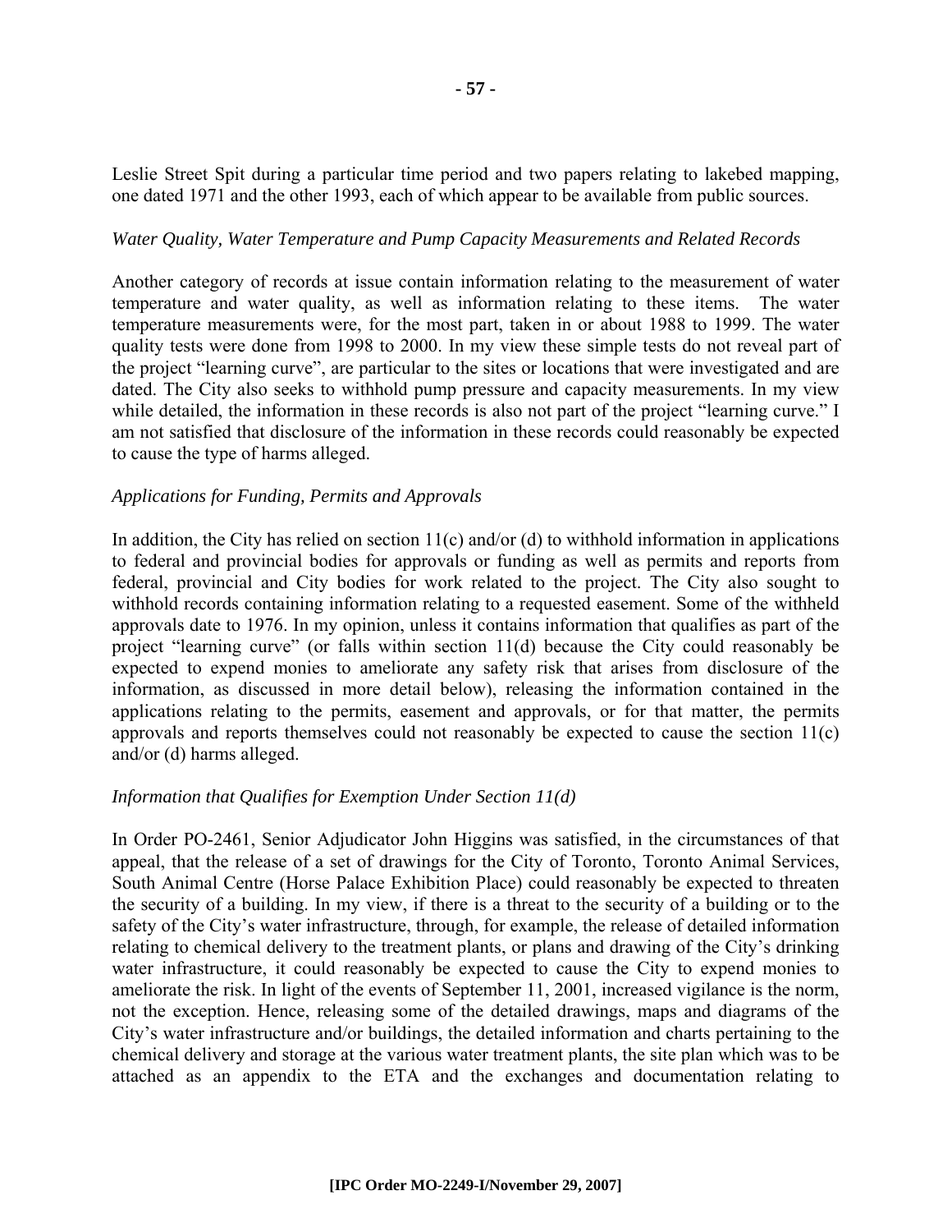Leslie Street Spit during a particular time period and two papers relating to lakebed mapping, one dated 1971 and the other 1993, each of which appear to be available from public sources.

*Water Quality, Water Temperature and Pump Capacity Measurements and Related Records*

Another category of records at issue contain information relating to the measurement of water temperature and water quality, as well as information relating to these items. The water temperature measurements were, for the most part, taken in or about 1988 to 1999. The water quality tests were done from 1998 to 2000. In my view these simple tests do not reveal part of the project "learning curve", are particular to the sites or locations that were investigated and are dated. The City also seeks to withhold pump pressure and capacity measurements. In my view while detailed, the information in these records is also not part of the project "learning curve." I am not satisfied that disclosure of the information in these records could reasonably be expected to cause the type of harms alleged.

*Applications for Funding, Permits and Approvals*

In addition, the City has relied on section 11(c) and/or (d) to withhold information in applications to federal and provincial bodies for approvals or funding as well as permits and reports from federal, provincial and City bodies for work related to the project. The City also sought to withhold records containing information relating to a requested easement. Some of the withheld approvals date to 1976. In my opinion, unless it contains information that qualifies as part of the project "learning curve" (or falls within section 11(d) because the City could reasonably be expected to expend monies to ameliorate any safety risk that arises from disclosure of the information, as discussed in more detail below), releasing the information contained in the applications relating to the permits, easement and approvals, or for that matter, the permits approvals and reports themselves could not reasonably be expected to cause the section 11(c) and/or (d) harms alleged.

*Information that Qualifies for Exemption Under Section 11(d)*

In Order PO-2461, Senior Adjudicator John Higgins was satisfied, in the circumstances of that appeal, that the release of a set of drawings for the City of Toronto, Toronto Animal Services, South Animal Centre (Horse Palace Exhibition Place) could reasonably be expected to threaten the security of a building. In my view, if there is a threat to the security of a building or to the safety of the City's water infrastructure, through, for example, the release of detailed information relating to chemical delivery to the treatment plants, or plans and drawing of the City's drinking water infrastructure, it could reasonably be expected to cause the City to expend monies to ameliorate the risk. In light of the events of September 11, 2001, increased vigilance is the norm, not the exception. Hence, releasing some of the detailed drawings, maps and diagrams of the City's water infrastructure and/or buildings, the detailed information and charts pertaining to the chemical delivery and storage at the various water treatment plants, the site plan which was to be attached as an appendix to the ETA and the exchanges and documentation relating to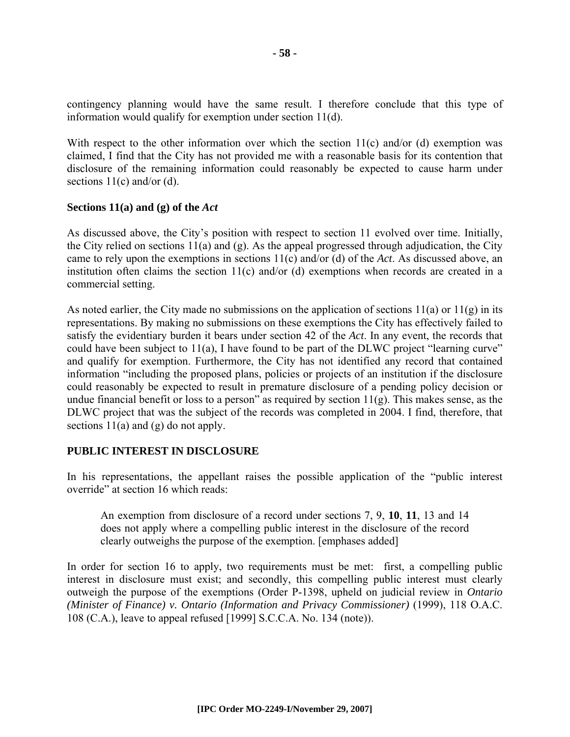contingency planning would have the same result. I therefore conclude that this type of information would qualify for exemption under section 11(d).

With respect to the other information over which the section 11(c) and/or (d) exemption was claimed, I find that the City has not provided me with a reasonable basis for its contention that disclosure of the remaining information could reasonably be expected to cause harm under sections 11(c) and/or (d).

**Sections 11(a) and (g) of the *Act***

As discussed above, the City's position with respect to section 11 evolved over time. Initially, the City relied on sections 11(a) and (g). As the appeal progressed through adjudication, the City came to rely upon the exemptions in sections 11(c) and/or (d) of the *Act*. As discussed above, an institution often claims the section 11(c) and/or (d) exemptions when records are created in a commercial setting.

As noted earlier, the City made no submissions on the application of sections 11(a) or 11(g) in its representations. By making no submissions on these exemptions the City has effectively failed to satisfy the evidentiary burden it bears under section 42 of the *Act*. In any event, the records that could have been subject to 11(a), I have found to be part of the DLWC project "learning curve" and qualify for exemption. Furthermore, the City has not identified any record that contained information "including the proposed plans, policies or projects of an institution if the disclosure could reasonably be expected to result in premature disclosure of a pending policy decision or undue financial benefit or loss to a person" as required by section 11(g). This makes sense, as the DLWC project that was the subject of the records was completed in 2004. I find, therefore, that sections 11(a) and (g) do not apply.

**PUBLIC INTEREST IN DISCLOSURE**

In his representations, the appellant raises the possible application of the "public interest override" at section 16 which reads:

> An exemption from disclosure of a record under sections 7, 9, **10**, **11**, 13 and 14 does not apply where a compelling public interest in the disclosure of the record clearly outweighs the purpose of the exemption. [emphases added]

In order for section 16 to apply, two requirements must be met: first, a compelling public interest in disclosure must exist; and secondly, this compelling public interest must clearly outweigh the purpose of the exemptions (Order P-1398, upheld on judicial review in *Ontario (Minister of Finance) v. Ontario (Information and Privacy Commissioner)* (1999), 118 O.A.C. 108 (C.A.), leave to appeal refused [1999] S.C.C.A. No. 134 (note)).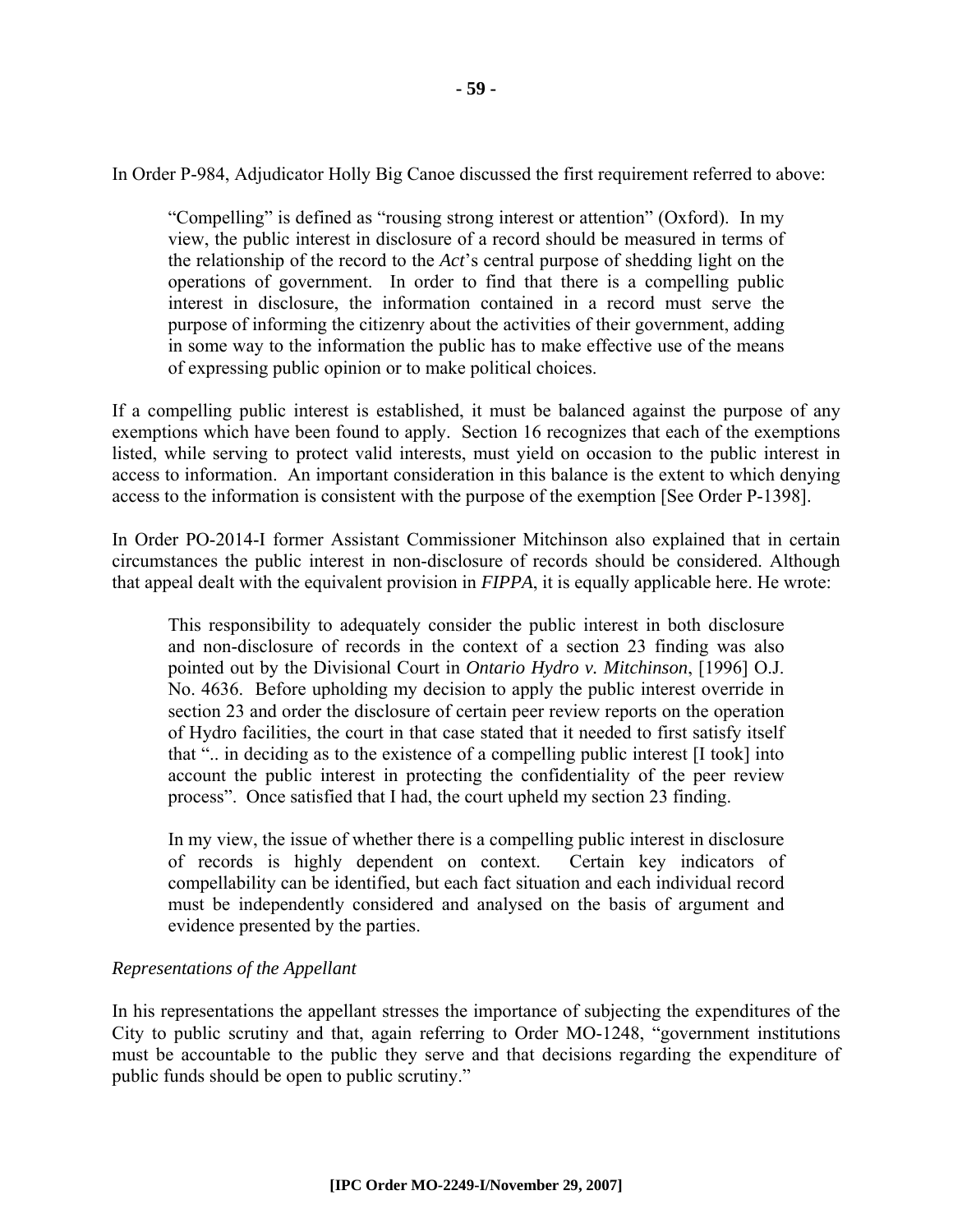In Order P-984, Adjudicator Holly Big Canoe discussed the first requirement referred to above:

> "Compelling" is defined as "rousing strong interest or attention" (Oxford). In my view, the public interest in disclosure of a record should be measured in terms of the relationship of the record to the *Act*'s central purpose of shedding light on the operations of government. In order to find that there is a compelling public interest in disclosure, the information contained in a record must serve the purpose of informing the citizenry about the activities of their government, adding in some way to the information the public has to make effective use of the means of expressing public opinion or to make political choices.

If a compelling public interest is established, it must be balanced against the purpose of any exemptions which have been found to apply. Section 16 recognizes that each of the exemptions listed, while serving to protect valid interests, must yield on occasion to the public interest in access to information. An important consideration in this balance is the extent to which denying access to the information is consistent with the purpose of the exemption [See Order P-1398].

In Order PO-2014-I former Assistant Commissioner Mitchinson also explained that in certain circumstances the public interest in non-disclosure of records should be considered. Although that appeal dealt with the equivalent provision in *FIPPA*, it is equally applicable here. He wrote:

> This responsibility to adequately consider the public interest in both disclosure and non-disclosure of records in the context of a section 23 finding was also pointed out by the Divisional Court in *Ontario Hydro v. Mitchinson*, [1996] O.J. No. 4636. Before upholding my decision to apply the public interest override in section 23 and order the disclosure of certain peer review reports on the operation of Hydro facilities, the court in that case stated that it needed to first satisfy itself that ".. in deciding as to the existence of a compelling public interest [I took] into account the public interest in protecting the confidentiality of the peer review process". Once satisfied that I had, the court upheld my section 23 finding.
>
> In my view, the issue of whether there is a compelling public interest in disclosure of records is highly dependent on context. Certain key indicators of compellability can be identified, but each fact situation and each individual record must be independently considered and analysed on the basis of argument and evidence presented by the parties.

*Representations of the Appellant*

In his representations the appellant stresses the importance of subjecting the expenditures of the City to public scrutiny and that, again referring to Order MO-1248, "government institutions must be accountable to the public they serve and that decisions regarding the expenditure of public funds should be open to public scrutiny."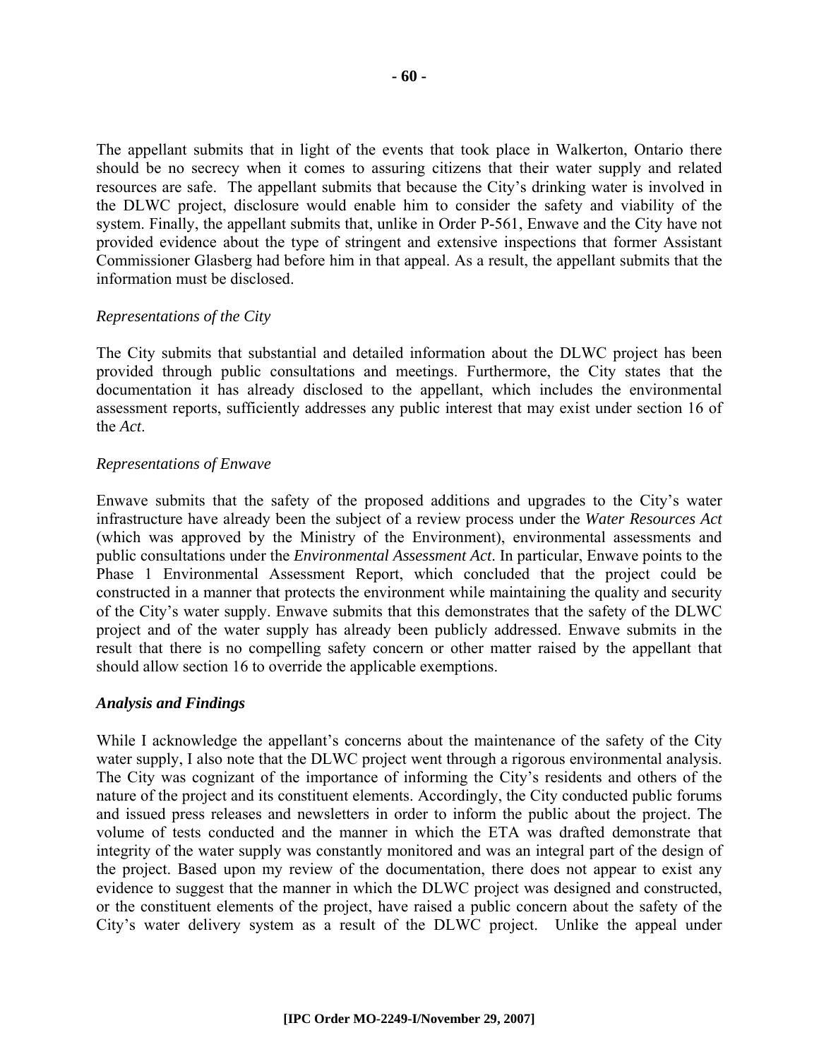The appellant submits that in light of the events that took place in Walkerton, Ontario there should be no secrecy when it comes to assuring citizens that their water supply and related resources are safe. The appellant submits that because the City's drinking water is involved in the DLWC project, disclosure would enable him to consider the safety and viability of the system. Finally, the appellant submits that, unlike in Order P-561, Enwave and the City have not provided evidence about the type of stringent and extensive inspections that former Assistant Commissioner Glasberg had before him in that appeal. As a result, the appellant submits that the information must be disclosed.

*Representations of the City*

The City submits that substantial and detailed information about the DLWC project has been provided through public consultations and meetings. Furthermore, the City states that the documentation it has already disclosed to the appellant, which includes the environmental assessment reports, sufficiently addresses any public interest that may exist under section 16 of the *Act*.

*Representations of Enwave*

Enwave submits that the safety of the proposed additions and upgrades to the City's water infrastructure have already been the subject of a review process under the *Water Resources Act* (which was approved by the Ministry of the Environment), environmental assessments and public consultations under the *Environmental Assessment Act*. In particular, Enwave points to the Phase 1 Environmental Assessment Report, which concluded that the project could be constructed in a manner that protects the environment while maintaining the quality and security of the City's water supply. Enwave submits that this demonstrates that the safety of the DLWC project and of the water supply has already been publicly addressed. Enwave submits in the result that there is no compelling safety concern or other matter raised by the appellant that should allow section 16 to override the applicable exemptions.

***Analysis and Findings***

While I acknowledge the appellant's concerns about the maintenance of the safety of the City water supply, I also note that the DLWC project went through a rigorous environmental analysis. The City was cognizant of the importance of informing the City's residents and others of the nature of the project and its constituent elements. Accordingly, the City conducted public forums and issued press releases and newsletters in order to inform the public about the project. The volume of tests conducted and the manner in which the ETA was drafted demonstrate that integrity of the water supply was constantly monitored and was an integral part of the design of the project. Based upon my review of the documentation, there does not appear to exist any evidence to suggest that the manner in which the DLWC project was designed and constructed, or the constituent elements of the project, have raised a public concern about the safety of the City's water delivery system as a result of the DLWC project. Unlike the appeal under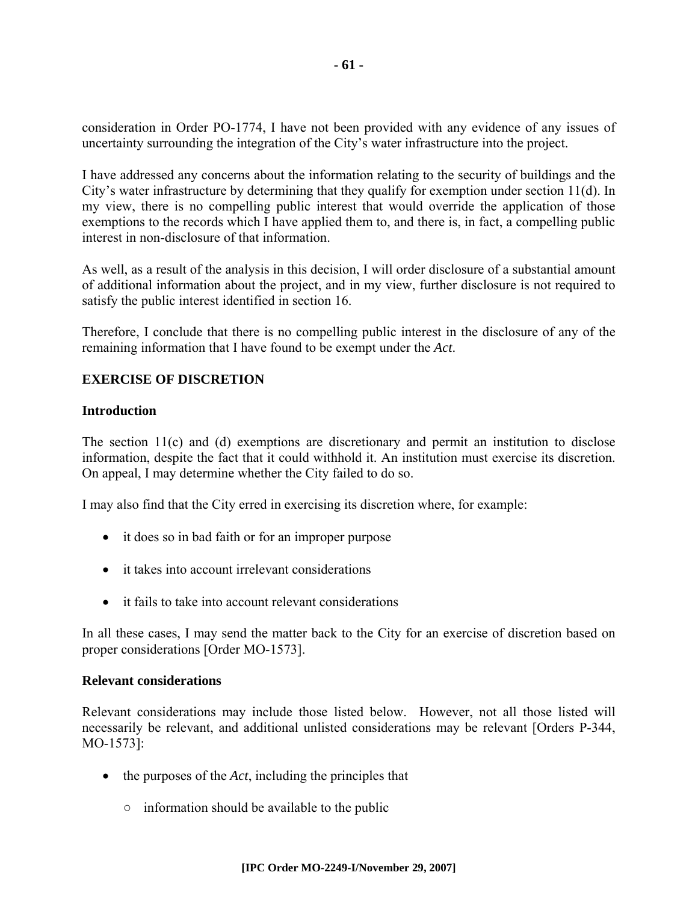consideration in Order PO-1774, I have not been provided with any evidence of any issues of uncertainty surrounding the integration of the City's water infrastructure into the project.

I have addressed any concerns about the information relating to the security of buildings and the City's water infrastructure by determining that they qualify for exemption under section 11(d). In my view, there is no compelling public interest that would override the application of those exemptions to the records which I have applied them to, and there is, in fact, a compelling public interest in non-disclosure of that information.

As well, as a result of the analysis in this decision, I will order disclosure of a substantial amount of additional information about the project, and in my view, further disclosure is not required to satisfy the public interest identified in section 16.

Therefore, I conclude that there is no compelling public interest in the disclosure of any of the remaining information that I have found to be exempt under the *Act*.

## EXERCISE OF DISCRETION

### Introduction

The section 11(c) and (d) exemptions are discretionary and permit an institution to disclose information, despite the fact that it could withhold it. An institution must exercise its discretion. On appeal, I may determine whether the City failed to do so.

I may also find that the City erred in exercising its discretion where, for example:

- it does so in bad faith or for an improper purpose
- it takes into account irrelevant considerations
- it fails to take into account relevant considerations

In all these cases, I may send the matter back to the City for an exercise of discretion based on proper considerations [Order MO-1573].

### Relevant considerations

Relevant considerations may include those listed below. However, not all those listed will necessarily be relevant, and additional unlisted considerations may be relevant [Orders P-344, MO-1573]:

- the purposes of the *Act*, including the principles that
  - information should be available to the public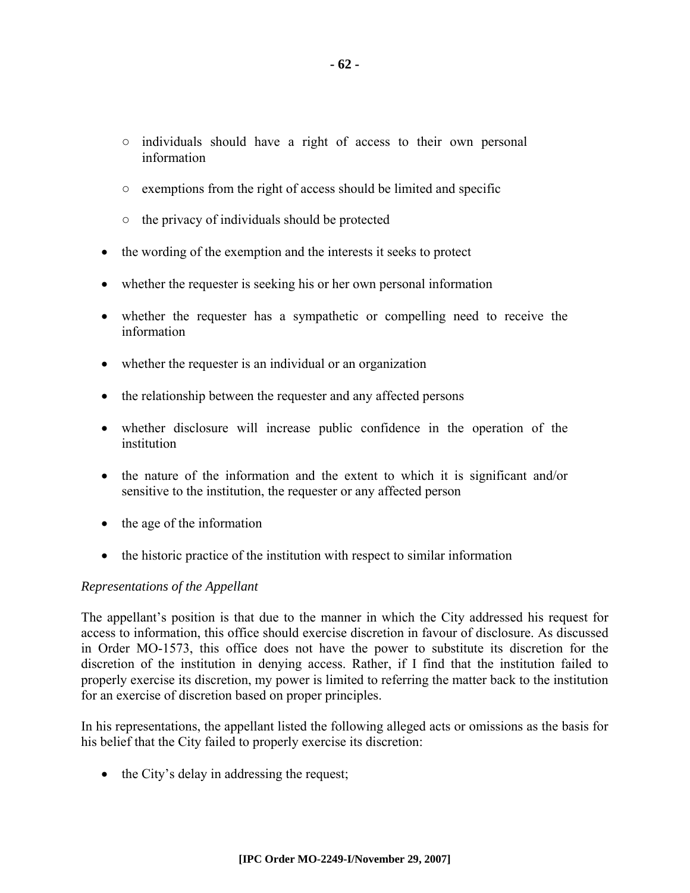- individuals should have a right of access to their own personal information
  - exemptions from the right of access should be limited and specific
  - the privacy of individuals should be protected
- the wording of the exemption and the interests it seeks to protect
- whether the requester is seeking his or her own personal information
- whether the requester has a sympathetic or compelling need to receive the information
- whether the requester is an individual or an organization
- the relationship between the requester and any affected persons
- whether disclosure will increase public confidence in the operation of the institution
- the nature of the information and the extent to which it is significant and/or sensitive to the institution, the requester or any affected person
- the age of the information
- the historic practice of the institution with respect to similar information

*Representations of the Appellant*

The appellant's position is that due to the manner in which the City addressed his request for access to information, this office should exercise discretion in favour of disclosure. As discussed in Order MO-1573, this office does not have the power to substitute its discretion for the discretion of the institution in denying access. Rather, if I find that the institution failed to properly exercise its discretion, my power is limited to referring the matter back to the institution for an exercise of discretion based on proper principles.

In his representations, the appellant listed the following alleged acts or omissions as the basis for his belief that the City failed to properly exercise its discretion:

- the City's delay in addressing the request;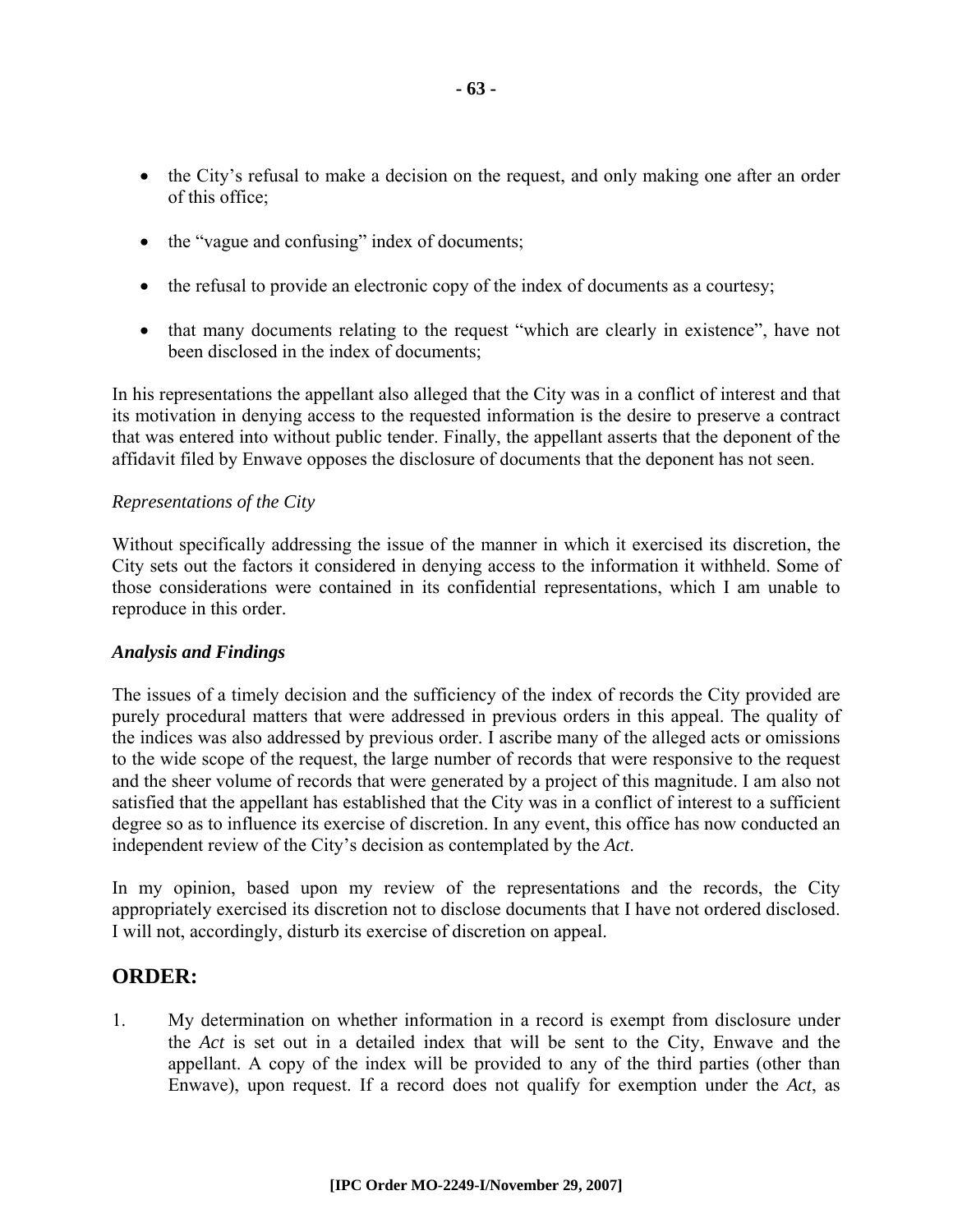- the City's refusal to make a decision on the request, and only making one after an order of this office;
- the "vague and confusing" index of documents;
- the refusal to provide an electronic copy of the index of documents as a courtesy;
- that many documents relating to the request "which are clearly in existence", have not been disclosed in the index of documents;

In his representations the appellant also alleged that the City was in a conflict of interest and that its motivation in denying access to the requested information is the desire to preserve a contract that was entered into without public tender. Finally, the appellant asserts that the deponent of the affidavit filed by Enwave opposes the disclosure of documents that the deponent has not seen.

*Representations of the City*

Without specifically addressing the issue of the manner in which it exercised its discretion, the City sets out the factors it considered in denying access to the information it withheld. Some of those considerations were contained in its confidential representations, which I am unable to reproduce in this order.

***Analysis and Findings***

The issues of a timely decision and the sufficiency of the index of records the City provided are purely procedural matters that were addressed in previous orders in this appeal. The quality of the indices was also addressed by previous order. I ascribe many of the alleged acts or omissions to the wide scope of the request, the large number of records that were responsive to the request and the sheer volume of records that were generated by a project of this magnitude. I am also not satisfied that the appellant has established that the City was in a conflict of interest to a sufficient degree so as to influence its exercise of discretion. In any event, this office has now conducted an independent review of the City's decision as contemplated by the *Act*.

In my opinion, based upon my review of the representations and the records, the City appropriately exercised its discretion not to disclose documents that I have not ordered disclosed. I will not, accordingly, disturb its exercise of discretion on appeal.

## ORDER:

1. My determination on whether information in a record is exempt from disclosure under the *Act* is set out in a detailed index that will be sent to the City, Enwave and the appellant. A copy of the index will be provided to any of the third parties (other than Enwave), upon request. If a record does not qualify for exemption under the *Act*, as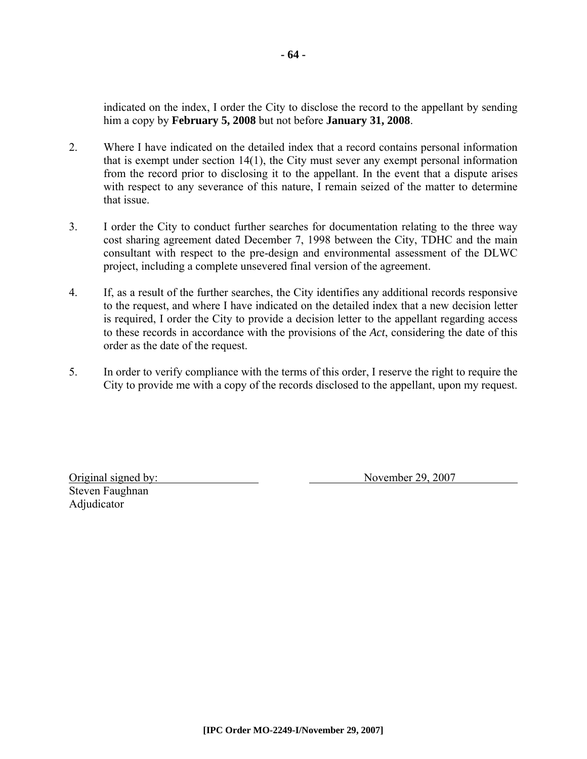indicated on the index, I order the City to disclose the record to the appellant by sending him a copy by **February 5, 2008** but not before **January 31, 2008**.

2. Where I have indicated on the detailed index that a record contains personal information that is exempt under section 14(1), the City must sever any exempt personal information from the record prior to disclosing it to the appellant. In the event that a dispute arises with respect to any severance of this nature, I remain seized of the matter to determine that issue.

3. I order the City to conduct further searches for documentation relating to the three way cost sharing agreement dated December 7, 1998 between the City, TDHC and the main consultant with respect to the pre-design and environmental assessment of the DLWC project, including a complete unsevered final version of the agreement.

4. If, as a result of the further searches, the City identifies any additional records responsive to the request, and where I have indicated on the detailed index that a new decision letter is required, I order the City to provide a decision letter to the appellant regarding access to these records in accordance with the provisions of the *Act*, considering the date of this order as the date of the request.

5. In order to verify compliance with the terms of this order, I reserve the right to require the City to provide me with a copy of the records disclosed to the appellant, upon my request.

Original signed by: November 29, 2007
Steven Faughnan
Adjudicator